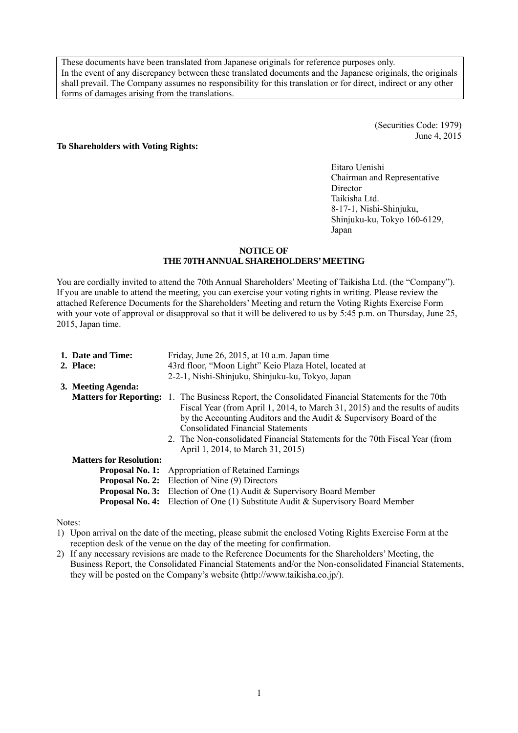These documents have been translated from Japanese originals for reference purposes only.
In the event of any discrepancy between these translated documents and the Japanese originals, the originals shall prevail. The Company assumes no responsibility for this translation or for direct, indirect or any other forms of damages arising from the translations.

(Securities Code: 1979)
June 4, 2015

**To Shareholders with Voting Rights:**

Eitaro Uenishi
Chairman and Representative Director
Taikisha Ltd.
8-17-1, Nishi-Shinjuku,
Shinjuku-ku, Tokyo 160-6129,
Japan

# NOTICE OF THE 70TH ANNUAL SHAREHOLDERS' MEETING

You are cordially invited to attend the 70th Annual Shareholders' Meeting of Taikisha Ltd. (the "Company"). If you are unable to attend the meeting, you can exercise your voting rights in writing. Please review the attached Reference Documents for the Shareholders' Meeting and return the Voting Rights Exercise Form with your vote of approval or disapproval so that it will be delivered to us by 5:45 p.m. on Thursday, June 25, 2015, Japan time.

**1. Date and Time:** Friday, June 26, 2015, at 10 a.m. Japan time

**2. Place:** 43rd floor, "Moon Light" Keio Plaza Hotel, located at 2-2-1, Nishi-Shinjuku, Shinjuku-ku, Tokyo, Japan

**3. Meeting Agenda:**

**Matters for Reporting:**

1. The Business Report, the Consolidated Financial Statements for the 70th Fiscal Year (from April 1, 2014, to March 31, 2015) and the results of audits by the Accounting Auditors and the Audit & Supervisory Board of the Consolidated Financial Statements
2. The Non-consolidated Financial Statements for the 70th Fiscal Year (from April 1, 2014, to March 31, 2015)

**Matters for Resolution:**

**Proposal No. 1:** Appropriation of Retained Earnings
**Proposal No. 2:** Election of Nine (9) Directors
**Proposal No. 3:** Election of One (1) Audit & Supervisory Board Member
**Proposal No. 4:** Election of One (1) Substitute Audit & Supervisory Board Member

Notes:

1) Upon arrival on the date of the meeting, please submit the enclosed Voting Rights Exercise Form at the reception desk of the venue on the day of the meeting for confirmation.
2) If any necessary revisions are made to the Reference Documents for the Shareholders' Meeting, the Business Report, the Consolidated Financial Statements and/or the Non-consolidated Financial Statements, they will be posted on the Company's website (http://www.taikisha.co.jp/).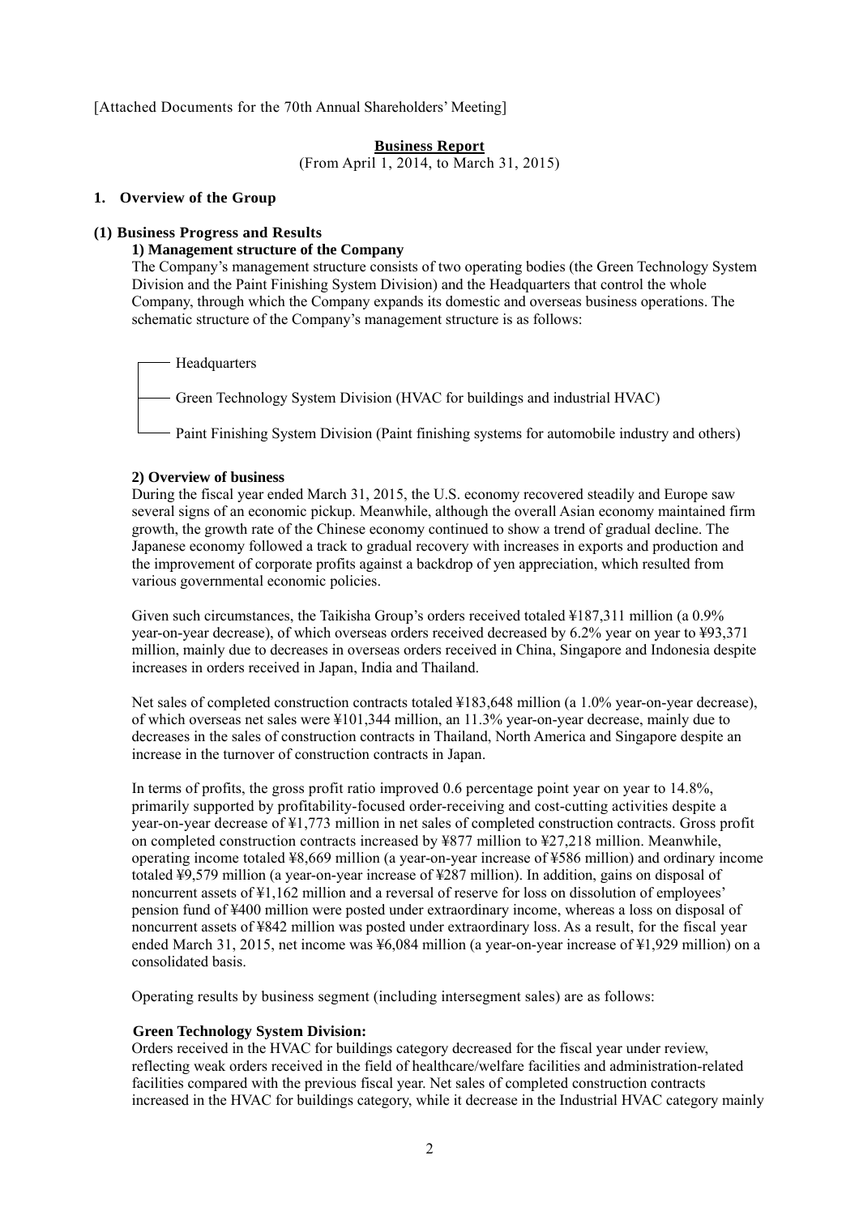[Attached Documents for the 70th Annual Shareholders' Meeting]

**Business Report**

(From April 1, 2014, to March 31, 2015)

## 1. Overview of the Group

### (1) Business Progress and Results

#### 1) Management structure of the Company

The Company's management structure consists of two operating bodies (the Green Technology System Division and the Paint Finishing System Division) and the Headquarters that control the whole Company, through which the Company expands its domestic and overseas business operations. The schematic structure of the Company's management structure is as follows:

- Headquarters
- Green Technology System Division (HVAC for buildings and industrial HVAC)
- Paint Finishing System Division (Paint finishing systems for automobile industry and others)

#### 2) Overview of business

During the fiscal year ended March 31, 2015, the U.S. economy recovered steadily and Europe saw several signs of an economic pickup. Meanwhile, although the overall Asian economy maintained firm growth, the growth rate of the Chinese economy continued to show a trend of gradual decline. The Japanese economy followed a track to gradual recovery with increases in exports and production and the improvement of corporate profits against a backdrop of yen appreciation, which resulted from various governmental economic policies.

Given such circumstances, the Taikisha Group's orders received totaled ¥187,311 million (a 0.9% year-on-year decrease), of which overseas orders received decreased by 6.2% year on year to ¥93,371 million, mainly due to decreases in overseas orders received in China, Singapore and Indonesia despite increases in orders received in Japan, India and Thailand.

Net sales of completed construction contracts totaled ¥183,648 million (a 1.0% year-on-year decrease), of which overseas net sales were ¥101,344 million, an 11.3% year-on-year decrease, mainly due to decreases in the sales of construction contracts in Thailand, North America and Singapore despite an increase in the turnover of construction contracts in Japan.

In terms of profits, the gross profit ratio improved 0.6 percentage point year on year to 14.8%, primarily supported by profitability-focused order-receiving and cost-cutting activities despite a year-on-year decrease of ¥1,773 million in net sales of completed construction contracts. Gross profit on completed construction contracts increased by ¥877 million to ¥27,218 million. Meanwhile, operating income totaled ¥8,669 million (a year-on-year increase of ¥586 million) and ordinary income totaled ¥9,579 million (a year-on-year increase of ¥287 million). In addition, gains on disposal of noncurrent assets of ¥1,162 million and a reversal of reserve for loss on dissolution of employees' pension fund of ¥400 million were posted under extraordinary income, whereas a loss on disposal of noncurrent assets of ¥842 million was posted under extraordinary loss. As a result, for the fiscal year ended March 31, 2015, net income was ¥6,084 million (a year-on-year increase of ¥1,929 million) on a consolidated basis.

Operating results by business segment (including intersegment sales) are as follows:

**Green Technology System Division:**

Orders received in the HVAC for buildings category decreased for the fiscal year under review, reflecting weak orders received in the field of healthcare/welfare facilities and administration-related facilities compared with the previous fiscal year. Net sales of completed construction contracts increased in the HVAC for buildings category, while it decrease in the Industrial HVAC category mainly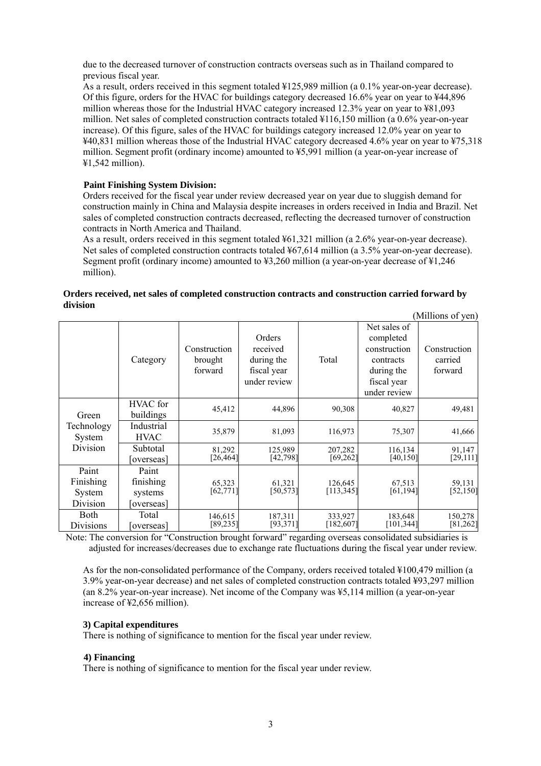due to the decreased turnover of construction contracts overseas such as in Thailand compared to previous fiscal year.

As a result, orders received in this segment totaled ¥125,989 million (a 0.1% year-on-year decrease). Of this figure, orders for the HVAC for buildings category decreased 16.6% year on year to ¥44,896 million whereas those for the Industrial HVAC category increased 12.3% year on year to ¥81,093 million. Net sales of completed construction contracts totaled ¥116,150 million (a 0.6% year-on-year increase). Of this figure, sales of the HVAC for buildings category increased 12.0% year on year to ¥40,831 million whereas those of the Industrial HVAC category decreased 4.6% year on year to ¥75,318 million. Segment profit (ordinary income) amounted to ¥5,991 million (a year-on-year increase of ¥1,542 million).

**Paint Finishing System Division:**

Orders received for the fiscal year under review decreased year on year due to sluggish demand for construction mainly in China and Malaysia despite increases in orders received in India and Brazil. Net sales of completed construction contracts decreased, reflecting the decreased turnover of construction contracts in North America and Thailand.

As a result, orders received in this segment totaled ¥61,321 million (a 2.6% year-on-year decrease). Net sales of completed construction contracts totaled ¥67,614 million (a 3.5% year-on-year decrease). Segment profit (ordinary income) amounted to ¥3,260 million (a year-on-year decrease of ¥1,246 million).

**Orders received, net sales of completed construction contracts and construction carried forward by division**

(Millions of yen)

| | Category | Construction brought forward | Orders received during the fiscal year under review | Total | Net sales of completed construction contracts during the fiscal year under review | Construction carried forward |
|---|---|---|---|---|---|---|
| Green Technology System Division | HVAC for buildings | 45,412 | 44,896 | 90,308 | 40,827 | 49,481 |
| | Industrial HVAC | 35,879 | 81,093 | 116,973 | 75,307 | 41,666 |
| | Subtotal [overseas] | 81,292 [26,464] | 125,989 [42,798] | 207,282 [69,262] | 116,134 [40,150] | 91,147 [29,111] |
| Paint Finishing System Division | Paint finishing systems [overseas] | 65,323 [62,771] | 61,321 [50,573] | 126,645 [113,345] | 67,513 [61,194] | 59,131 [52,150] |
| Both Divisions | Total [overseas] | 146,615 [89,235] | 187,311 [93,371] | 333,927 [182,607] | 183,648 [101,344] | 150,278 [81,262] |

Note: The conversion for "Construction brought forward" regarding overseas consolidated subsidiaries is adjusted for increases/decreases due to exchange rate fluctuations during the fiscal year under review.

As for the non-consolidated performance of the Company, orders received totaled ¥100,479 million (a 3.9% year-on-year decrease) and net sales of completed construction contracts totaled ¥93,297 million (an 8.2% year-on-year increase). Net income of the Company was ¥5,114 million (a year-on-year increase of ¥2,656 million).

**3) Capital expenditures**

There is nothing of significance to mention for the fiscal year under review.

**4) Financing**

There is nothing of significance to mention for the fiscal year under review.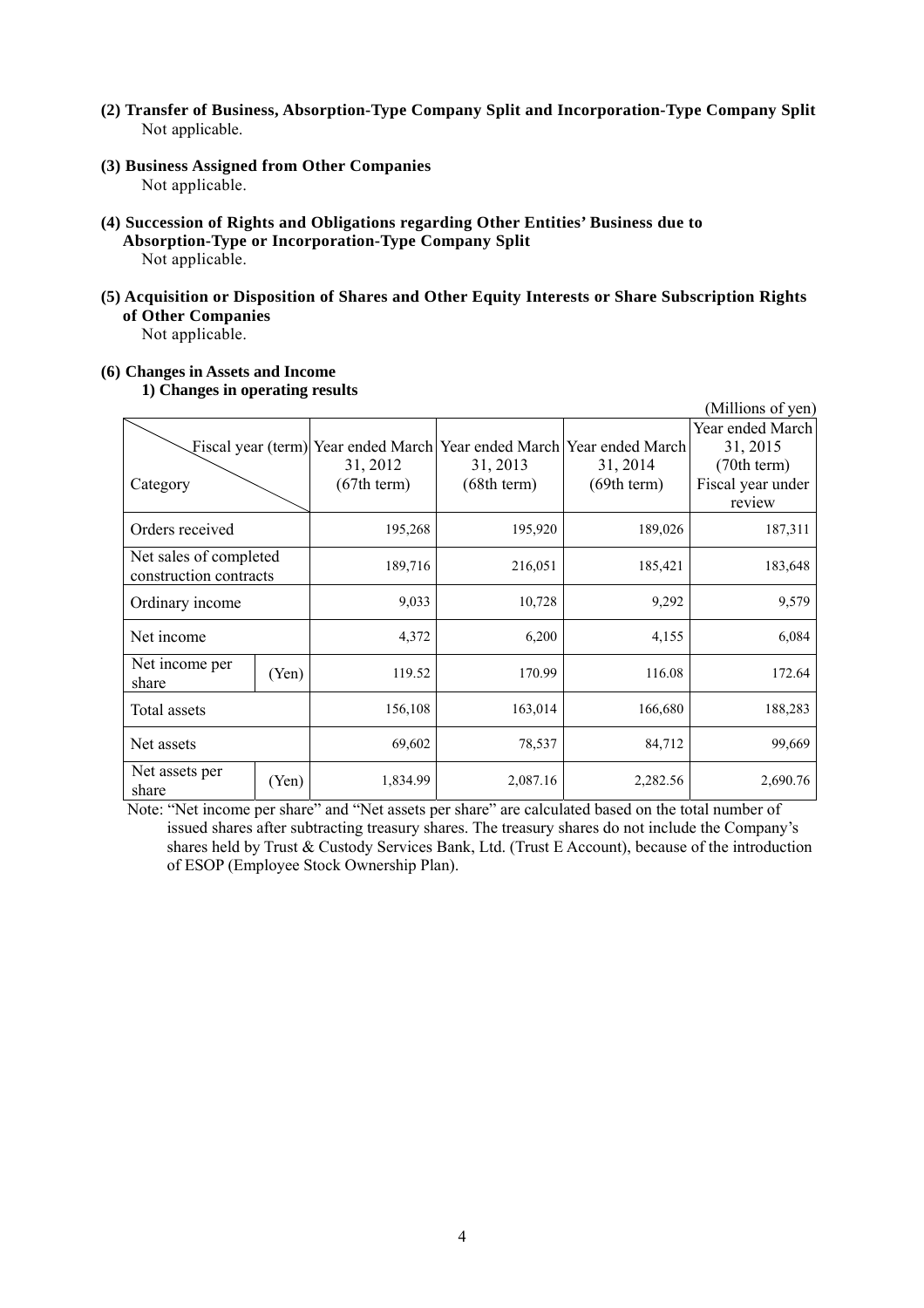**(2) Transfer of Business, Absorption-Type Company Split and Incorporation-Type Company Split**

Not applicable.

**(3) Business Assigned from Other Companies**

Not applicable.

**(4) Succession of Rights and Obligations regarding Other Entities' Business due to Absorption-Type or Incorporation-Type Company Split**

Not applicable.

**(5) Acquisition or Disposition of Shares and Other Equity Interests or Share Subscription Rights of Other Companies**

Not applicable.

**(6) Changes in Assets and Income**

**1) Changes in operating results**

(Millions of yen)

| Category \ Fiscal year (term) | | Year ended March 31, 2012 (67th term) | Year ended March 31, 2013 (68th term) | Year ended March 31, 2014 (69th term) | Year ended March 31, 2015 (70th term) Fiscal year under review |
|---|---|---|---|---|---|
| Orders received | | 195,268 | 195,920 | 189,026 | 187,311 |
| Net sales of completed construction contracts | | 189,716 | 216,051 | 185,421 | 183,648 |
| Ordinary income | | 9,033 | 10,728 | 9,292 | 9,579 |
| Net income | | 4,372 | 6,200 | 4,155 | 6,084 |
| Net income per share | (Yen) | 119.52 | 170.99 | 116.08 | 172.64 |
| Total assets | | 156,108 | 163,014 | 166,680 | 188,283 |
| Net assets | | 69,602 | 78,537 | 84,712 | 99,669 |
| Net assets per share | (Yen) | 1,834.99 | 2,087.16 | 2,282.56 | 2,690.76 |

Note: "Net income per share" and "Net assets per share" are calculated based on the total number of issued shares after subtracting treasury shares. The treasury shares do not include the Company's shares held by Trust & Custody Services Bank, Ltd. (Trust E Account), because of the introduction of ESOP (Employee Stock Ownership Plan).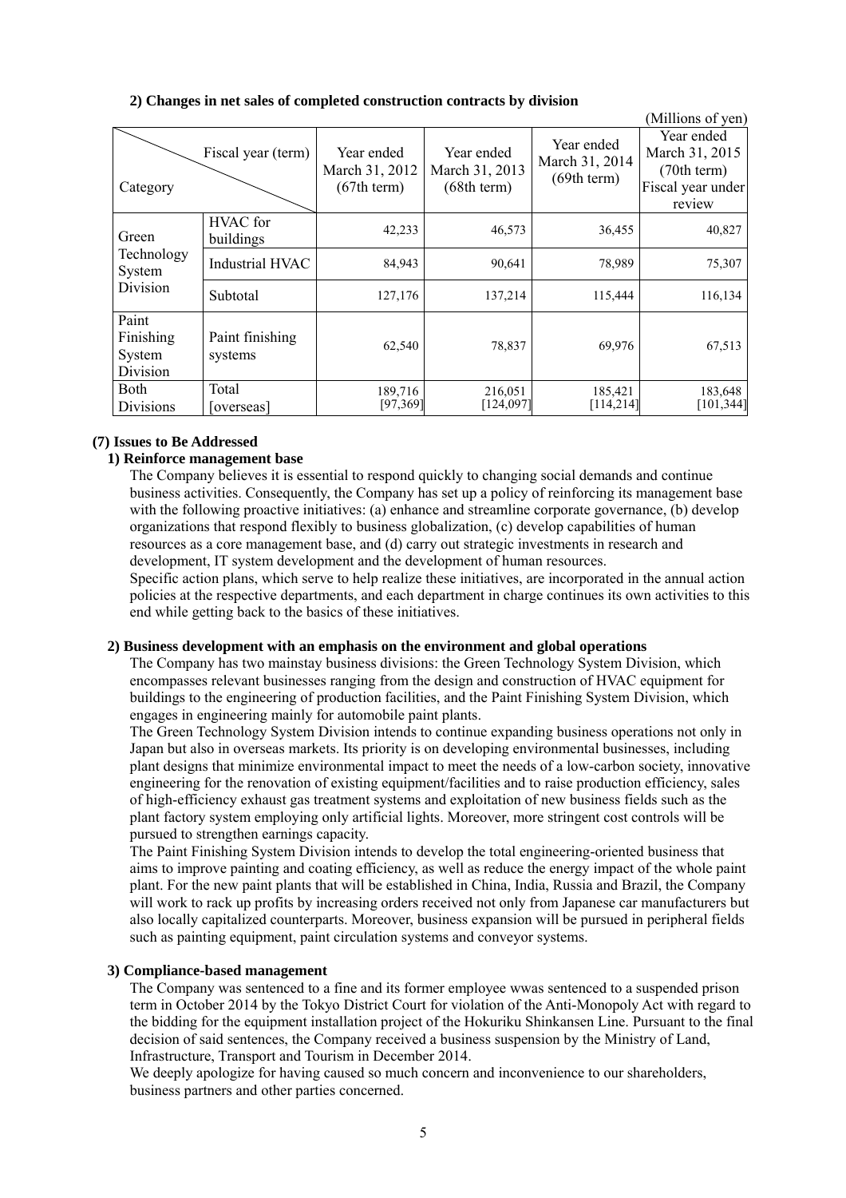### 2) Changes in net sales of completed construction contracts by division

(Millions of yen)

| Category | Fiscal year (term) | Year ended March 31, 2012 (67th term) | Year ended March 31, 2013 (68th term) | Year ended March 31, 2014 (69th term) | Year ended March 31, 2015 (70th term) Fiscal year under review |
|---|---|---|---|---|---|
| Green Technology System Division | HVAC for buildings | 42,233 | 46,573 | 36,455 | 40,827 |
| | Industrial HVAC | 84,943 | 90,641 | 78,989 | 75,307 |
| | Subtotal | 127,176 | 137,214 | 115,444 | 116,134 |
| Paint Finishing System Division | Paint finishing systems | 62,540 | 78,837 | 69,976 | 67,513 |
| Both Divisions | Total [overseas] | 189,716 [97,369] | 216,051 [124,097] | 185,421 [114,214] | 183,648 [101,344] |

### (7) Issues to Be Addressed

#### 1) Reinforce management base

The Company believes it is essential to respond quickly to changing social demands and continue business activities. Consequently, the Company has set up a policy of reinforcing its management base with the following proactive initiatives: (a) enhance and streamline corporate governance, (b) develop organizations that respond flexibly to business globalization, (c) develop capabilities of human resources as a core management base, and (d) carry out strategic investments in research and development, IT system development and the development of human resources.

Specific action plans, which serve to help realize these initiatives, are incorporated in the annual action policies at the respective departments, and each department in charge continues its own activities to this end while getting back to the basics of these initiatives.

#### 2) Business development with an emphasis on the environment and global operations

The Company has two mainstay business divisions: the Green Technology System Division, which encompasses relevant businesses ranging from the design and construction of HVAC equipment for buildings to the engineering of production facilities, and the Paint Finishing System Division, which engages in engineering mainly for automobile paint plants.

The Green Technology System Division intends to continue expanding business operations not only in Japan but also in overseas markets. Its priority is on developing environmental businesses, including plant designs that minimize environmental impact to meet the needs of a low-carbon society, innovative engineering for the renovation of existing equipment/facilities and to raise production efficiency, sales of high-efficiency exhaust gas treatment systems and exploitation of new business fields such as the plant factory system employing only artificial lights. Moreover, more stringent cost controls will be pursued to strengthen earnings capacity.

The Paint Finishing System Division intends to develop the total engineering-oriented business that aims to improve painting and coating efficiency, as well as reduce the energy impact of the whole paint plant. For the new paint plants that will be established in China, India, Russia and Brazil, the Company will work to rack up profits by increasing orders received not only from Japanese car manufacturers but also locally capitalized counterparts. Moreover, business expansion will be pursued in peripheral fields such as painting equipment, paint circulation systems and conveyor systems.

#### 3) Compliance-based management

The Company was sentenced to a fine and its former employee wwas sentenced to a suspended prison term in October 2014 by the Tokyo District Court for violation of the Anti-Monopoly Act with regard to the bidding for the equipment installation project of the Hokuriku Shinkansen Line. Pursuant to the final decision of said sentences, the Company received a business suspension by the Ministry of Land, Infrastructure, Transport and Tourism in December 2014.

We deeply apologize for having caused so much concern and inconvenience to our shareholders, business partners and other parties concerned.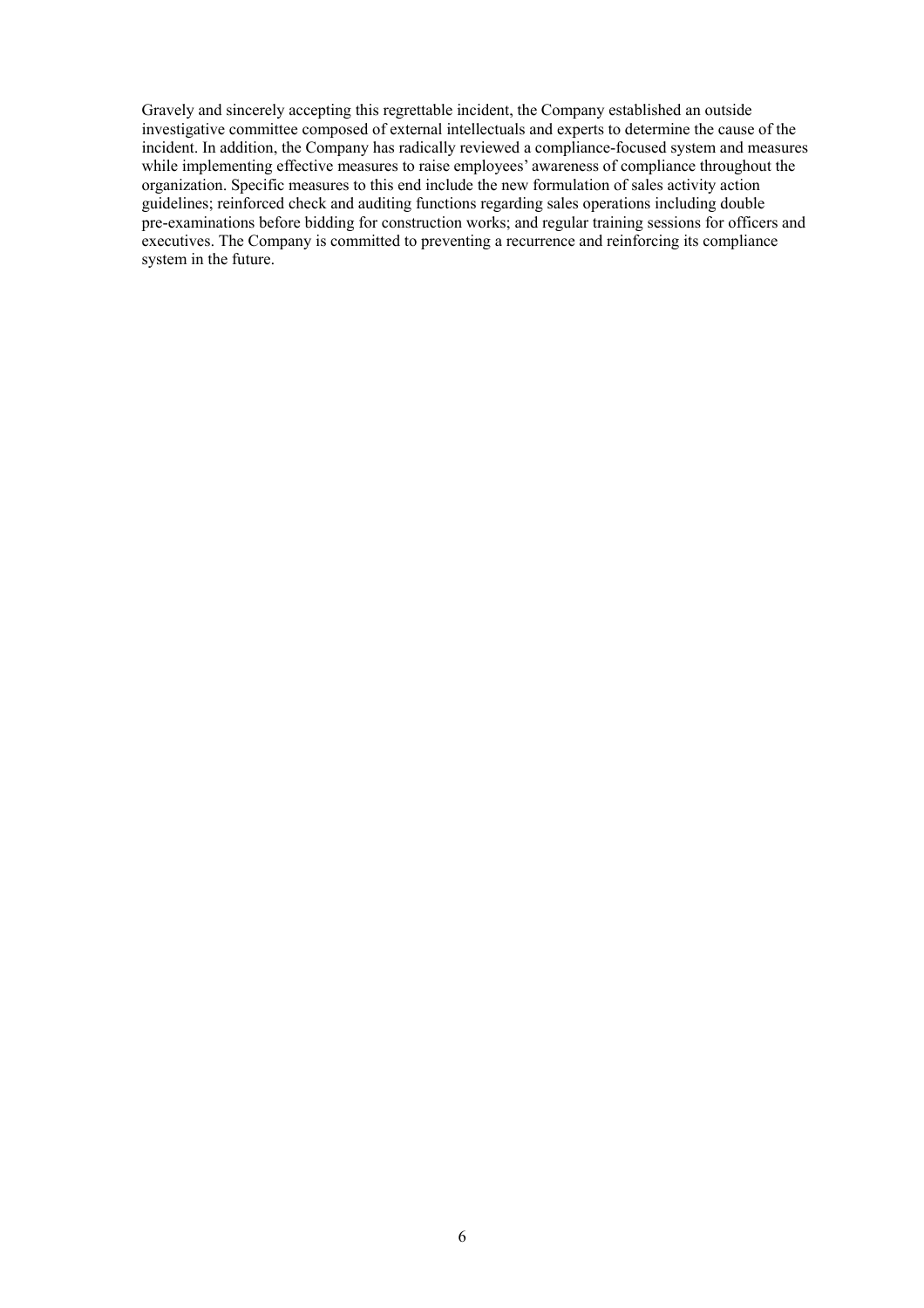Gravely and sincerely accepting this regrettable incident, the Company established an outside investigative committee composed of external intellectuals and experts to determine the cause of the incident. In addition, the Company has radically reviewed a compliance-focused system and measures while implementing effective measures to raise employees' awareness of compliance throughout the organization. Specific measures to this end include the new formulation of sales activity action guidelines; reinforced check and auditing functions regarding sales operations including double pre-examinations before bidding for construction works; and regular training sessions for officers and executives. The Company is committed to preventing a recurrence and reinforcing its compliance system in the future.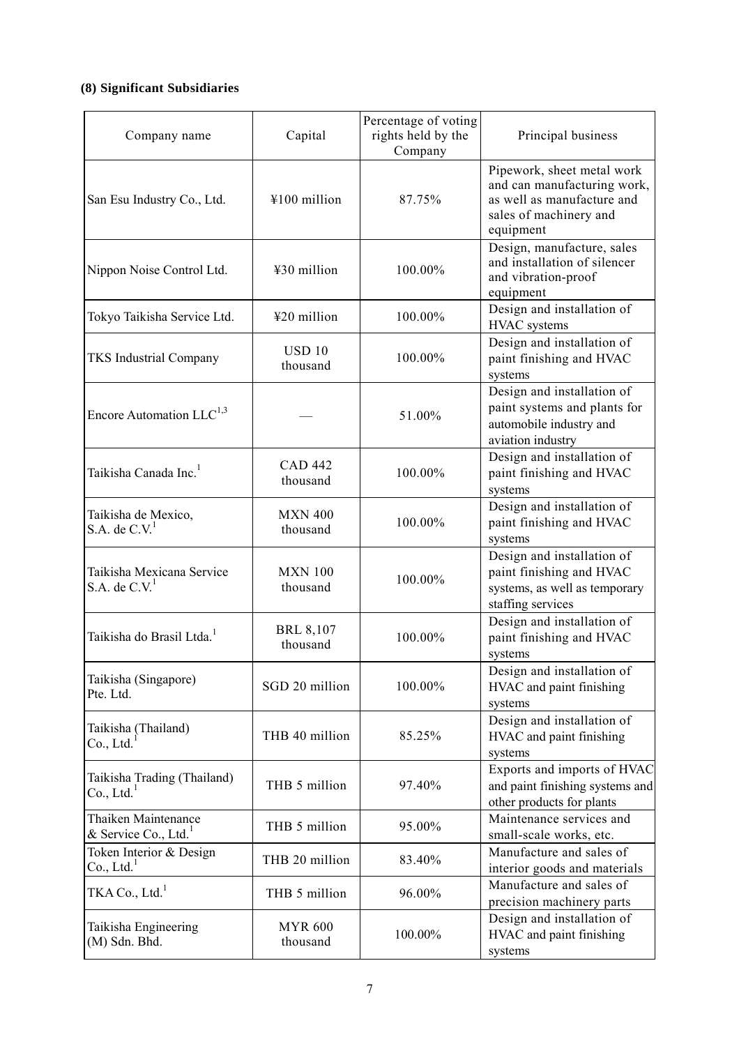### (8) Significant Subsidiaries

| Company name | Capital | Percentage of voting rights held by the Company | Principal business |
|---|---|---|---|
| San Esu Industry Co., Ltd. | ¥100 million | 87.75% | Pipework, sheet metal work and can manufacturing work, as well as manufacture and sales of machinery and equipment |
| Nippon Noise Control Ltd. | ¥30 million | 100.00% | Design, manufacture, sales and installation of silencer and vibration-proof equipment |
| Tokyo Taikisha Service Ltd. | ¥20 million | 100.00% | Design and installation of HVAC systems |
| TKS Industrial Company | USD 10 thousand | 100.00% | Design and installation of paint finishing and HVAC systems |
| Encore Automation LLC[1,3] | — | 51.00% | Design and installation of paint systems and plants for automobile industry and aviation industry |
| Taikisha Canada Inc.[1] | CAD 442 thousand | 100.00% | Design and installation of paint finishing and HVAC systems |
| Taikisha de Mexico, S.A. de C.V.[1] | MXN 400 thousand | 100.00% | Design and installation of paint finishing and HVAC systems |
| Taikisha Mexicana Service S.A. de C.V.[1] | MXN 100 thousand | 100.00% | Design and installation of paint finishing and HVAC systems, as well as temporary staffing services |
| Taikisha do Brasil Ltda.[1] | BRL 8,107 thousand | 100.00% | Design and installation of paint finishing and HVAC systems |
| Taikisha (Singapore) Pte. Ltd. | SGD 20 million | 100.00% | Design and installation of HVAC and paint finishing systems |
| Taikisha (Thailand) Co., Ltd.[1] | THB 40 million | 85.25% | Design and installation of HVAC and paint finishing systems |
| Taikisha Trading (Thailand) Co., Ltd.[1] | THB 5 million | 97.40% | Exports and imports of HVAC and paint finishing systems and other products for plants |
| Thaiken Maintenance & Service Co., Ltd.[1] | THB 5 million | 95.00% | Maintenance services and small-scale works, etc. |
| Token Interior & Design Co., Ltd.[1] | THB 20 million | 83.40% | Manufacture and sales of interior goods and materials |
| TKA Co., Ltd.[1] | THB 5 million | 96.00% | Manufacture and sales of precision machinery parts |
| Taikisha Engineering (M) Sdn. Bhd. | MYR 600 thousand | 100.00% | Design and installation of HVAC and paint finishing systems |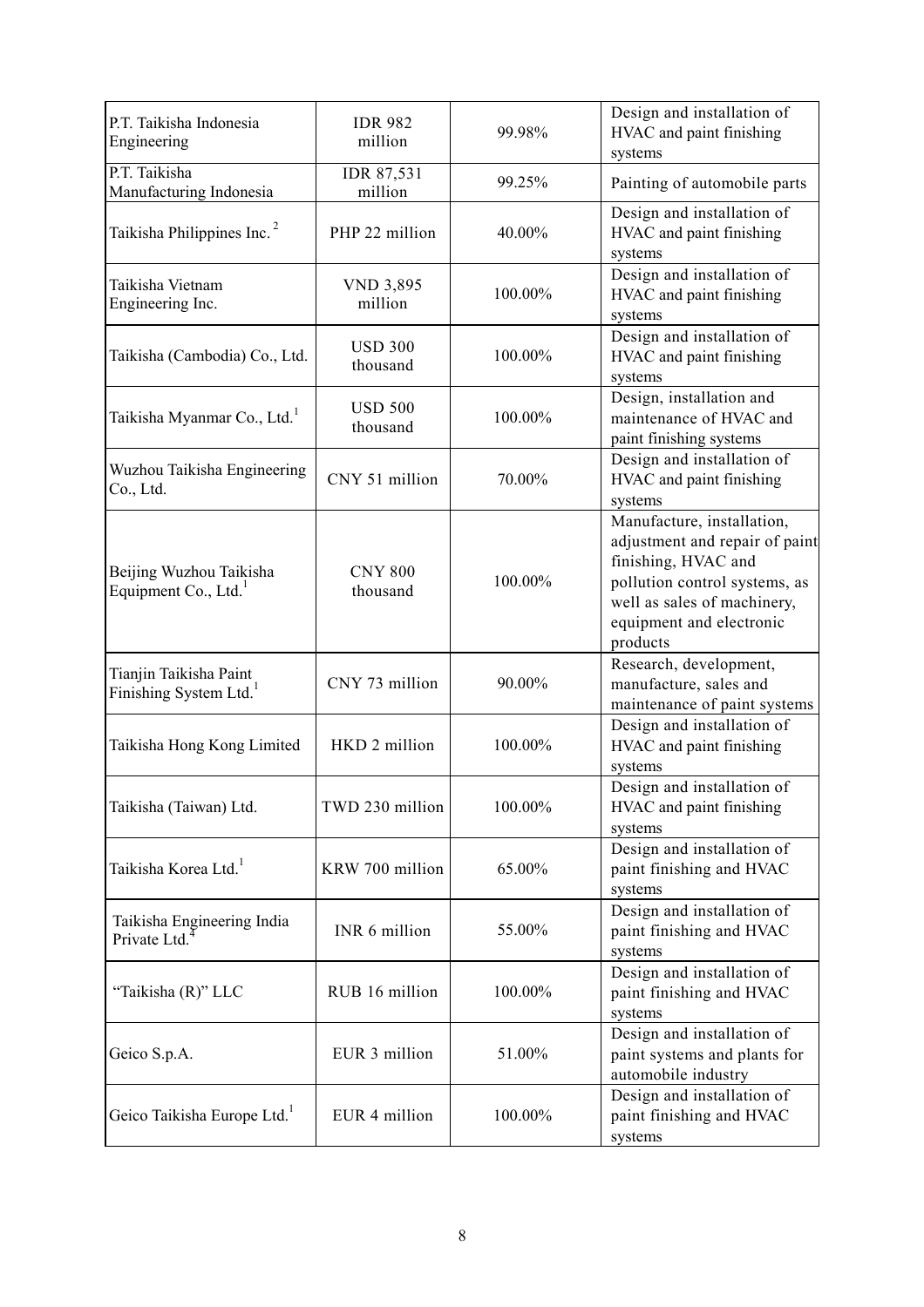| | | | |
|---|---|---|---|
| P.T. Taikisha Indonesia Engineering | IDR 982 million | 99.98% | Design and installation of HVAC and paint finishing systems |
| P.T. Taikisha Manufacturing Indonesia | IDR 87,531 million | 99.25% | Painting of automobile parts |
| Taikisha Philippines Inc. [2] | PHP 22 million | 40.00% | Design and installation of HVAC and paint finishing systems |
| Taikisha Vietnam Engineering Inc. | VND 3,895 million | 100.00% | Design and installation of HVAC and paint finishing systems |
| Taikisha (Cambodia) Co., Ltd. | USD 300 thousand | 100.00% | Design and installation of HVAC and paint finishing systems |
| Taikisha Myanmar Co., Ltd.[1] | USD 500 thousand | 100.00% | Design, installation and maintenance of HVAC and paint finishing systems |
| Wuzhou Taikisha Engineering Co., Ltd. | CNY 51 million | 70.00% | Design and installation of HVAC and paint finishing systems |
| Beijing Wuzhou Taikisha Equipment Co., Ltd.[1] | CNY 800 thousand | 100.00% | Manufacture, installation, adjustment and repair of paint finishing, HVAC and pollution control systems, as well as sales of machinery, equipment and electronic products |
| Tianjin Taikisha Paint Finishing System Ltd.[1] | CNY 73 million | 90.00% | Research, development, manufacture, sales and maintenance of paint systems |
| Taikisha Hong Kong Limited | HKD 2 million | 100.00% | Design and installation of HVAC and paint finishing systems |
| Taikisha (Taiwan) Ltd. | TWD 230 million | 100.00% | Design and installation of HVAC and paint finishing systems |
| Taikisha Korea Ltd.[1] | KRW 700 million | 65.00% | Design and installation of paint finishing and HVAC systems |
| Taikisha Engineering India Private Ltd.[4] | INR 6 million | 55.00% | Design and installation of paint finishing and HVAC systems |
| "Taikisha (R)" LLC | RUB 16 million | 100.00% | Design and installation of paint finishing and HVAC systems |
| Geico S.p.A. | EUR 3 million | 51.00% | Design and installation of paint systems and plants for automobile industry |
| Geico Taikisha Europe Ltd.[1] | EUR 4 million | 100.00% | Design and installation of paint finishing and HVAC systems |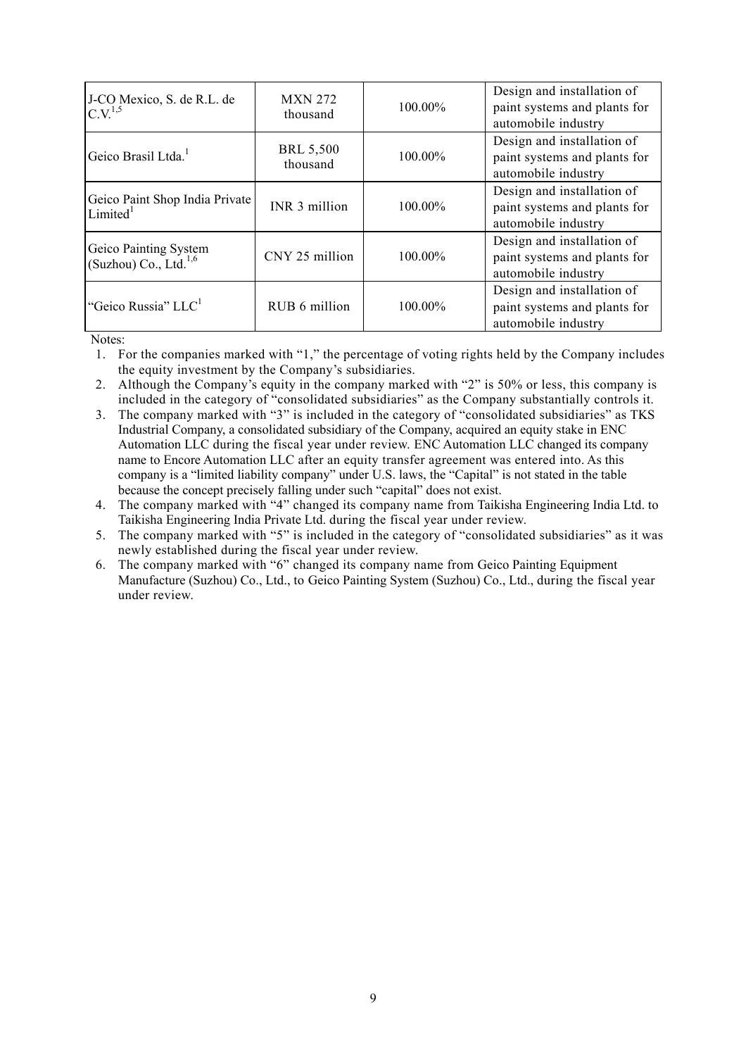| | | | |
|---|---|---|---|
| J-CO Mexico, S. de R.L. de C.V.[1,5] | MXN 272 thousand | 100.00% | Design and installation of paint systems and plants for automobile industry |
| Geico Brasil Ltda.[1] | BRL 5,500 thousand | 100.00% | Design and installation of paint systems and plants for automobile industry |
| Geico Paint Shop India Private Limited[1] | INR 3 million | 100.00% | Design and installation of paint systems and plants for automobile industry |
| Geico Painting System (Suzhou) Co., Ltd.[1,6] | CNY 25 million | 100.00% | Design and installation of paint systems and plants for automobile industry |
| "Geico Russia" LLC[1] | RUB 6 million | 100.00% | Design and installation of paint systems and plants for automobile industry |

Notes:

1. For the companies marked with "1," the percentage of voting rights held by the Company includes the equity investment by the Company's subsidiaries.
2. Although the Company's equity in the company marked with "2" is 50% or less, this company is included in the category of "consolidated subsidiaries" as the Company substantially controls it.
3. The company marked with "3" is included in the category of "consolidated subsidiaries" as TKS Industrial Company, a consolidated subsidiary of the Company, acquired an equity stake in ENC Automation LLC during the fiscal year under review. ENC Automation LLC changed its company name to Encore Automation LLC after an equity transfer agreement was entered into. As this company is a "limited liability company" under U.S. laws, the "Capital" is not stated in the table because the concept precisely falling under such "capital" does not exist.
4. The company marked with "4" changed its company name from Taikisha Engineering India Ltd. to Taikisha Engineering India Private Ltd. during the fiscal year under review.
5. The company marked with "5" is included in the category of "consolidated subsidiaries" as it was newly established during the fiscal year under review.
6. The company marked with "6" changed its company name from Geico Painting Equipment Manufacture (Suzhou) Co., Ltd., to Geico Painting System (Suzhou) Co., Ltd., during the fiscal year under review.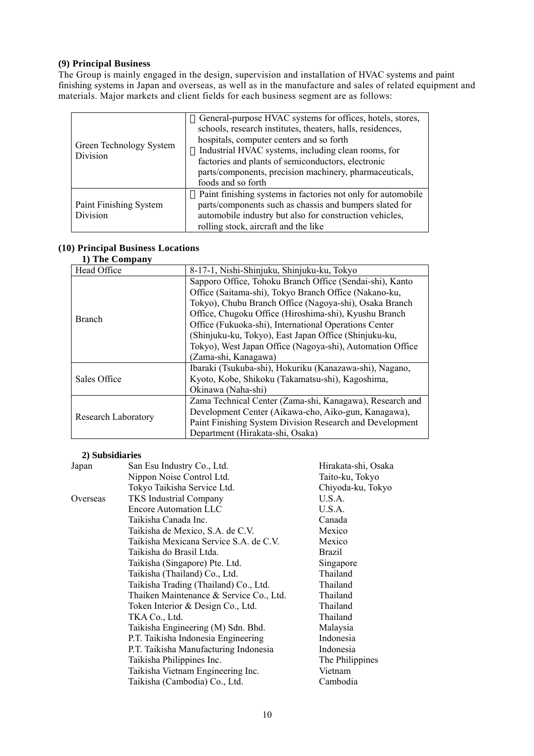### (9) Principal Business

The Group is mainly engaged in the design, supervision and installation of HVAC systems and paint finishing systems in Japan and overseas, as well as in the manufacture and sales of related equipment and materials. Major markets and client fields for each business segment are as follows:

| | |
|---|---|
| Green Technology System Division | General-purpose HVAC systems for offices, hotels, stores, schools, research institutes, theaters, halls, residences, hospitals, computer centers and so forth<br>Industrial HVAC systems, including clean rooms, for factories and plants of semiconductors, electronic parts/components, precision machinery, pharmaceuticals, foods and so forth |
| Paint Finishing System Division | Paint finishing systems in factories not only for automobile parts/components such as chassis and bumpers slated for automobile industry but also for construction vehicles, rolling stock, aircraft and the like |

### (10) Principal Business Locations

**1) The Company**

| | |
|---|---|
| Head Office | 8-17-1, Nishi-Shinjuku, Shinjuku-ku, Tokyo |
| Branch | Sapporo Office, Tohoku Branch Office (Sendai-shi), Kanto Office (Saitama-shi), Tokyo Branch Office (Nakano-ku, Tokyo), Chubu Branch Office (Nagoya-shi), Osaka Branch Office, Chugoku Office (Hiroshima-shi), Kyushu Branch Office (Fukuoka-shi), International Operations Center (Shinjuku-ku, Tokyo), East Japan Office (Shinjuku-ku, Tokyo), West Japan Office (Nagoya-shi), Automation Office (Zama-shi, Kanagawa) |
| Sales Office | Ibaraki (Tsukuba-shi), Hokuriku (Kanazawa-shi), Nagano, Kyoto, Kobe, Shikoku (Takamatsu-shi), Kagoshima, Okinawa (Naha-shi) |
| Research Laboratory | Zama Technical Center (Zama-shi, Kanagawa), Research and Development Center (Aikawa-cho, Aiko-gun, Kanagawa), Paint Finishing System Division Research and Development Department (Hirakata-shi, Osaka) |

**2) Subsidiaries**

| | | |
|---|---|---|
| Japan | San Esu Industry Co., Ltd. | Hirakata-shi, Osaka |
| | Nippon Noise Control Ltd. | Taito-ku, Tokyo |
| | Tokyo Taikisha Service Ltd. | Chiyoda-ku, Tokyo |
| Overseas | TKS Industrial Company | U.S.A. |
| | Encore Automation LLC | U.S.A. |
| | Taikisha Canada Inc. | Canada |
| | Taikisha de Mexico, S.A. de C.V. | Mexico |
| | Taikisha Mexicana Service S.A. de C.V. | Mexico |
| | Taikisha do Brasil Ltda. | Brazil |
| | Taikisha (Singapore) Pte. Ltd. | Singapore |
| | Taikisha (Thailand) Co., Ltd. | Thailand |
| | Taikisha Trading (Thailand) Co., Ltd. | Thailand |
| | Thaiken Maintenance & Service Co., Ltd. | Thailand |
| | Token Interior & Design Co., Ltd. | Thailand |
| | TKA Co., Ltd. | Thailand |
| | Taikisha Engineering (M) Sdn. Bhd. | Malaysia |
| | P.T. Taikisha Indonesia Engineering | Indonesia |
| | P.T. Taikisha Manufacturing Indonesia | Indonesia |
| | Taikisha Philippines Inc. | The Philippines |
| | Taikisha Vietnam Engineering Inc. | Vietnam |
| | Taikisha (Cambodia) Co., Ltd. | Cambodia |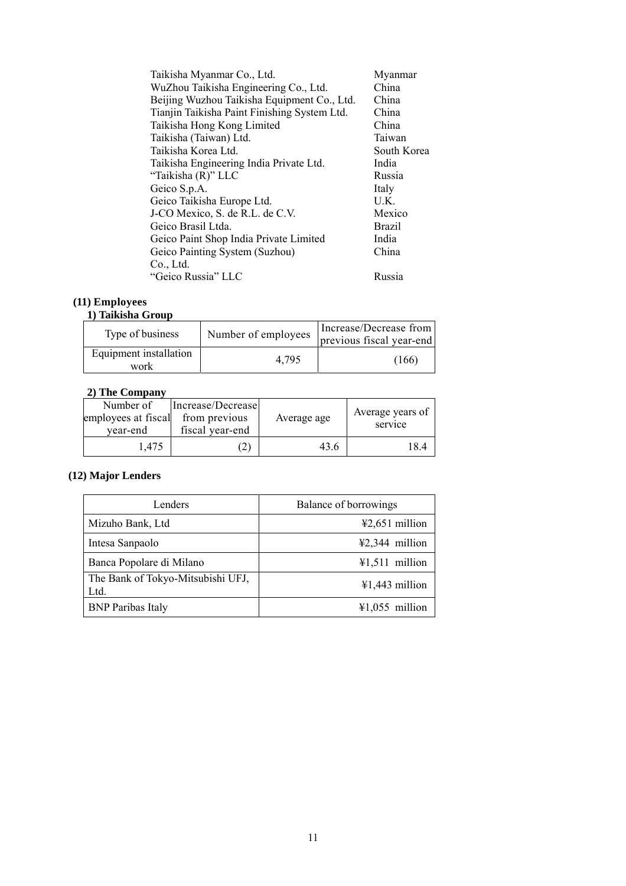| | |
|---|---|
| Taikisha Myanmar Co., Ltd. | Myanmar |
| WuZhou Taikisha Engineering Co., Ltd. | China |
| Beijing Wuzhou Taikisha Equipment Co., Ltd. | China |
| Tianjin Taikisha Paint Finishing System Ltd. | China |
| Taikisha Hong Kong Limited | China |
| Taikisha (Taiwan) Ltd. | Taiwan |
| Taikisha Korea Ltd. | South Korea |
| Taikisha Engineering India Private Ltd. | India |
| "Taikisha (R)" LLC | Russia |
| Geico S.p.A. | Italy |
| Geico Taikisha Europe Ltd. | U.K. |
| J-CO Mexico, S. de R.L. de C.V. | Mexico |
| Geico Brasil Ltda. | Brazil |
| Geico Paint Shop India Private Limited | India |
| Geico Painting System (Suzhou) Co., Ltd. | China |
| "Geico Russia" LLC | Russia |

**(11) Employees**

**1) Taikisha Group**

| Type of business | Number of employees | Increase/Decrease from previous fiscal year-end |
|---|---|---|
| Equipment installation work | 4,795 | (166) |

**2) The Company**

| Number of employees at fiscal year-end | Increase/Decrease from previous fiscal year-end | Average age | Average years of service |
|---|---|---|---|
| 1,475 | (2) | 43.6 | 18.4 |

**(12) Major Lenders**

| Lenders | Balance of borrowings |
|---|---|
| Mizuho Bank, Ltd | ¥2,651 million |
| Intesa Sanpaolo | ¥2,344 million |
| Banca Popolare di Milano | ¥1,511 million |
| The Bank of Tokyo-Mitsubishi UFJ, Ltd. | ¥1,443 million |
| BNP Paribas Italy | ¥1,055 million |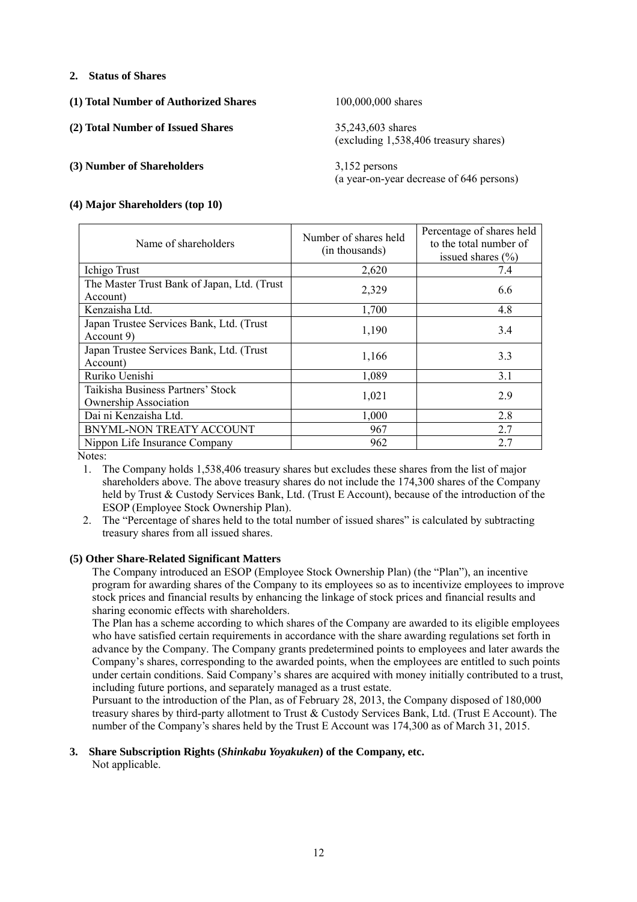## 2. Status of Shares

**(1) Total Number of Authorized Shares** 100,000,000 shares

**(2) Total Number of Issued Shares** 35,243,603 shares
(excluding 1,538,406 treasury shares)

**(3) Number of Shareholders** 3,152 persons
(a year-on-year decrease of 646 persons)

**(4) Major Shareholders (top 10)**

| Name of shareholders | Number of shares held (in thousands) | Percentage of shares held to the total number of issued shares (%) |
|---|---|---|
| Ichigo Trust | 2,620 | 7.4 |
| The Master Trust Bank of Japan, Ltd. (Trust Account) | 2,329 | 6.6 |
| Kenzaisha Ltd. | 1,700 | 4.8 |
| Japan Trustee Services Bank, Ltd. (Trust Account 9) | 1,190 | 3.4 |
| Japan Trustee Services Bank, Ltd. (Trust Account) | 1,166 | 3.3 |
| Ruriko Uenishi | 1,089 | 3.1 |
| Taikisha Business Partners' Stock Ownership Association | 1,021 | 2.9 |
| Dai ni Kenzaisha Ltd. | 1,000 | 2.8 |
| BNYML-NON TREATY ACCOUNT | 967 | 2.7 |
| Nippon Life Insurance Company | 962 | 2.7 |

Notes:

1. The Company holds 1,538,406 treasury shares but excludes these shares from the list of major shareholders above. The above treasury shares do not include the 174,300 shares of the Company held by Trust & Custody Services Bank, Ltd. (Trust E Account), because of the introduction of the ESOP (Employee Stock Ownership Plan).
2. The "Percentage of shares held to the total number of issued shares" is calculated by subtracting treasury shares from all issued shares.

**(5) Other Share-Related Significant Matters**

The Company introduced an ESOP (Employee Stock Ownership Plan) (the "Plan"), an incentive program for awarding shares of the Company to its employees so as to incentivize employees to improve stock prices and financial results by enhancing the linkage of stock prices and financial results and sharing economic effects with shareholders.

The Plan has a scheme according to which shares of the Company are awarded to its eligible employees who have satisfied certain requirements in accordance with the share awarding regulations set forth in advance by the Company. The Company grants predetermined points to employees and later awards the Company's shares, corresponding to the awarded points, when the employees are entitled to such points under certain conditions. Said Company's shares are acquired with money initially contributed to a trust, including future portions, and separately managed as a trust estate.

Pursuant to the introduction of the Plan, as of February 28, 2013, the Company disposed of 180,000 treasury shares by third-party allotment to Trust & Custody Services Bank, Ltd. (Trust E Account). The number of the Company's shares held by the Trust E Account was 174,300 as of March 31, 2015.

## 3. Share Subscription Rights (*Shinkabu Yoyakuken*) of the Company, etc.

Not applicable.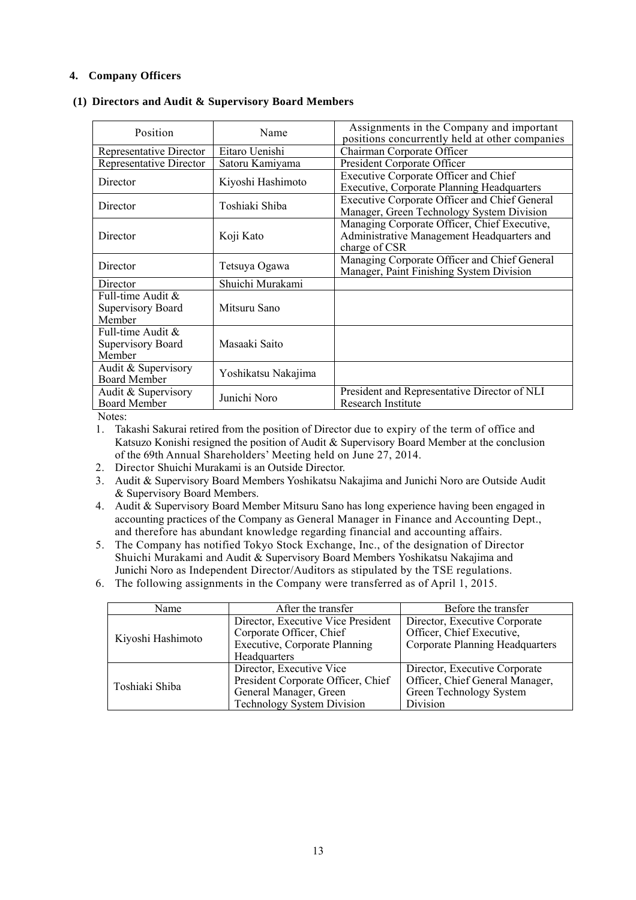## 4. Company Officers

### (1) Directors and Audit & Supervisory Board Members

| Position | Name | Assignments in the Company and important positions concurrently held at other companies |
|---|---|---|
| Representative Director | Eitaro Uenishi | Chairman Corporate Officer |
| Representative Director | Satoru Kamiyama | President Corporate Officer |
| Director | Kiyoshi Hashimoto | Executive Corporate Officer and Chief Executive, Corporate Planning Headquarters |
| Director | Toshiaki Shiba | Executive Corporate Officer and Chief General Manager, Green Technology System Division |
| Director | Koji Kato | Managing Corporate Officer, Chief Executive, Administrative Management Headquarters and charge of CSR |
| Director | Tetsuya Ogawa | Managing Corporate Officer and Chief General Manager, Paint Finishing System Division |
| Director | Shuichi Murakami | |
| Full-time Audit & Supervisory Board Member | Mitsuru Sano | |
| Full-time Audit & Supervisory Board Member | Masaaki Saito | |
| Audit & Supervisory Board Member | Yoshikatsu Nakajima | |
| Audit & Supervisory Board Member | Junichi Noro | President and Representative Director of NLI Research Institute |

Notes:

1. Takashi Sakurai retired from the position of Director due to expiry of the term of office and Katsuzo Konishi resigned the position of Audit & Supervisory Board Member at the conclusion of the 69th Annual Shareholders' Meeting held on June 27, 2014.
2. Director Shuichi Murakami is an Outside Director.
3. Audit & Supervisory Board Members Yoshikatsu Nakajima and Junichi Noro are Outside Audit & Supervisory Board Members.
4. Audit & Supervisory Board Member Mitsuru Sano has long experience having been engaged in accounting practices of the Company as General Manager in Finance and Accounting Dept., and therefore has abundant knowledge regarding financial and accounting affairs.
5. The Company has notified Tokyo Stock Exchange, Inc., of the designation of Director Shuichi Murakami and Audit & Supervisory Board Members Yoshikatsu Nakajima and Junichi Noro as Independent Director/Auditors as stipulated by the TSE regulations.
6. The following assignments in the Company were transferred as of April 1, 2015.

| Name | After the transfer | Before the transfer |
|---|---|---|
| Kiyoshi Hashimoto | Director, Executive Vice President Corporate Officer, Chief Executive, Corporate Planning Headquarters | Director, Executive Corporate Officer, Chief Executive, Corporate Planning Headquarters |
| Toshiaki Shiba | Director, Executive Vice President Corporate Officer, Chief General Manager, Green Technology System Division | Director, Executive Corporate Officer, Chief General Manager, Green Technology System Division |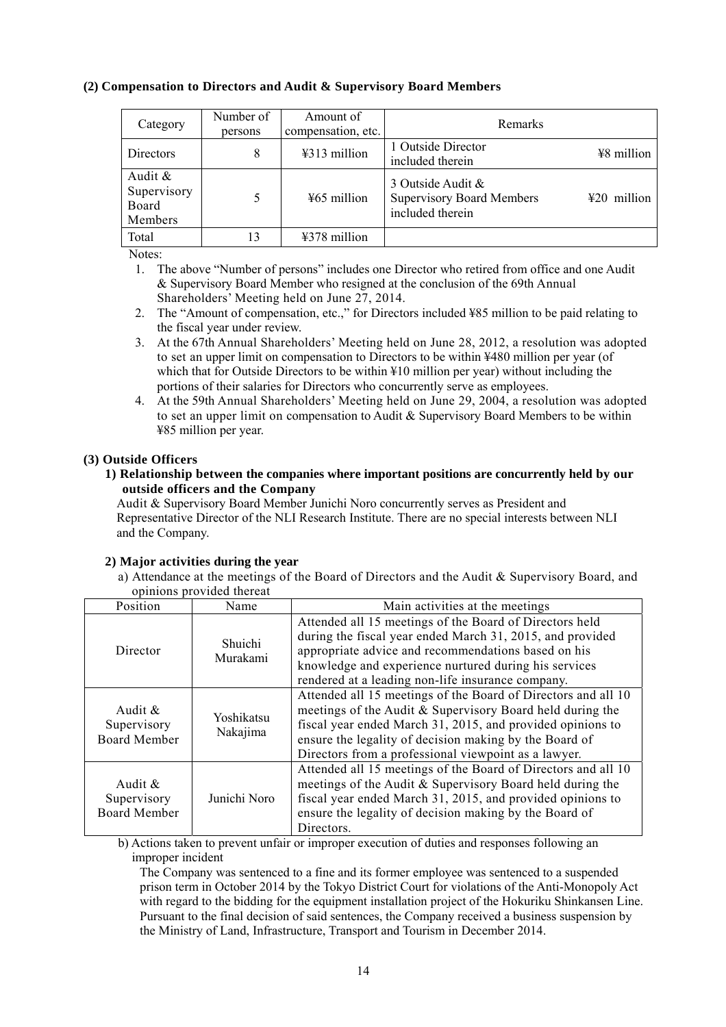### (2) Compensation to Directors and Audit & Supervisory Board Members

| Category | Number of persons | Amount of compensation, etc. | Remarks | |
|---|---|---|---|---|
| Directors | 8 | ¥313 million | 1 Outside Director included therein | ¥8 million |
| Audit & Supervisory Board Members | 5 | ¥65 million | 3 Outside Audit & Supervisory Board Members included therein | ¥20 million |
| Total | 13 | ¥378 million | | |

Notes:

1. The above "Number of persons" includes one Director who retired from office and one Audit & Supervisory Board Member who resigned at the conclusion of the 69th Annual Shareholders' Meeting held on June 27, 2014.
2. The "Amount of compensation, etc.," for Directors included ¥85 million to be paid relating to the fiscal year under review.
3. At the 67th Annual Shareholders' Meeting held on June 28, 2012, a resolution was adopted to set an upper limit on compensation to Directors to be within ¥480 million per year (of which that for Outside Directors to be within ¥10 million per year) without including the portions of their salaries for Directors who concurrently serve as employees.
4. At the 59th Annual Shareholders' Meeting held on June 29, 2004, a resolution was adopted to set an upper limit on compensation to Audit & Supervisory Board Members to be within ¥85 million per year.

### (3) Outside Officers

#### 1) Relationship between the companies where important positions are concurrently held by our outside officers and the Company

Audit & Supervisory Board Member Junichi Noro concurrently serves as President and Representative Director of the NLI Research Institute. There are no special interests between NLI and the Company.

#### 2) Major activities during the year

a) Attendance at the meetings of the Board of Directors and the Audit & Supervisory Board, and opinions provided thereat

| Position | Name | Main activities at the meetings |
|---|---|---|
| Director | Shuichi Murakami | Attended all 15 meetings of the Board of Directors held during the fiscal year ended March 31, 2015, and provided appropriate advice and recommendations based on his knowledge and experience nurtured during his services rendered at a leading non-life insurance company. |
| Audit & Supervisory Board Member | Yoshikatsu Nakajima | Attended all 15 meetings of the Board of Directors and all 10 meetings of the Audit & Supervisory Board held during the fiscal year ended March 31, 2015, and provided opinions to ensure the legality of decision making by the Board of Directors from a professional viewpoint as a lawyer. |
| Audit & Supervisory Board Member | Junichi Noro | Attended all 15 meetings of the Board of Directors and all 10 meetings of the Audit & Supervisory Board held during the fiscal year ended March 31, 2015, and provided opinions to ensure the legality of decision making by the Board of Directors. |

b) Actions taken to prevent unfair or improper execution of duties and responses following an improper incident

The Company was sentenced to a fine and its former employee was sentenced to a suspended prison term in October 2014 by the Tokyo District Court for violations of the Anti-Monopoly Act with regard to the bidding for the equipment installation project of the Hokuriku Shinkansen Line. Pursuant to the final decision of said sentences, the Company received a business suspension by the Ministry of Land, Infrastructure, Transport and Tourism in December 2014.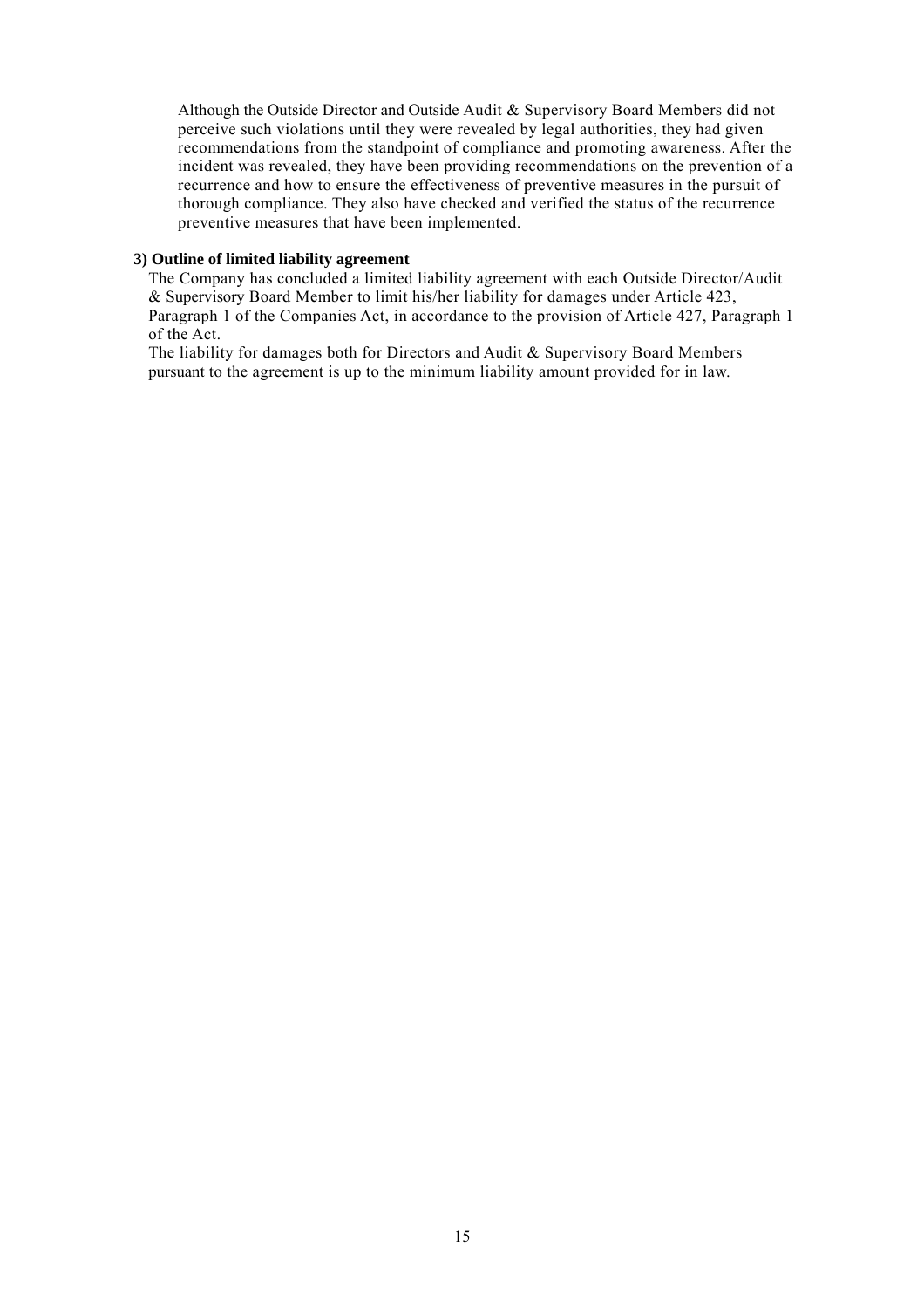Although the Outside Director and Outside Audit & Supervisory Board Members did not perceive such violations until they were revealed by legal authorities, they had given recommendations from the standpoint of compliance and promoting awareness. After the incident was revealed, they have been providing recommendations on the prevention of a recurrence and how to ensure the effectiveness of preventive measures in the pursuit of thorough compliance. They also have checked and verified the status of the recurrence preventive measures that have been implemented.

**3) Outline of limited liability agreement**

The Company has concluded a limited liability agreement with each Outside Director/Audit & Supervisory Board Member to limit his/her liability for damages under Article 423, Paragraph 1 of the Companies Act, in accordance to the provision of Article 427, Paragraph 1 of the Act.

The liability for damages both for Directors and Audit & Supervisory Board Members pursuant to the agreement is up to the minimum liability amount provided for in law.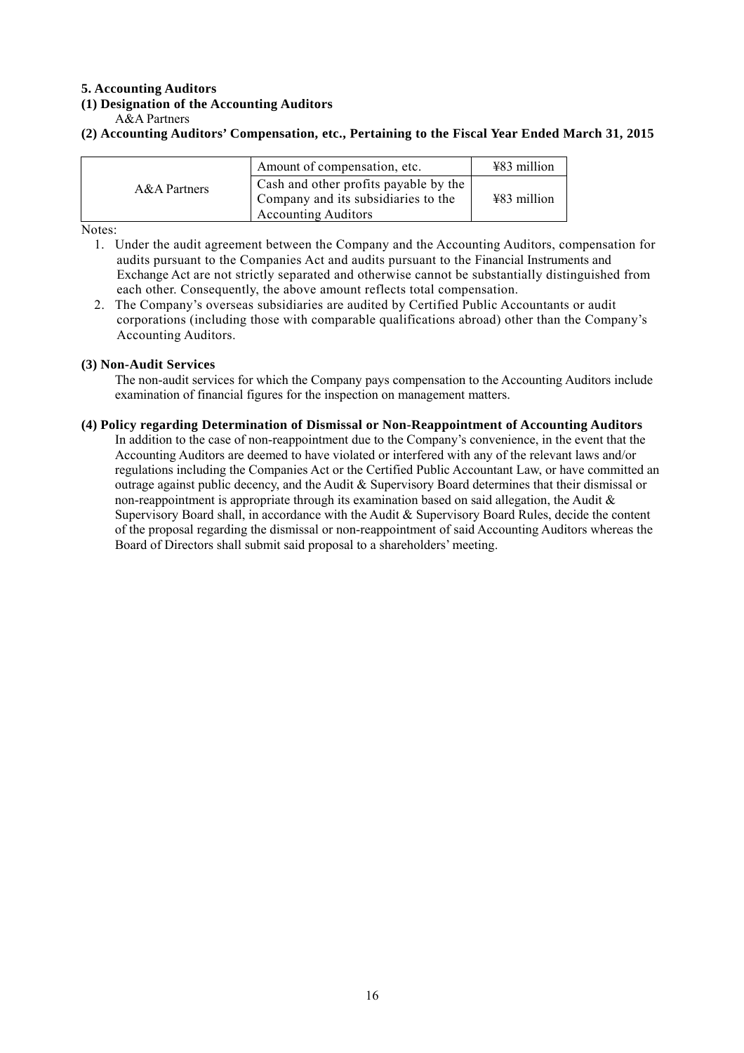## 5. Accounting Auditors

### (1) Designation of the Accounting Auditors

A&A Partners

### (2) Accounting Auditors' Compensation, etc., Pertaining to the Fiscal Year Ended March 31, 2015

| | | |
|---|---|---|
| A&A Partners | Amount of compensation, etc. | ¥83 million |
| | Cash and other profits payable by the Company and its subsidiaries to the Accounting Auditors | ¥83 million |

Notes:

1. Under the audit agreement between the Company and the Accounting Auditors, compensation for audits pursuant to the Companies Act and audits pursuant to the Financial Instruments and Exchange Act are not strictly separated and otherwise cannot be substantially distinguished from each other. Consequently, the above amount reflects total compensation.
2. The Company's overseas subsidiaries are audited by Certified Public Accountants or audit corporations (including those with comparable qualifications abroad) other than the Company's Accounting Auditors.

### (3) Non-Audit Services

The non-audit services for which the Company pays compensation to the Accounting Auditors include examination of financial figures for the inspection on management matters.

### (4) Policy regarding Determination of Dismissal or Non-Reappointment of Accounting Auditors

In addition to the case of non-reappointment due to the Company's convenience, in the event that the Accounting Auditors are deemed to have violated or interfered with any of the relevant laws and/or regulations including the Companies Act or the Certified Public Accountant Law, or have committed an outrage against public decency, and the Audit & Supervisory Board determines that their dismissal or non-reappointment is appropriate through its examination based on said allegation, the Audit & Supervisory Board shall, in accordance with the Audit & Supervisory Board Rules, decide the content of the proposal regarding the dismissal or non-reappointment of said Accounting Auditors whereas the Board of Directors shall submit said proposal to a shareholders' meeting.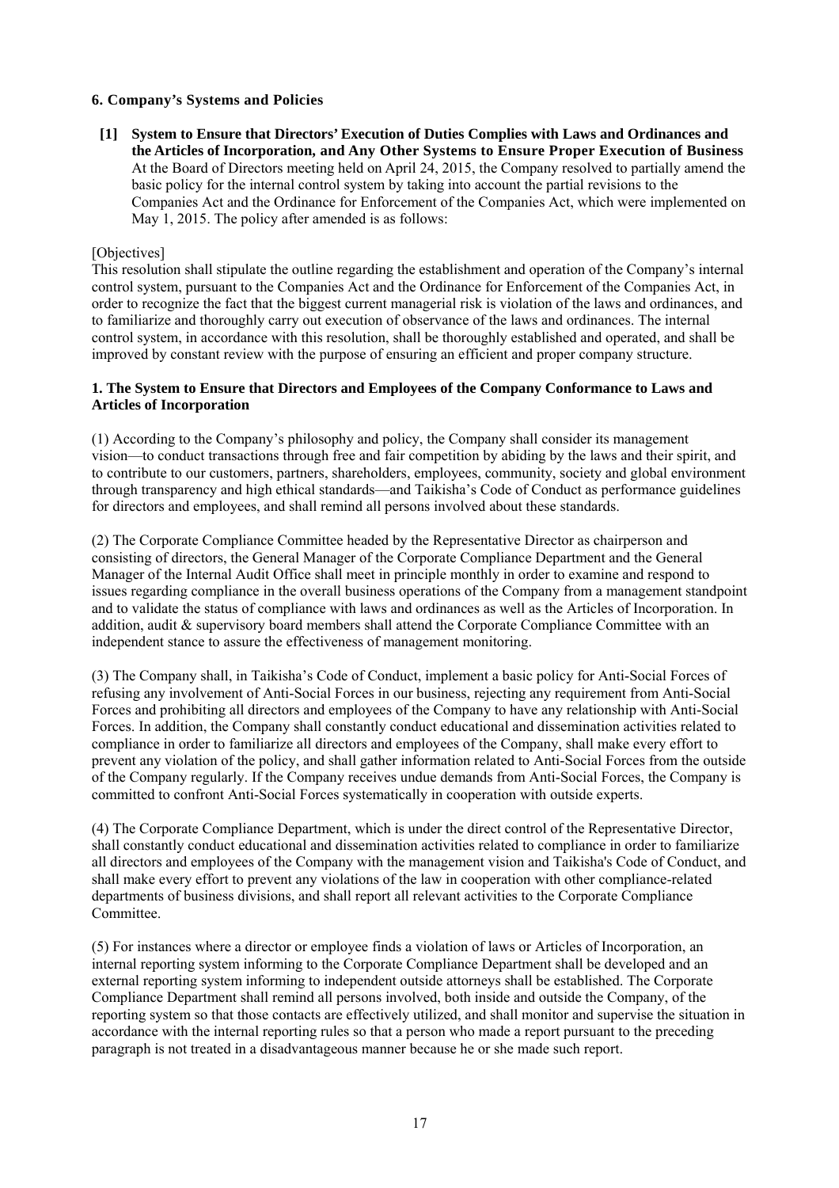### 6. Company's Systems and Policies

**[1] System to Ensure that Directors' Execution of Duties Complies with Laws and Ordinances and the Articles of Incorporation, and Any Other Systems to Ensure Proper Execution of Business**

At the Board of Directors meeting held on April 24, 2015, the Company resolved to partially amend the basic policy for the internal control system by taking into account the partial revisions to the Companies Act and the Ordinance for Enforcement of the Companies Act, which were implemented on May 1, 2015. The policy after amended is as follows:

[Objectives]

This resolution shall stipulate the outline regarding the establishment and operation of the Company's internal control system, pursuant to the Companies Act and the Ordinance for Enforcement of the Companies Act, in order to recognize the fact that the biggest current managerial risk is violation of the laws and ordinances, and to familiarize and thoroughly carry out execution of observance of the laws and ordinances. The internal control system, in accordance with this resolution, shall be thoroughly established and operated, and shall be improved by constant review with the purpose of ensuring an efficient and proper company structure.

**1. The System to Ensure that Directors and Employees of the Company Conformance to Laws and Articles of Incorporation**

(1) According to the Company's philosophy and policy, the Company shall consider its management vision—to conduct transactions through free and fair competition by abiding by the laws and their spirit, and to contribute to our customers, partners, shareholders, employees, community, society and global environment through transparency and high ethical standards—and Taikisha's Code of Conduct as performance guidelines for directors and employees, and shall remind all persons involved about these standards.

(2) The Corporate Compliance Committee headed by the Representative Director as chairperson and consisting of directors, the General Manager of the Corporate Compliance Department and the General Manager of the Internal Audit Office shall meet in principle monthly in order to examine and respond to issues regarding compliance in the overall business operations of the Company from a management standpoint and to validate the status of compliance with laws and ordinances as well as the Articles of Incorporation. In addition, audit & supervisory board members shall attend the Corporate Compliance Committee with an independent stance to assure the effectiveness of management monitoring.

(3) The Company shall, in Taikisha's Code of Conduct, implement a basic policy for Anti-Social Forces of refusing any involvement of Anti-Social Forces in our business, rejecting any requirement from Anti-Social Forces and prohibiting all directors and employees of the Company to have any relationship with Anti-Social Forces. In addition, the Company shall constantly conduct educational and dissemination activities related to compliance in order to familiarize all directors and employees of the Company, shall make every effort to prevent any violation of the policy, and shall gather information related to Anti-Social Forces from the outside of the Company regularly. If the Company receives undue demands from Anti-Social Forces, the Company is committed to confront Anti-Social Forces systematically in cooperation with outside experts.

(4) The Corporate Compliance Department, which is under the direct control of the Representative Director, shall constantly conduct educational and dissemination activities related to compliance in order to familiarize all directors and employees of the Company with the management vision and Taikisha's Code of Conduct, and shall make every effort to prevent any violations of the law in cooperation with other compliance-related departments of business divisions, and shall report all relevant activities to the Corporate Compliance Committee.

(5) For instances where a director or employee finds a violation of laws or Articles of Incorporation, an internal reporting system informing to the Corporate Compliance Department shall be developed and an external reporting system informing to independent outside attorneys shall be established. The Corporate Compliance Department shall remind all persons involved, both inside and outside the Company, of the reporting system so that those contacts are effectively utilized, and shall monitor and supervise the situation in accordance with the internal reporting rules so that a person who made a report pursuant to the preceding paragraph is not treated in a disadvantageous manner because he or she made such report.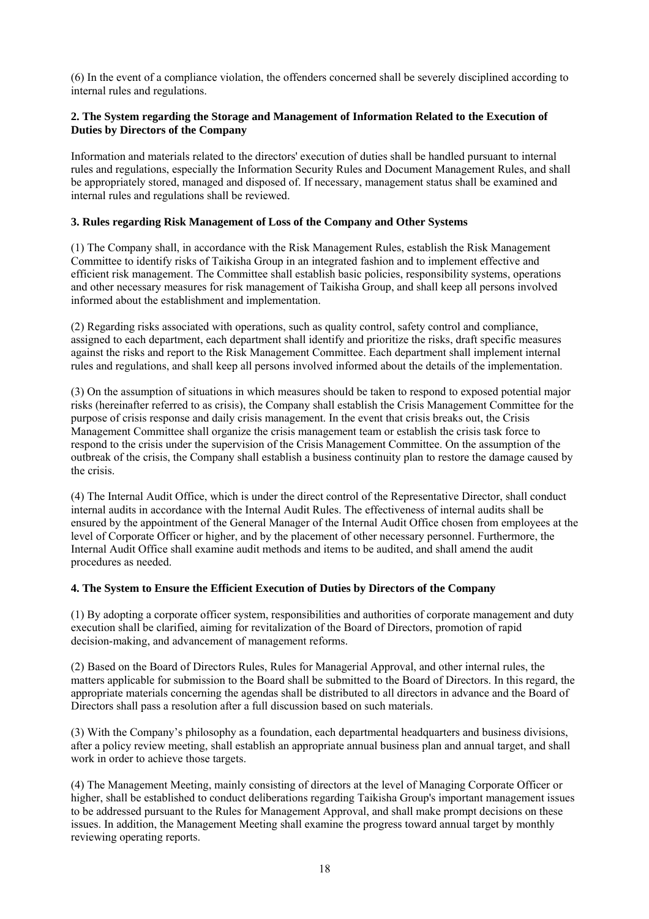(6) In the event of a compliance violation, the offenders concerned shall be severely disciplined according to internal rules and regulations.

**2. The System regarding the Storage and Management of Information Related to the Execution of Duties by Directors of the Company**

Information and materials related to the directors' execution of duties shall be handled pursuant to internal rules and regulations, especially the Information Security Rules and Document Management Rules, and shall be appropriately stored, managed and disposed of. If necessary, management status shall be examined and internal rules and regulations shall be reviewed.

**3. Rules regarding Risk Management of Loss of the Company and Other Systems**

(1) The Company shall, in accordance with the Risk Management Rules, establish the Risk Management Committee to identify risks of Taikisha Group in an integrated fashion and to implement effective and efficient risk management. The Committee shall establish basic policies, responsibility systems, operations and other necessary measures for risk management of Taikisha Group, and shall keep all persons involved informed about the establishment and implementation.

(2) Regarding risks associated with operations, such as quality control, safety control and compliance, assigned to each department, each department shall identify and prioritize the risks, draft specific measures against the risks and report to the Risk Management Committee. Each department shall implement internal rules and regulations, and shall keep all persons involved informed about the details of the implementation.

(3) On the assumption of situations in which measures should be taken to respond to exposed potential major risks (hereinafter referred to as crisis), the Company shall establish the Crisis Management Committee for the purpose of crisis response and daily crisis management. In the event that crisis breaks out, the Crisis Management Committee shall organize the crisis management team or establish the crisis task force to respond to the crisis under the supervision of the Crisis Management Committee. On the assumption of the outbreak of the crisis, the Company shall establish a business continuity plan to restore the damage caused by the crisis.

(4) The Internal Audit Office, which is under the direct control of the Representative Director, shall conduct internal audits in accordance with the Internal Audit Rules. The effectiveness of internal audits shall be ensured by the appointment of the General Manager of the Internal Audit Office chosen from employees at the level of Corporate Officer or higher, and by the placement of other necessary personnel. Furthermore, the Internal Audit Office shall examine audit methods and items to be audited, and shall amend the audit procedures as needed.

**4. The System to Ensure the Efficient Execution of Duties by Directors of the Company**

(1) By adopting a corporate officer system, responsibilities and authorities of corporate management and duty execution shall be clarified, aiming for revitalization of the Board of Directors, promotion of rapid decision-making, and advancement of management reforms.

(2) Based on the Board of Directors Rules, Rules for Managerial Approval, and other internal rules, the matters applicable for submission to the Board shall be submitted to the Board of Directors. In this regard, the appropriate materials concerning the agendas shall be distributed to all directors in advance and the Board of Directors shall pass a resolution after a full discussion based on such materials.

(3) With the Company's philosophy as a foundation, each departmental headquarters and business divisions, after a policy review meeting, shall establish an appropriate annual business plan and annual target, and shall work in order to achieve those targets.

(4) The Management Meeting, mainly consisting of directors at the level of Managing Corporate Officer or higher, shall be established to conduct deliberations regarding Taikisha Group's important management issues to be addressed pursuant to the Rules for Management Approval, and shall make prompt decisions on these issues. In addition, the Management Meeting shall examine the progress toward annual target by monthly reviewing operating reports.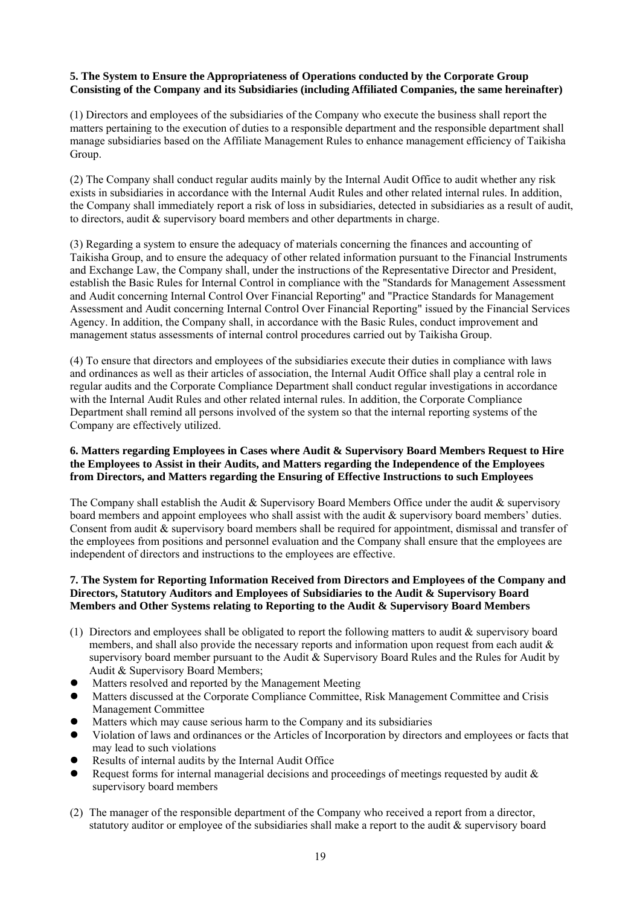**5. The System to Ensure the Appropriateness of Operations conducted by the Corporate Group Consisting of the Company and its Subsidiaries (including Affiliated Companies, the same hereinafter)**

(1) Directors and employees of the subsidiaries of the Company who execute the business shall report the matters pertaining to the execution of duties to a responsible department and the responsible department shall manage subsidiaries based on the Affiliate Management Rules to enhance management efficiency of Taikisha Group.

(2) The Company shall conduct regular audits mainly by the Internal Audit Office to audit whether any risk exists in subsidiaries in accordance with the Internal Audit Rules and other related internal rules. In addition, the Company shall immediately report a risk of loss in subsidiaries, detected in subsidiaries as a result of audit, to directors, audit & supervisory board members and other departments in charge.

(3) Regarding a system to ensure the adequacy of materials concerning the finances and accounting of Taikisha Group, and to ensure the adequacy of other related information pursuant to the Financial Instruments and Exchange Law, the Company shall, under the instructions of the Representative Director and President, establish the Basic Rules for Internal Control in compliance with the "Standards for Management Assessment and Audit concerning Internal Control Over Financial Reporting" and "Practice Standards for Management Assessment and Audit concerning Internal Control Over Financial Reporting" issued by the Financial Services Agency. In addition, the Company shall, in accordance with the Basic Rules, conduct improvement and management status assessments of internal control procedures carried out by Taikisha Group.

(4) To ensure that directors and employees of the subsidiaries execute their duties in compliance with laws and ordinances as well as their articles of association, the Internal Audit Office shall play a central role in regular audits and the Corporate Compliance Department shall conduct regular investigations in accordance with the Internal Audit Rules and other related internal rules. In addition, the Corporate Compliance Department shall remind all persons involved of the system so that the internal reporting systems of the Company are effectively utilized.

**6. Matters regarding Employees in Cases where Audit & Supervisory Board Members Request to Hire the Employees to Assist in their Audits, and Matters regarding the Independence of the Employees from Directors, and Matters regarding the Ensuring of Effective Instructions to such Employees**

The Company shall establish the Audit & Supervisory Board Members Office under the audit & supervisory board members and appoint employees who shall assist with the audit & supervisory board members' duties. Consent from audit & supervisory board members shall be required for appointment, dismissal and transfer of the employees from positions and personnel evaluation and the Company shall ensure that the employees are independent of directors and instructions to the employees are effective.

**7. The System for Reporting Information Received from Directors and Employees of the Company and Directors, Statutory Auditors and Employees of Subsidiaries to the Audit & Supervisory Board Members and Other Systems relating to Reporting to the Audit & Supervisory Board Members**

(1) Directors and employees shall be obligated to report the following matters to audit & supervisory board members, and shall also provide the necessary reports and information upon request from each audit & supervisory board member pursuant to the Audit & Supervisory Board Rules and the Rules for Audit by Audit & Supervisory Board Members;

- Matters resolved and reported by the Management Meeting
- Matters discussed at the Corporate Compliance Committee, Risk Management Committee and Crisis Management Committee
- Matters which may cause serious harm to the Company and its subsidiaries
- Violation of laws and ordinances or the Articles of Incorporation by directors and employees or facts that may lead to such violations
- Results of internal audits by the Internal Audit Office
- Request forms for internal managerial decisions and proceedings of meetings requested by audit & supervisory board members

(2) The manager of the responsible department of the Company who received a report from a director, statutory auditor or employee of the subsidiaries shall make a report to the audit & supervisory board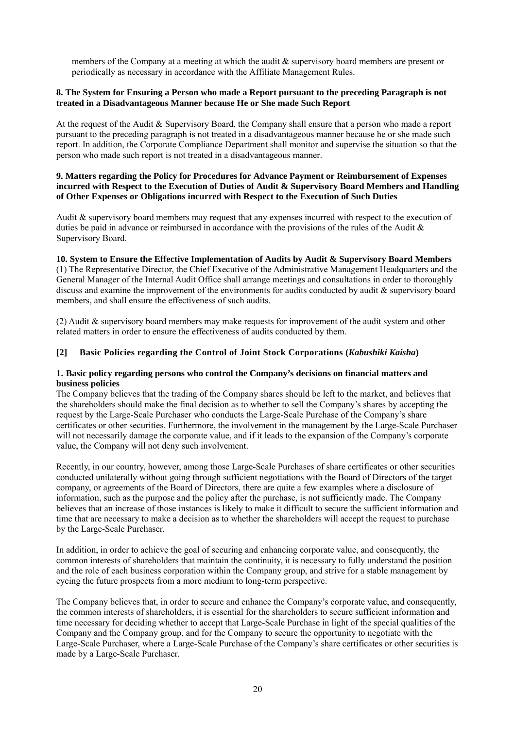members of the Company at a meeting at which the audit & supervisory board members are present or periodically as necessary in accordance with the Affiliate Management Rules.

#### 8. The System for Ensuring a Person who made a Report pursuant to the preceding Paragraph is not treated in a Disadvantageous Manner because He or She made Such Report

At the request of the Audit & Supervisory Board, the Company shall ensure that a person who made a report pursuant to the preceding paragraph is not treated in a disadvantageous manner because he or she made such report. In addition, the Corporate Compliance Department shall monitor and supervise the situation so that the person who made such report is not treated in a disadvantageous manner.

#### 9. Matters regarding the Policy for Procedures for Advance Payment or Reimbursement of Expenses incurred with Respect to the Execution of Duties of Audit & Supervisory Board Members and Handling of Other Expenses or Obligations incurred with Respect to the Execution of Such Duties

Audit & supervisory board members may request that any expenses incurred with respect to the execution of duties be paid in advance or reimbursed in accordance with the provisions of the rules of the Audit & Supervisory Board.

#### 10. System to Ensure the Effective Implementation of Audits by Audit & Supervisory Board Members

(1) The Representative Director, the Chief Executive of the Administrative Management Headquarters and the General Manager of the Internal Audit Office shall arrange meetings and consultations in order to thoroughly discuss and examine the improvement of the environments for audits conducted by audit & supervisory board members, and shall ensure the effectiveness of such audits.

(2) Audit & supervisory board members may make requests for improvement of the audit system and other related matters in order to ensure the effectiveness of audits conducted by them.

### [2] Basic Policies regarding the Control of Joint Stock Corporations (*Kabushiki Kaisha*)

#### 1. Basic policy regarding persons who control the Company's decisions on financial matters and business policies

The Company believes that the trading of the Company shares should be left to the market, and believes that the shareholders should make the final decision as to whether to sell the Company's shares by accepting the request by the Large-Scale Purchaser who conducts the Large-Scale Purchase of the Company's share certificates or other securities. Furthermore, the involvement in the management by the Large-Scale Purchaser will not necessarily damage the corporate value, and if it leads to the expansion of the Company's corporate value, the Company will not deny such involvement.

Recently, in our country, however, among those Large-Scale Purchases of share certificates or other securities conducted unilaterally without going through sufficient negotiations with the Board of Directors of the target company, or agreements of the Board of Directors, there are quite a few examples where a disclosure of information, such as the purpose and the policy after the purchase, is not sufficiently made. The Company believes that an increase of those instances is likely to make it difficult to secure the sufficient information and time that are necessary to make a decision as to whether the shareholders will accept the request to purchase by the Large-Scale Purchaser.

In addition, in order to achieve the goal of securing and enhancing corporate value, and consequently, the common interests of shareholders that maintain the continuity, it is necessary to fully understand the position and the role of each business corporation within the Company group, and strive for a stable management by eyeing the future prospects from a more medium to long-term perspective.

The Company believes that, in order to secure and enhance the Company's corporate value, and consequently, the common interests of shareholders, it is essential for the shareholders to secure sufficient information and time necessary for deciding whether to accept that Large-Scale Purchase in light of the special qualities of the Company and the Company group, and for the Company to secure the opportunity to negotiate with the Large-Scale Purchaser, where a Large-Scale Purchase of the Company's share certificates or other securities is made by a Large-Scale Purchaser.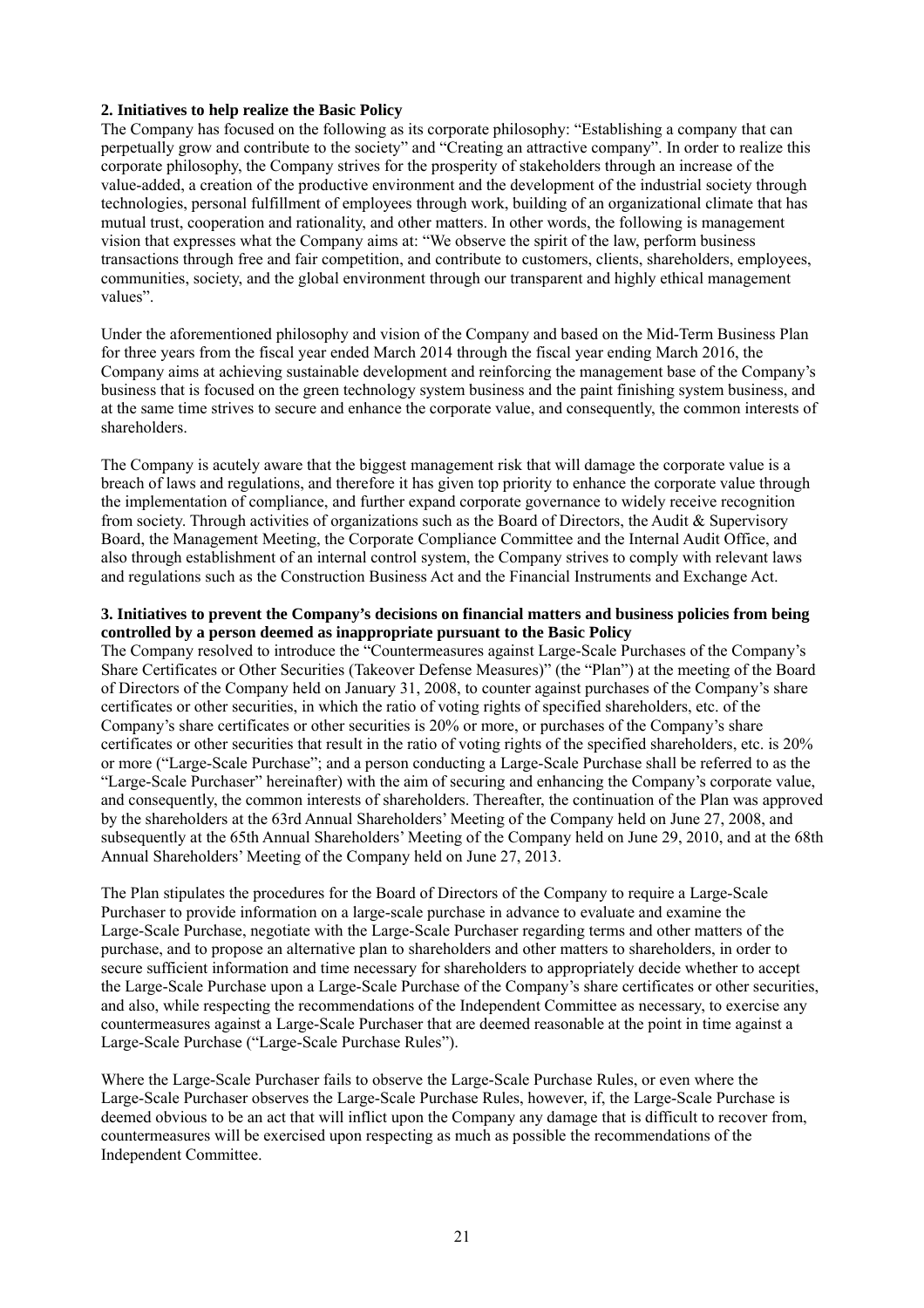**2. Initiatives to help realize the Basic Policy**

The Company has focused on the following as its corporate philosophy: "Establishing a company that can perpetually grow and contribute to the society" and "Creating an attractive company". In order to realize this corporate philosophy, the Company strives for the prosperity of stakeholders through an increase of the value-added, a creation of the productive environment and the development of the industrial society through technologies, personal fulfillment of employees through work, building of an organizational climate that has mutual trust, cooperation and rationality, and other matters. In other words, the following is management vision that expresses what the Company aims at: "We observe the spirit of the law, perform business transactions through free and fair competition, and contribute to customers, clients, shareholders, employees, communities, society, and the global environment through our transparent and highly ethical management values".

Under the aforementioned philosophy and vision of the Company and based on the Mid-Term Business Plan for three years from the fiscal year ended March 2014 through the fiscal year ending March 2016, the Company aims at achieving sustainable development and reinforcing the management base of the Company's business that is focused on the green technology system business and the paint finishing system business, and at the same time strives to secure and enhance the corporate value, and consequently, the common interests of shareholders.

The Company is acutely aware that the biggest management risk that will damage the corporate value is a breach of laws and regulations, and therefore it has given top priority to enhance the corporate value through the implementation of compliance, and further expand corporate governance to widely receive recognition from society. Through activities of organizations such as the Board of Directors, the Audit & Supervisory Board, the Management Meeting, the Corporate Compliance Committee and the Internal Audit Office, and also through establishment of an internal control system, the Company strives to comply with relevant laws and regulations such as the Construction Business Act and the Financial Instruments and Exchange Act.

**3. Initiatives to prevent the Company's decisions on financial matters and business policies from being controlled by a person deemed as inappropriate pursuant to the Basic Policy**

The Company resolved to introduce the "Countermeasures against Large-Scale Purchases of the Company's Share Certificates or Other Securities (Takeover Defense Measures)" (the "Plan") at the meeting of the Board of Directors of the Company held on January 31, 2008, to counter against purchases of the Company's share certificates or other securities, in which the ratio of voting rights of specified shareholders, etc. of the Company's share certificates or other securities is 20% or more, or purchases of the Company's share certificates or other securities that result in the ratio of voting rights of the specified shareholders, etc. is 20% or more ("Large-Scale Purchase"; and a person conducting a Large-Scale Purchase shall be referred to as the "Large-Scale Purchaser" hereinafter) with the aim of securing and enhancing the Company's corporate value, and consequently, the common interests of shareholders. Thereafter, the continuation of the Plan was approved by the shareholders at the 63rd Annual Shareholders' Meeting of the Company held on June 27, 2008, and subsequently at the 65th Annual Shareholders' Meeting of the Company held on June 29, 2010, and at the 68th Annual Shareholders' Meeting of the Company held on June 27, 2013.

The Plan stipulates the procedures for the Board of Directors of the Company to require a Large-Scale Purchaser to provide information on a large-scale purchase in advance to evaluate and examine the Large-Scale Purchase, negotiate with the Large-Scale Purchaser regarding terms and other matters of the purchase, and to propose an alternative plan to shareholders and other matters to shareholders, in order to secure sufficient information and time necessary for shareholders to appropriately decide whether to accept the Large-Scale Purchase upon a Large-Scale Purchase of the Company's share certificates or other securities, and also, while respecting the recommendations of the Independent Committee as necessary, to exercise any countermeasures against a Large-Scale Purchaser that are deemed reasonable at the point in time against a Large-Scale Purchase ("Large-Scale Purchase Rules").

Where the Large-Scale Purchaser fails to observe the Large-Scale Purchase Rules, or even where the Large-Scale Purchaser observes the Large-Scale Purchase Rules, however, if, the Large-Scale Purchase is deemed obvious to be an act that will inflict upon the Company any damage that is difficult to recover from, countermeasures will be exercised upon respecting as much as possible the recommendations of the Independent Committee.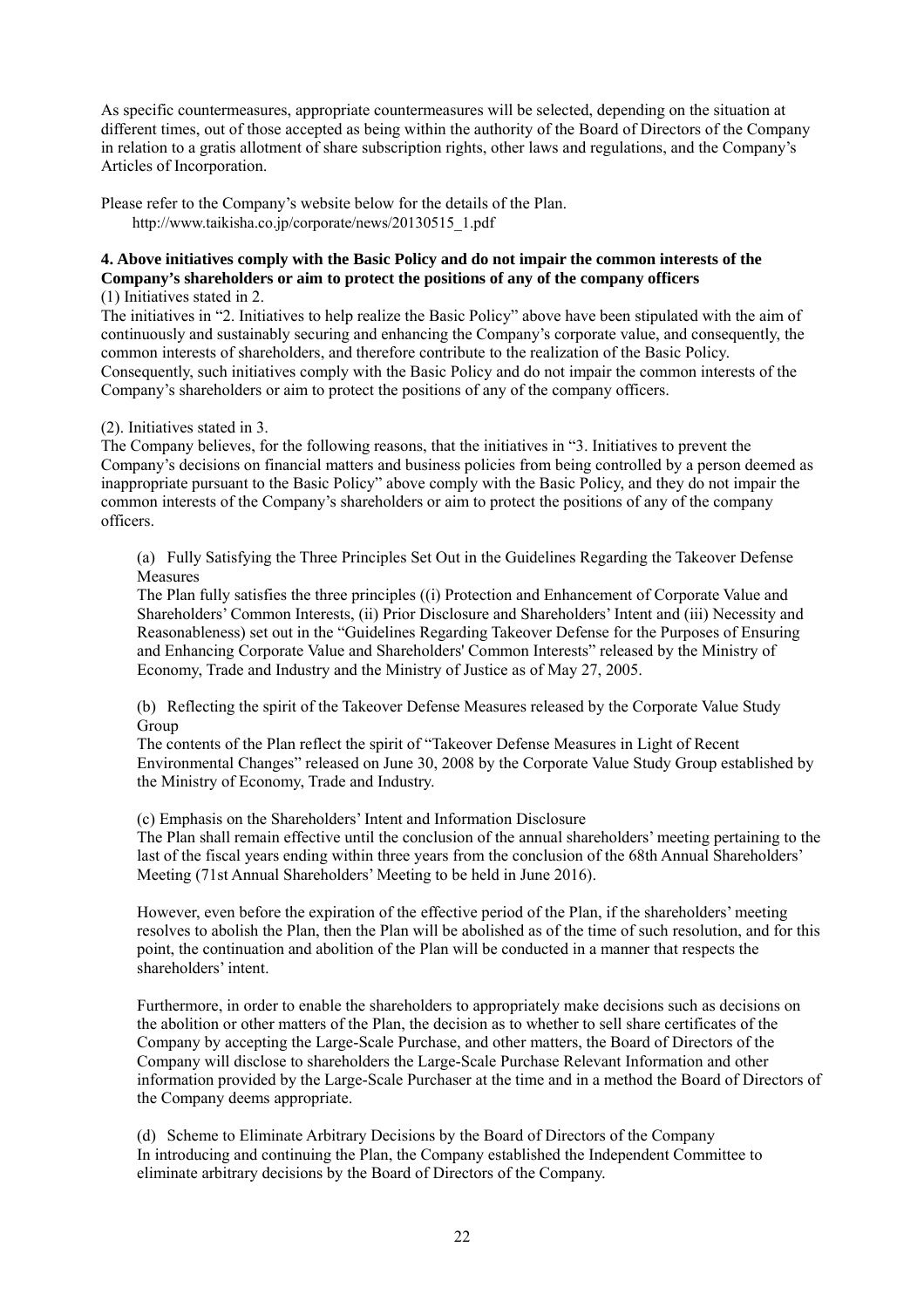As specific countermeasures, appropriate countermeasures will be selected, depending on the situation at different times, out of those accepted as being within the authority of the Board of Directors of the Company in relation to a gratis allotment of share subscription rights, other laws and regulations, and the Company's Articles of Incorporation.

Please refer to the Company's website below for the details of the Plan.
http://www.taikisha.co.jp/corporate/news/20130515_1.pdf

**4. Above initiatives comply with the Basic Policy and do not impair the common interests of the Company's shareholders or aim to protect the positions of any of the company officers**

(1) Initiatives stated in 2.

The initiatives in "2. Initiatives to help realize the Basic Policy" above have been stipulated with the aim of continuously and sustainably securing and enhancing the Company's corporate value, and consequently, the common interests of shareholders, and therefore contribute to the realization of the Basic Policy. Consequently, such initiatives comply with the Basic Policy and do not impair the common interests of the Company's shareholders or aim to protect the positions of any of the company officers.

(2). Initiatives stated in 3.

The Company believes, for the following reasons, that the initiatives in "3. Initiatives to prevent the Company's decisions on financial matters and business policies from being controlled by a person deemed as inappropriate pursuant to the Basic Policy" above comply with the Basic Policy, and they do not impair the common interests of the Company's shareholders or aim to protect the positions of any of the company officers.

(a) Fully Satisfying the Three Principles Set Out in the Guidelines Regarding the Takeover Defense Measures

The Plan fully satisfies the three principles ((i) Protection and Enhancement of Corporate Value and Shareholders' Common Interests, (ii) Prior Disclosure and Shareholders' Intent and (iii) Necessity and Reasonableness) set out in the "Guidelines Regarding Takeover Defense for the Purposes of Ensuring and Enhancing Corporate Value and Shareholders' Common Interests" released by the Ministry of Economy, Trade and Industry and the Ministry of Justice as of May 27, 2005.

(b) Reflecting the spirit of the Takeover Defense Measures released by the Corporate Value Study Group

The contents of the Plan reflect the spirit of "Takeover Defense Measures in Light of Recent Environmental Changes" released on June 30, 2008 by the Corporate Value Study Group established by the Ministry of Economy, Trade and Industry.

(c) Emphasis on the Shareholders' Intent and Information Disclosure

The Plan shall remain effective until the conclusion of the annual shareholders' meeting pertaining to the last of the fiscal years ending within three years from the conclusion of the 68th Annual Shareholders' Meeting (71st Annual Shareholders' Meeting to be held in June 2016).

However, even before the expiration of the effective period of the Plan, if the shareholders' meeting resolves to abolish the Plan, then the Plan will be abolished as of the time of such resolution, and for this point, the continuation and abolition of the Plan will be conducted in a manner that respects the shareholders' intent.

Furthermore, in order to enable the shareholders to appropriately make decisions such as decisions on the abolition or other matters of the Plan, the decision as to whether to sell share certificates of the Company by accepting the Large-Scale Purchase, and other matters, the Board of Directors of the Company will disclose to shareholders the Large-Scale Purchase Relevant Information and other information provided by the Large-Scale Purchaser at the time and in a method the Board of Directors of the Company deems appropriate.

(d) Scheme to Eliminate Arbitrary Decisions by the Board of Directors of the Company

In introducing and continuing the Plan, the Company established the Independent Committee to eliminate arbitrary decisions by the Board of Directors of the Company.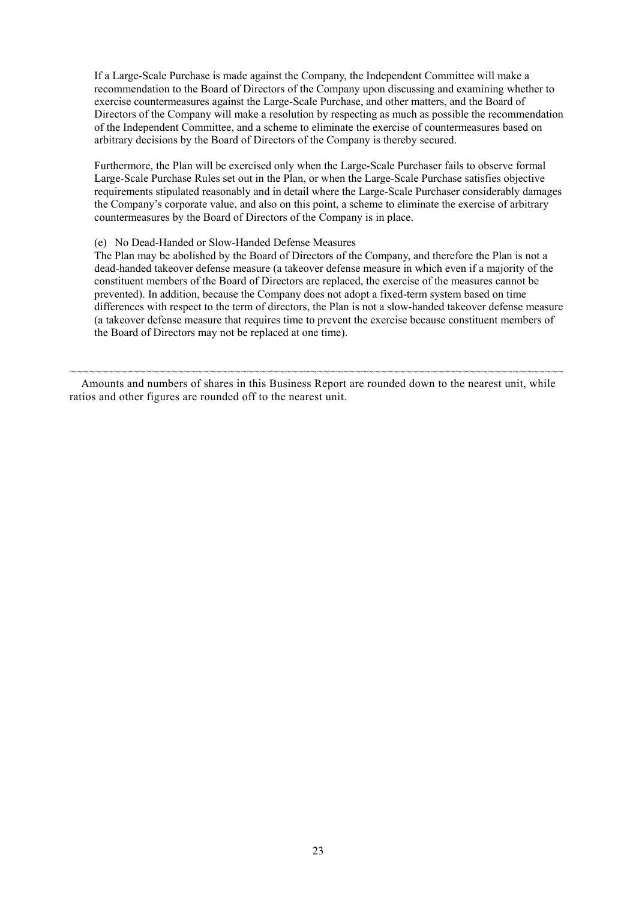If a Large-Scale Purchase is made against the Company, the Independent Committee will make a recommendation to the Board of Directors of the Company upon discussing and examining whether to exercise countermeasures against the Large-Scale Purchase, and other matters, and the Board of Directors of the Company will make a resolution by respecting as much as possible the recommendation of the Independent Committee, and a scheme to eliminate the exercise of countermeasures based on arbitrary decisions by the Board of Directors of the Company is thereby secured.

Furthermore, the Plan will be exercised only when the Large-Scale Purchaser fails to observe formal Large-Scale Purchase Rules set out in the Plan, or when the Large-Scale Purchase satisfies objective requirements stipulated reasonably and in detail where the Large-Scale Purchaser considerably damages the Company's corporate value, and also on this point, a scheme to eliminate the exercise of arbitrary countermeasures by the Board of Directors of the Company is in place.

(e) No Dead-Handed or Slow-Handed Defense Measures

The Plan may be abolished by the Board of Directors of the Company, and therefore the Plan is not a dead-handed takeover defense measure (a takeover defense measure in which even if a majority of the constituent members of the Board of Directors are replaced, the exercise of the measures cannot be prevented). In addition, because the Company does not adopt a fixed-term system based on time differences with respect to the term of directors, the Plan is not a slow-handed takeover defense measure (a takeover defense measure that requires time to prevent the exercise because constituent members of the Board of Directors may not be replaced at one time).

~~~~~~~~~~~~~~~~~~~~~~~~~~~~~~~~~~~~~~~~~~~~~~~~~~~~~~~~~~~~~~~~~~~~~~~~~~~~

Amounts and numbers of shares in this Business Report are rounded down to the nearest unit, while ratios and other figures are rounded off to the nearest unit.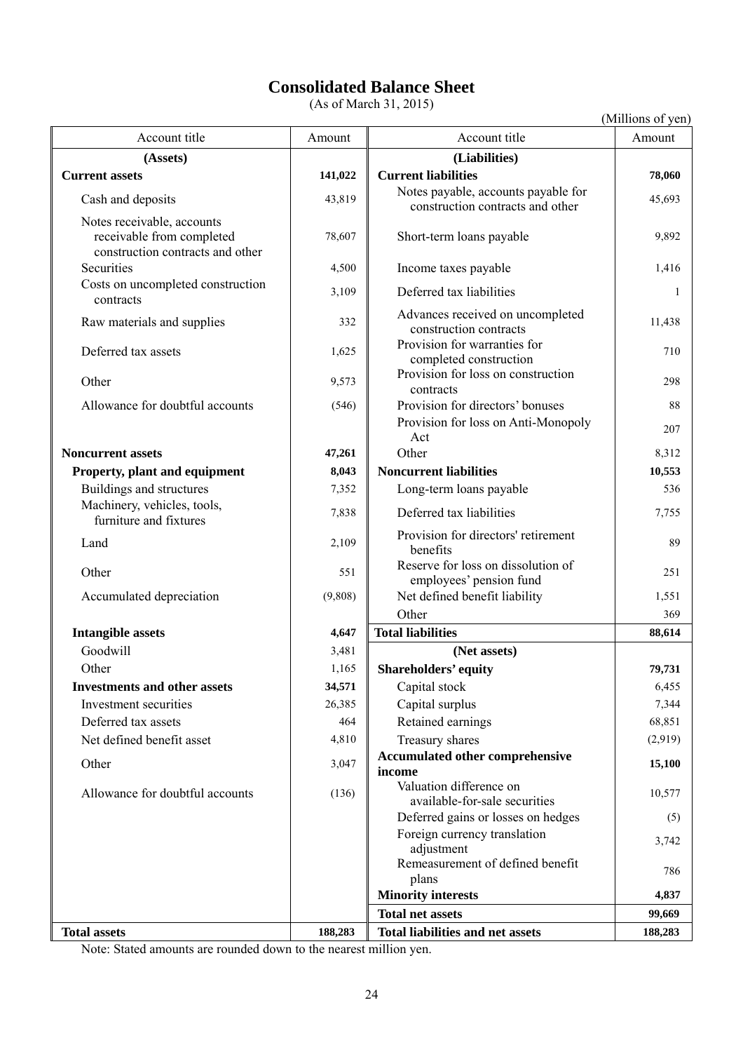# Consolidated Balance Sheet

(As of March 31, 2015)

(Millions of yen)

| Account title | Amount | Account title | Amount |
|---|---|---|---|
| **(Assets)** | | **(Liabilities)** | |
| **Current assets** | **141,022** | **Current liabilities** | **78,060** |
| Cash and deposits | 43,819 | Notes payable, accounts payable for construction contracts and other | 45,693 |
| Notes receivable, accounts receivable from completed construction contracts and other | 78,607 | Short-term loans payable | 9,892 |
| Securities | 4,500 | Income taxes payable | 1,416 |
| Costs on uncompleted construction contracts | 3,109 | Deferred tax liabilities | 1 |
| Raw materials and supplies | 332 | Advances received on uncompleted construction contracts | 11,438 |
| Deferred tax assets | 1,625 | Provision for warranties for completed construction | 710 |
| Other | 9,573 | Provision for loss on construction contracts | 298 |
| Allowance for doubtful accounts | (546) | Provision for directors' bonuses | 88 |
| | | Provision for loss on Anti-Monopoly Act | 207 |
| **Noncurrent assets** | **47,261** | Other | 8,312 |
| **Property, plant and equipment** | **8,043** | **Noncurrent liabilities** | **10,553** |
| Buildings and structures | 7,352 | Long-term loans payable | 536 |
| Machinery, vehicles, tools, furniture and fixtures | 7,838 | Deferred tax liabilities | 7,755 |
| Land | 2,109 | Provision for directors' retirement benefits | 89 |
| Other | 551 | Reserve for loss on dissolution of employees' pension fund | 251 |
| Accumulated depreciation | (9,808) | Net defined benefit liability | 1,551 |
| | | Other | 369 |
| **Intangible assets** | **4,647** | **Total liabilities** | **88,614** |
| Goodwill | 3,481 | **(Net assets)** | |
| Other | 1,165 | **Shareholders' equity** | **79,731** |
| **Investments and other assets** | **34,571** | Capital stock | 6,455 |
| Investment securities | 26,385 | Capital surplus | 7,344 |
| Deferred tax assets | 464 | Retained earnings | 68,851 |
| Net defined benefit asset | 4,810 | Treasury shares | (2,919) |
| Other | 3,047 | **Accumulated other comprehensive income** | **15,100** |
| Allowance for doubtful accounts | (136) | Valuation difference on available-for-sale securities | 10,577 |
| | | Deferred gains or losses on hedges | (5) |
| | | Foreign currency translation adjustment | 3,742 |
| | | Remeasurement of defined benefit plans | 786 |
| | | **Minority interests** | **4,837** |
| | | **Total net assets** | **99,669** |
| **Total assets** | **188,283** | **Total liabilities and net assets** | **188,283** |

Note: Stated amounts are rounded down to the nearest million yen.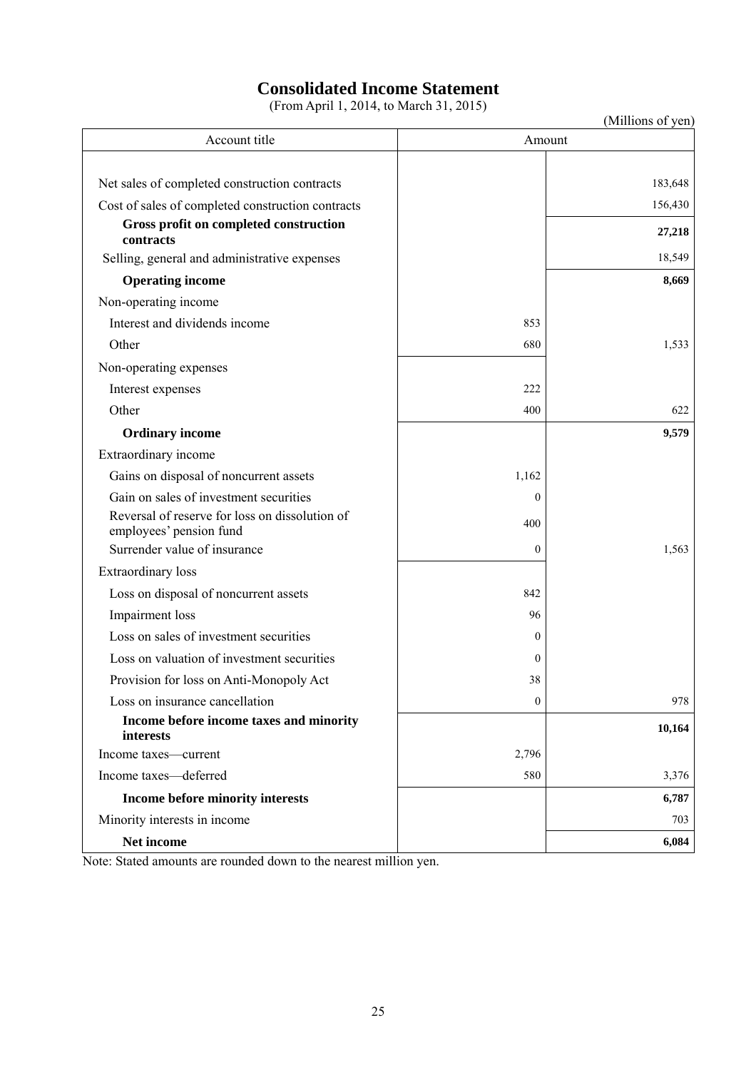# Consolidated Income Statement

(From April 1, 2014, to March 31, 2015)

(Millions of yen)

| Account title | Amount | |
|---|---|---|
| Net sales of completed construction contracts | | 183,648 |
| Cost of sales of completed construction contracts | | 156,430 |
| **Gross profit on completed construction contracts** | | **27,218** |
| Selling, general and administrative expenses | | 18,549 |
| **Operating income** | | **8,669** |
| Non-operating income | | |
| Interest and dividends income | 853 | |
| Other | 680 | 1,533 |
| Non-operating expenses | | |
| Interest expenses | 222 | |
| Other | 400 | 622 |
| **Ordinary income** | | **9,579** |
| Extraordinary income | | |
| Gains on disposal of noncurrent assets | 1,162 | |
| Gain on sales of investment securities | 0 | |
| Reversal of reserve for loss on dissolution of employees' pension fund | 400 | |
| Surrender value of insurance | 0 | 1,563 |
| Extraordinary loss | | |
| Loss on disposal of noncurrent assets | 842 | |
| Impairment loss | 96 | |
| Loss on sales of investment securities | 0 | |
| Loss on valuation of investment securities | 0 | |
| Provision for loss on Anti-Monopoly Act | 38 | |
| Loss on insurance cancellation | 0 | 978 |
| **Income before income taxes and minority interests** | | **10,164** |
| Income taxes—current | 2,796 | |
| Income taxes—deferred | 580 | 3,376 |
| **Income before minority interests** | | **6,787** |
| Minority interests in income | | 703 |
| **Net income** | | **6,084** |

Note: Stated amounts are rounded down to the nearest million yen.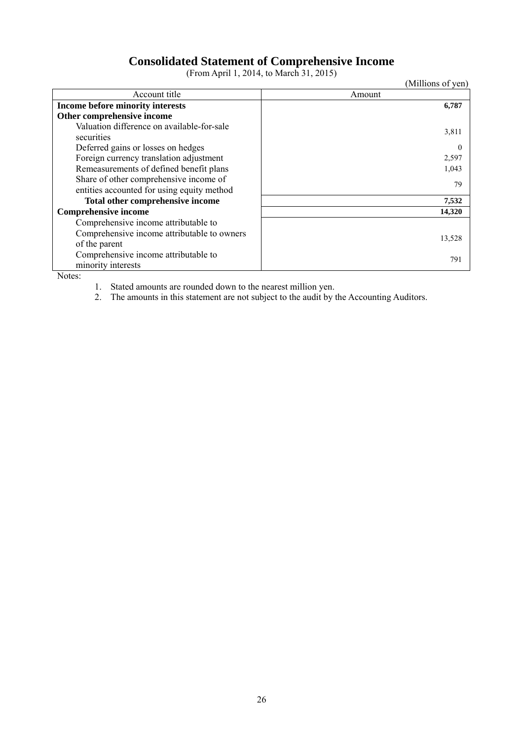# Consolidated Statement of Comprehensive Income

(From April 1, 2014, to March 31, 2015)

(Millions of yen)

| Account title | Amount |
|---|---|
| **Income before minority interests** | **6,787** |
| **Other comprehensive income** | |
| Valuation difference on available-for-sale securities | 3,811 |
| Deferred gains or losses on hedges | 0 |
| Foreign currency translation adjustment | 2,597 |
| Remeasurements of defined benefit plans | 1,043 |
| Share of other comprehensive income of entities accounted for using equity method | 79 |
| **Total other comprehensive income** | **7,532** |
| **Comprehensive income** | **14,320** |
| Comprehensive income attributable to | |
| Comprehensive income attributable to owners of the parent | 13,528 |
| Comprehensive income attributable to minority interests | 791 |

Notes:

1. Stated amounts are rounded down to the nearest million yen.
2. The amounts in this statement are not subject to the audit by the Accounting Auditors.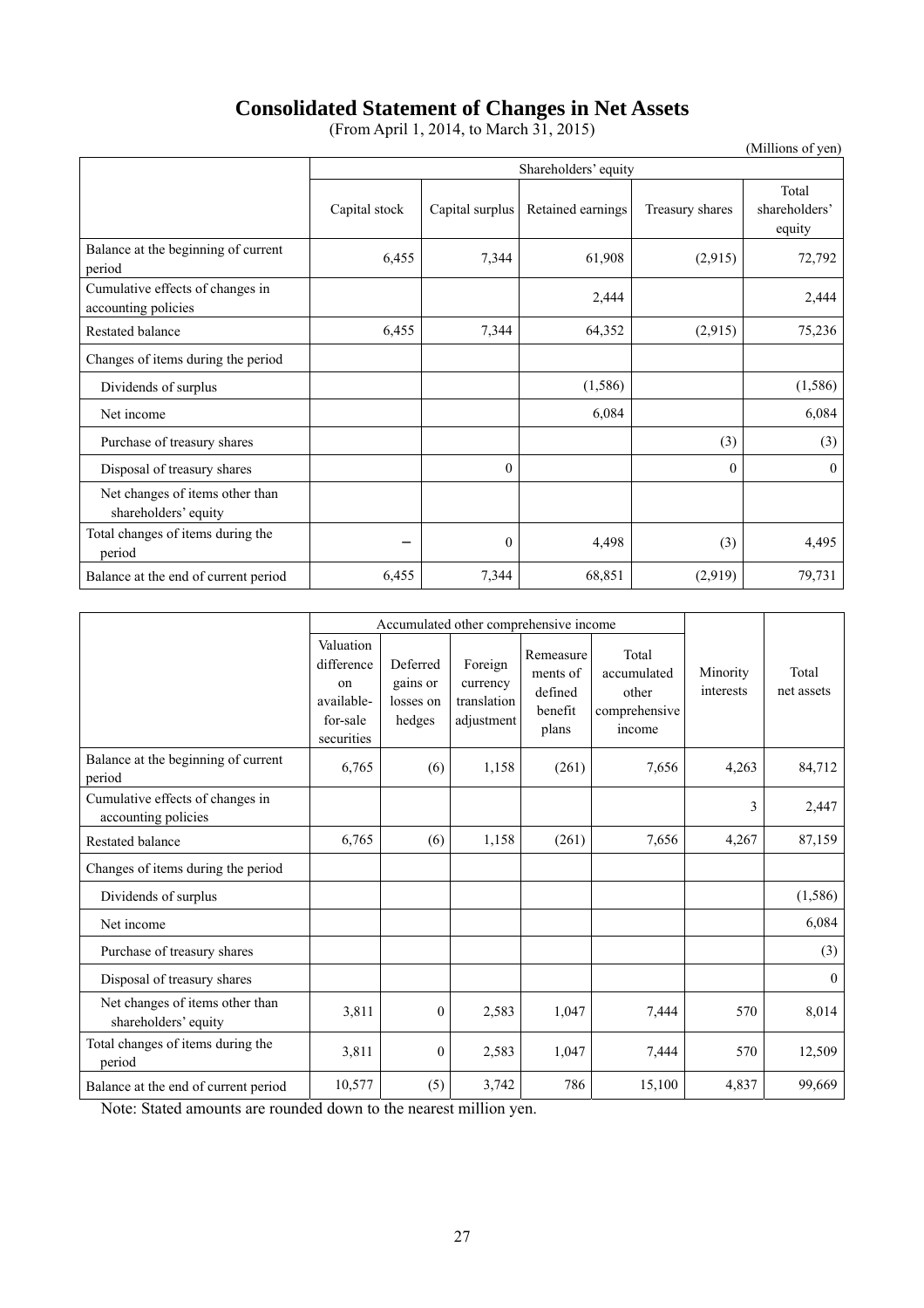# Consolidated Statement of Changes in Net Assets

(From April 1, 2014, to March 31, 2015)

(Millions of yen)

| | Shareholders' equity | | | | |
|---|---|---|---|---|---|
| | Capital stock | Capital surplus | Retained earnings | Treasury shares | Total shareholders' equity |
| Balance at the beginning of current period | 6,455 | 7,344 | 61,908 | (2,915) | 72,792 |
| Cumulative effects of changes in accounting policies | | | 2,444 | | 2,444 |
| Restated balance | 6,455 | 7,344 | 64,352 | (2,915) | 75,236 |
| Changes of items during the period | | | | | |
| Dividends of surplus | | | (1,586) | | (1,586) |
| Net income | | | 6,084 | | 6,084 |
| Purchase of treasury shares | | | | (3) | (3) |
| Disposal of treasury shares | | 0 | | 0 | 0 |
| Net changes of items other than shareholders' equity | | | | | |
| Total changes of items during the period | – | 0 | 4,498 | (3) | 4,495 |
| Balance at the end of current period | 6,455 | 7,344 | 68,851 | (2,919) | 79,731 |

| | Accumulated other comprehensive income | | | | | Minority interests | Total net assets |
|---|---|---|---|---|---|---|---|
| | Valuation difference on available-for-sale securities | Deferred gains or losses on hedges | Foreign currency translation adjustment | Remeasurements of defined benefit plans | Total accumulated other comprehensive income | | |
| Balance at the beginning of current period | 6,765 | (6) | 1,158 | (261) | 7,656 | 4,263 | 84,712 |
| Cumulative effects of changes in accounting policies | | | | | | 3 | 2,447 |
| Restated balance | 6,765 | (6) | 1,158 | (261) | 7,656 | 4,267 | 87,159 |
| Changes of items during the period | | | | | | | |
| Dividends of surplus | | | | | | | (1,586) |
| Net income | | | | | | | 6,084 |
| Purchase of treasury shares | | | | | | | (3) |
| Disposal of treasury shares | | | | | | | 0 |
| Net changes of items other than shareholders' equity | 3,811 | 0 | 2,583 | 1,047 | 7,444 | 570 | 8,014 |
| Total changes of items during the period | 3,811 | 0 | 2,583 | 1,047 | 7,444 | 570 | 12,509 |
| Balance at the end of current period | 10,577 | (5) | 3,742 | 786 | 15,100 | 4,837 | 99,669 |

Note: Stated amounts are rounded down to the nearest million yen.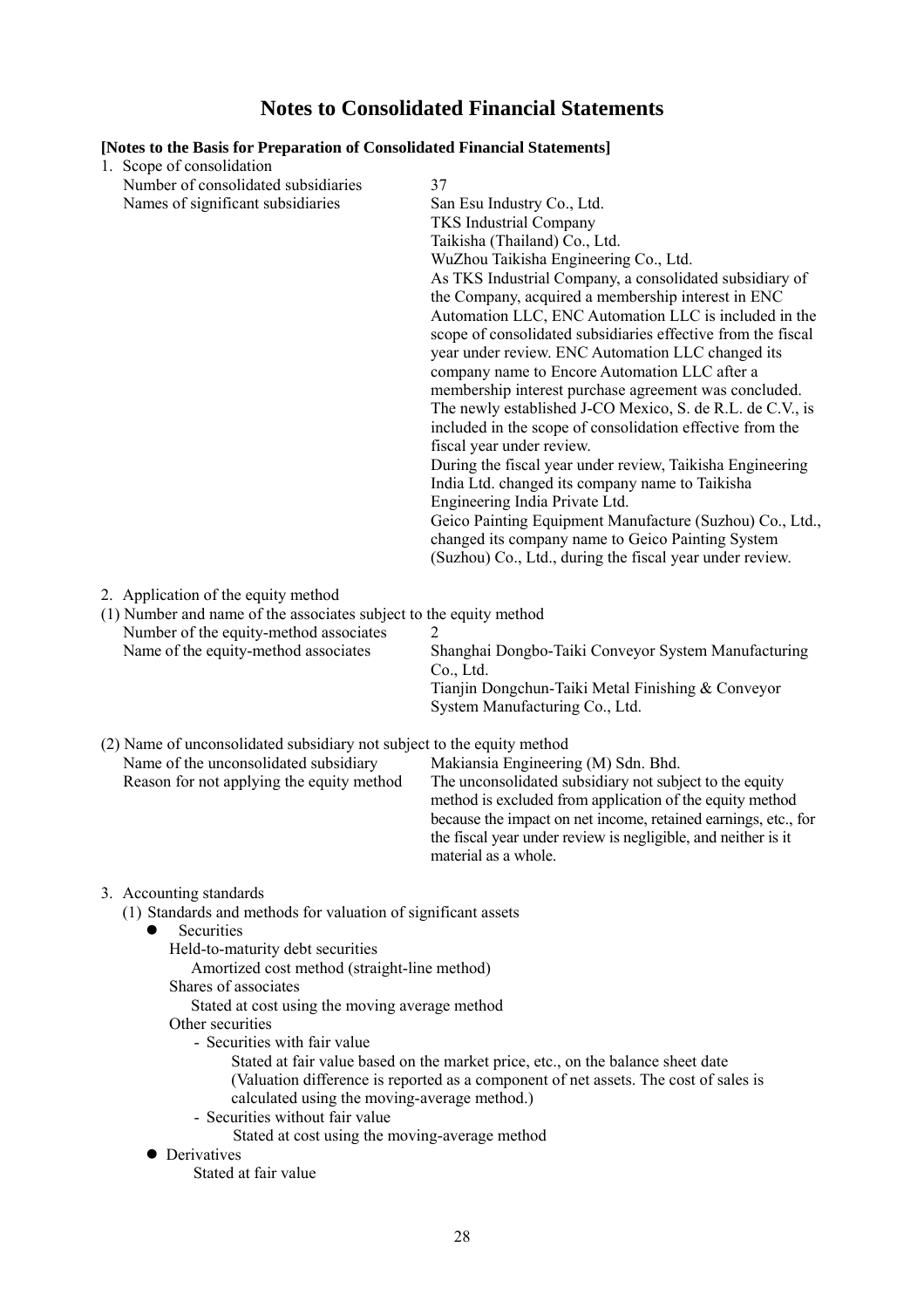# Notes to Consolidated Financial Statements

**[Notes to the Basis for Preparation of Consolidated Financial Statements]**

1. Scope of consolidation

| | |
|---|---|
| Number of consolidated subsidiaries | 37 |
| Names of significant subsidiaries | San Esu Industry Co., Ltd.<br>TKS Industrial Company<br>Taikisha (Thailand) Co., Ltd.<br>WuZhou Taikisha Engineering Co., Ltd.<br>As TKS Industrial Company, a consolidated subsidiary of the Company, acquired a membership interest in ENC Automation LLC, ENC Automation LLC is included in the scope of consolidated subsidiaries effective from the fiscal year under review. ENC Automation LLC changed its company name to Encore Automation LLC after a membership interest purchase agreement was concluded.<br>The newly established J-CO Mexico, S. de R.L. de C.V., is included in the scope of consolidation effective from the fiscal year under review.<br>During the fiscal year under review, Taikisha Engineering India Ltd. changed its company name to Taikisha Engineering India Private Ltd.<br>Geico Painting Equipment Manufacture (Suzhou) Co., Ltd., changed its company name to Geico Painting System (Suzhou) Co., Ltd., during the fiscal year under review. |

2. Application of the equity method

(1) Number and name of the associates subject to the equity method

| | |
|---|---|
| Number of the equity-method associates | 2 |
| Name of the equity-method associates | Shanghai Dongbo-Taiki Conveyor System Manufacturing Co., Ltd.<br>Tianjin Dongchun-Taiki Metal Finishing & Conveyor System Manufacturing Co., Ltd. |

(2) Name of unconsolidated subsidiary not subject to the equity method

| | |
|---|---|
| Name of the unconsolidated subsidiary | Makiansia Engineering (M) Sdn. Bhd. |
| Reason for not applying the equity method | The unconsolidated subsidiary not subject to the equity method is excluded from application of the equity method because the impact on net income, retained earnings, etc., for the fiscal year under review is negligible, and neither is it material as a whole. |

3. Accounting standards

(1) Standards and methods for valuation of significant assets

- Securities
  - Held-to-maturity debt securities
    - Amortized cost method (straight-line method)
  - Shares of associates
    - Stated at cost using the moving average method
  - Other securities
    - Securities with fair value
      - Stated at fair value based on the market price, etc., on the balance sheet date (Valuation difference is reported as a component of net assets. The cost of sales is calculated using the moving-average method.)
    - Securities without fair value
      - Stated at cost using the moving-average method
- Derivatives
  - Stated at fair value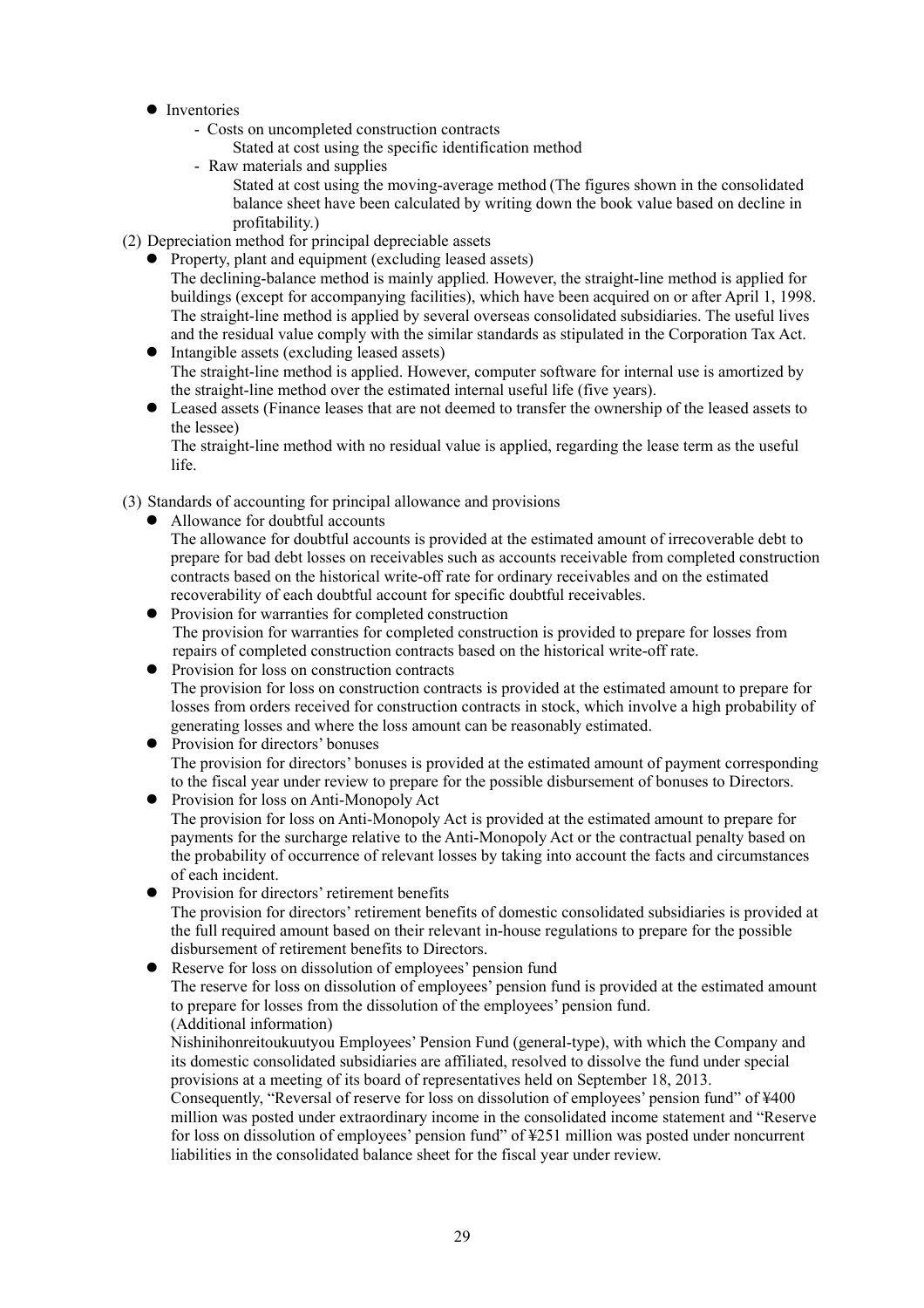- Inventories
  - Costs on uncompleted construction contracts
    
    Stated at cost using the specific identification method
  - Raw materials and supplies
    
    Stated at cost using the moving-average method (The figures shown in the consolidated balance sheet have been calculated by writing down the book value based on decline in profitability.)

(2) Depreciation method for principal depreciable assets

- Property, plant and equipment (excluding leased assets)
  
  The declining-balance method is mainly applied. However, the straight-line method is applied for buildings (except for accompanying facilities), which have been acquired on or after April 1, 1998. The straight-line method is applied by several overseas consolidated subsidiaries. The useful lives and the residual value comply with the similar standards as stipulated in the Corporation Tax Act.
- Intangible assets (excluding leased assets)
  
  The straight-line method is applied. However, computer software for internal use is amortized by the straight-line method over the estimated internal useful life (five years).
- Leased assets (Finance leases that are not deemed to transfer the ownership of the leased assets to the lessee)
  
  The straight-line method with no residual value is applied, regarding the lease term as the useful life.

(3) Standards of accounting for principal allowance and provisions

- Allowance for doubtful accounts
  
  The allowance for doubtful accounts is provided at the estimated amount of irrecoverable debt to prepare for bad debt losses on receivables such as accounts receivable from completed construction contracts based on the historical write-off rate for ordinary receivables and on the estimated recoverability of each doubtful account for specific doubtful receivables.
- Provision for warranties for completed construction
  
  The provision for warranties for completed construction is provided to prepare for losses from repairs of completed construction contracts based on the historical write-off rate.
- Provision for loss on construction contracts
  
  The provision for loss on construction contracts is provided at the estimated amount to prepare for losses from orders received for construction contracts in stock, which involve a high probability of generating losses and where the loss amount can be reasonably estimated.
- Provision for directors' bonuses
  
  The provision for directors' bonuses is provided at the estimated amount of payment corresponding to the fiscal year under review to prepare for the possible disbursement of bonuses to Directors.
- Provision for loss on Anti-Monopoly Act
  
  The provision for loss on Anti-Monopoly Act is provided at the estimated amount to prepare for payments for the surcharge relative to the Anti-Monopoly Act or the contractual penalty based on the probability of occurrence of relevant losses by taking into account the facts and circumstances of each incident.
- Provision for directors' retirement benefits
  
  The provision for directors' retirement benefits of domestic consolidated subsidiaries is provided at the full required amount based on their relevant in-house regulations to prepare for the possible disbursement of retirement benefits to Directors.
- Reserve for loss on dissolution of employees' pension fund
  
  The reserve for loss on dissolution of employees' pension fund is provided at the estimated amount to prepare for losses from the dissolution of the employees' pension fund.
  
  (Additional information)
  
  Nishinihonreitoukuutyou Employees' Pension Fund (general-type), with which the Company and its domestic consolidated subsidiaries are affiliated, resolved to dissolve the fund under special provisions at a meeting of its board of representatives held on September 18, 2013.
  
  Consequently, "Reversal of reserve for loss on dissolution of employees' pension fund" of ¥400 million was posted under extraordinary income in the consolidated income statement and "Reserve for loss on dissolution of employees' pension fund" of ¥251 million was posted under noncurrent liabilities in the consolidated balance sheet for the fiscal year under review.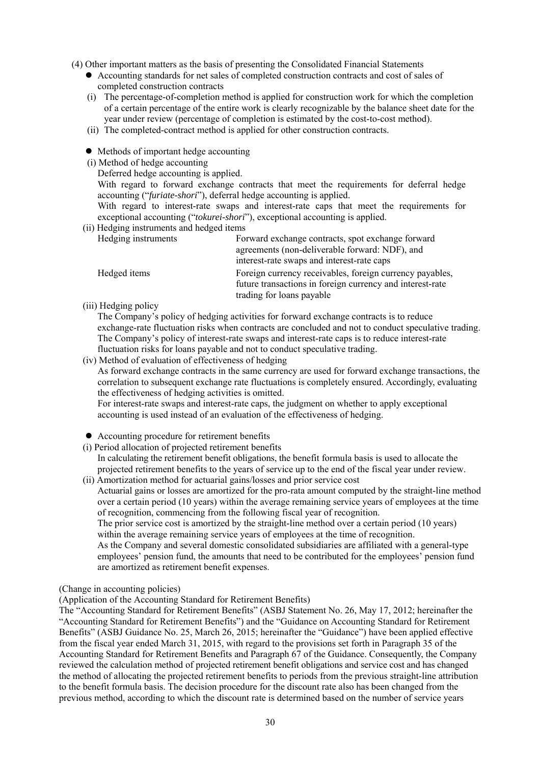(4) Other important matters as the basis of presenting the Consolidated Financial Statements

- Accounting standards for net sales of completed construction contracts and cost of sales of completed construction contracts

  (i) The percentage-of-completion method is applied for construction work for which the completion of a certain percentage of the entire work is clearly recognizable by the balance sheet date for the year under review (percentage of completion is estimated by the cost-to-cost method).

  (ii) The completed-contract method is applied for other construction contracts.

- Methods of important hedge accounting

  (i) Method of hedge accounting

  Deferred hedge accounting is applied.

  With regard to forward exchange contracts that meet the requirements for deferral hedge accounting ("*furiate-shori*"), deferral hedge accounting is applied.

  With regard to interest-rate swaps and interest-rate caps that meet the requirements for exceptional accounting ("*tokurei-shori*"), exceptional accounting is applied.

  (ii) Hedging instruments and hedged items

| | |
|---|---|
| Hedging instruments | Forward exchange contracts, spot exchange forward agreements (non-deliverable forward: NDF), and interest-rate swaps and interest-rate caps |
| Hedged items | Foreign currency receivables, foreign currency payables, future transactions in foreign currency and interest-rate trading for loans payable |

  (iii) Hedging policy

  The Company's policy of hedging activities for forward exchange contracts is to reduce exchange-rate fluctuation risks when contracts are concluded and not to conduct speculative trading. The Company's policy of interest-rate swaps and interest-rate caps is to reduce interest-rate fluctuation risks for loans payable and not to conduct speculative trading.

  (iv) Method of evaluation of effectiveness of hedging

  As forward exchange contracts in the same currency are used for forward exchange transactions, the correlation to subsequent exchange rate fluctuations is completely ensured. Accordingly, evaluating the effectiveness of hedging activities is omitted.

  For interest-rate swaps and interest-rate caps, the judgment on whether to apply exceptional accounting is used instead of an evaluation of the effectiveness of hedging.

- Accounting procedure for retirement benefits

  (i) Period allocation of projected retirement benefits

  In calculating the retirement benefit obligations, the benefit formula basis is used to allocate the projected retirement benefits to the years of service up to the end of the fiscal year under review.

  (ii) Amortization method for actuarial gains/losses and prior service cost

  Actuarial gains or losses are amortized for the pro-rata amount computed by the straight-line method over a certain period (10 years) within the average remaining service years of employees at the time of recognition, commencing from the following fiscal year of recognition.

  The prior service cost is amortized by the straight-line method over a certain period (10 years) within the average remaining service years of employees at the time of recognition.

  As the Company and several domestic consolidated subsidiaries are affiliated with a general-type employees' pension fund, the amounts that need to be contributed for the employees' pension fund are amortized as retirement benefit expenses.

(Change in accounting policies)

(Application of the Accounting Standard for Retirement Benefits)

The "Accounting Standard for Retirement Benefits" (ASBJ Statement No. 26, May 17, 2012; hereinafter the "Accounting Standard for Retirement Benefits") and the "Guidance on Accounting Standard for Retirement Benefits" (ASBJ Guidance No. 25, March 26, 2015; hereinafter the "Guidance") have been applied effective from the fiscal year ended March 31, 2015, with regard to the provisions set forth in Paragraph 35 of the Accounting Standard for Retirement Benefits and Paragraph 67 of the Guidance. Consequently, the Company reviewed the calculation method of projected retirement benefit obligations and service cost and has changed the method of allocating the projected retirement benefits to periods from the previous straight-line attribution to the benefit formula basis. The decision procedure for the discount rate also has been changed from the previous method, according to which the discount rate is determined based on the number of service years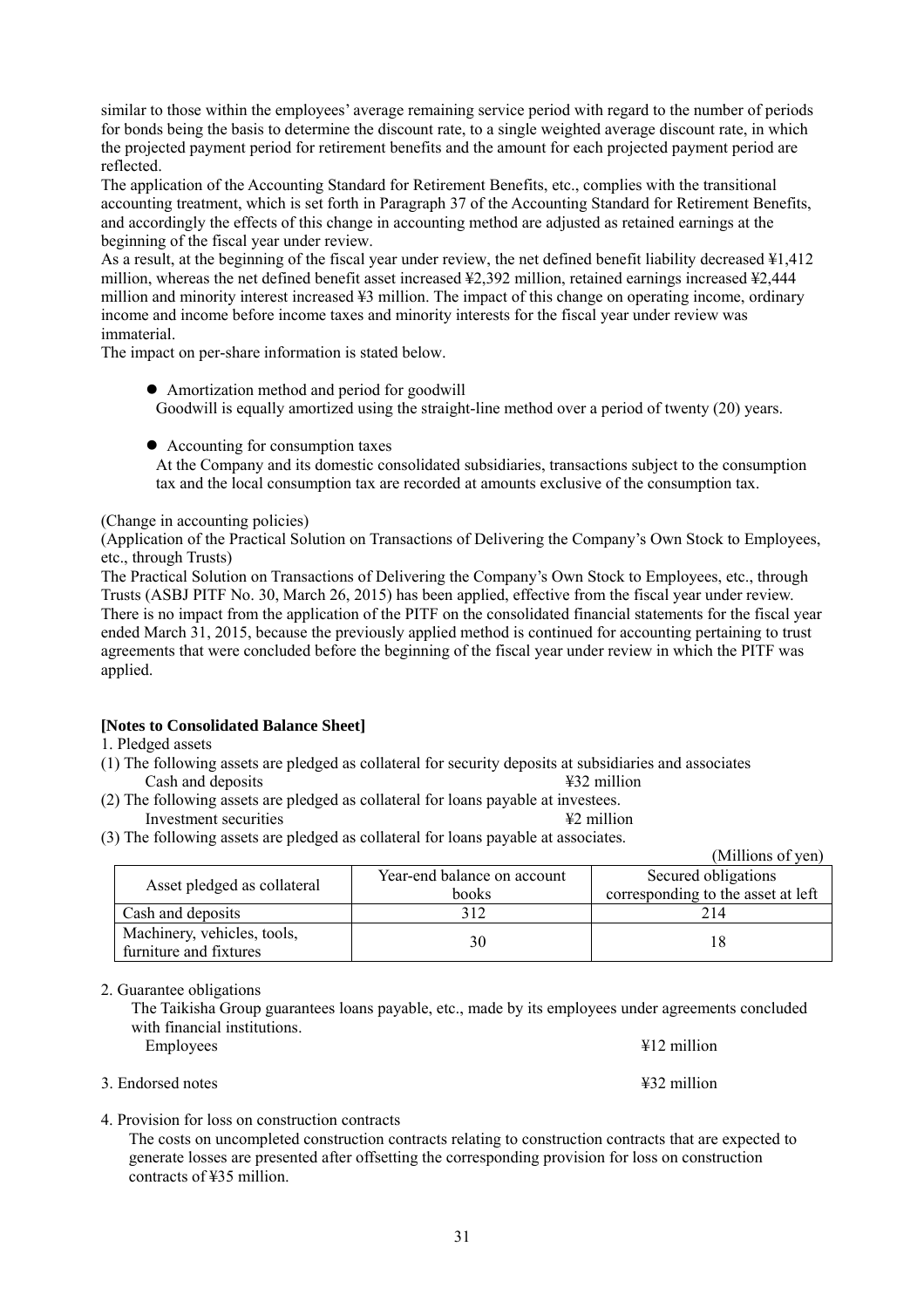similar to those within the employees' average remaining service period with regard to the number of periods for bonds being the basis to determine the discount rate, to a single weighted average discount rate, in which the projected payment period for retirement benefits and the amount for each projected payment period are reflected.

The application of the Accounting Standard for Retirement Benefits, etc., complies with the transitional accounting treatment, which is set forth in Paragraph 37 of the Accounting Standard for Retirement Benefits, and accordingly the effects of this change in accounting method are adjusted as retained earnings at the beginning of the fiscal year under review.

As a result, at the beginning of the fiscal year under review, the net defined benefit liability decreased ¥1,412 million, whereas the net defined benefit asset increased ¥2,392 million, retained earnings increased ¥2,444 million and minority interest increased ¥3 million. The impact of this change on operating income, ordinary income and income before income taxes and minority interests for the fiscal year under review was immaterial.

The impact on per-share information is stated below.

- Amortization method and period for goodwill
  Goodwill is equally amortized using the straight-line method over a period of twenty (20) years.

- Accounting for consumption taxes
  At the Company and its domestic consolidated subsidiaries, transactions subject to the consumption tax and the local consumption tax are recorded at amounts exclusive of the consumption tax.

(Change in accounting policies)

(Application of the Practical Solution on Transactions of Delivering the Company's Own Stock to Employees, etc., through Trusts)

The Practical Solution on Transactions of Delivering the Company's Own Stock to Employees, etc., through Trusts (ASBJ PITF No. 30, March 26, 2015) has been applied, effective from the fiscal year under review. There is no impact from the application of the PITF on the consolidated financial statements for the fiscal year ended March 31, 2015, because the previously applied method is continued for accounting pertaining to trust agreements that were concluded before the beginning of the fiscal year under review in which the PITF was applied.

**[Notes to Consolidated Balance Sheet]**

1. Pledged assets

(1) The following assets are pledged as collateral for security deposits at subsidiaries and associates

Cash and deposits ¥32 million

(2) The following assets are pledged as collateral for loans payable at investees.

Investment securities ¥2 million

(3) The following assets are pledged as collateral for loans payable at associates.

(Millions of yen)

| Asset pledged as collateral | Year-end balance on account books | Secured obligations corresponding to the asset at left |
|---|---|---|
| Cash and deposits | 312 | 214 |
| Machinery, vehicles, tools, furniture and fixtures | 30 | 18 |

2. Guarantee obligations

The Taikisha Group guarantees loans payable, etc., made by its employees under agreements concluded with financial institutions.

Employees ¥12 million

3. Endorsed notes ¥32 million

4. Provision for loss on construction contracts

The costs on uncompleted construction contracts relating to construction contracts that are expected to generate losses are presented after offsetting the corresponding provision for loss on construction contracts of ¥35 million.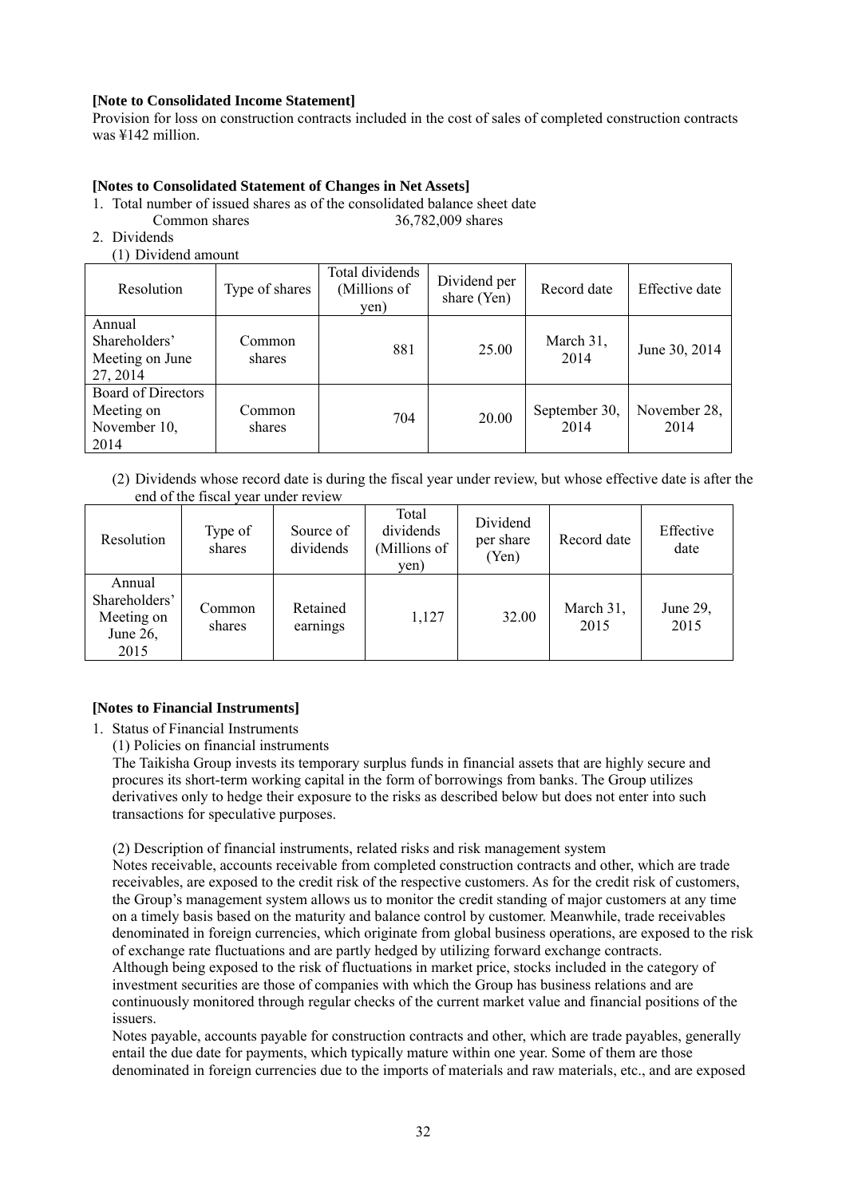**[Note to Consolidated Income Statement]**

Provision for loss on construction contracts included in the cost of sales of completed construction contracts was ¥142 million.

**[Notes to Consolidated Statement of Changes in Net Assets]**

1. Total number of issued shares as of the consolidated balance sheet date
   Common shares 36,782,009 shares
2. Dividends
   (1) Dividend amount

| Resolution | Type of shares | Total dividends (Millions of yen) | Dividend per share (Yen) | Record date | Effective date |
|---|---|---|---|---|---|
| Annual Shareholders' Meeting on June 27, 2014 | Common shares | 881 | 25.00 | March 31, 2014 | June 30, 2014 |
| Board of Directors Meeting on November 10, 2014 | Common shares | 704 | 20.00 | September 30, 2014 | November 28, 2014 |

   (2) Dividends whose record date is during the fiscal year under review, but whose effective date is after the end of the fiscal year under review

| Resolution | Type of shares | Source of dividends | Total dividends (Millions of yen) | Dividend per share (Yen) | Record date | Effective date |
|---|---|---|---|---|---|---|
| Annual Shareholders' Meeting on June 26, 2015 | Common shares | Retained earnings | 1,127 | 32.00 | March 31, 2015 | June 29, 2015 |

**[Notes to Financial Instruments]**

1. Status of Financial Instruments

   (1) Policies on financial instruments

   The Taikisha Group invests its temporary surplus funds in financial assets that are highly secure and procures its short-term working capital in the form of borrowings from banks. The Group utilizes derivatives only to hedge their exposure to the risks as described below but does not enter into such transactions for speculative purposes.

   (2) Description of financial instruments, related risks and risk management system

   Notes receivable, accounts receivable from completed construction contracts and other, which are trade receivables, are exposed to the credit risk of the respective customers. As for the credit risk of customers, the Group's management system allows us to monitor the credit standing of major customers at any time on a timely basis based on the maturity and balance control by customer. Meanwhile, trade receivables denominated in foreign currencies, which originate from global business operations, are exposed to the risk of exchange rate fluctuations and are partly hedged by utilizing forward exchange contracts.

   Although being exposed to the risk of fluctuations in market price, stocks included in the category of investment securities are those of companies with which the Group has business relations and are continuously monitored through regular checks of the current market value and financial positions of the issuers.

   Notes payable, accounts payable for construction contracts and other, which are trade payables, generally entail the due date for payments, which typically mature within one year. Some of them are those denominated in foreign currencies due to the imports of materials and raw materials, etc., and are exposed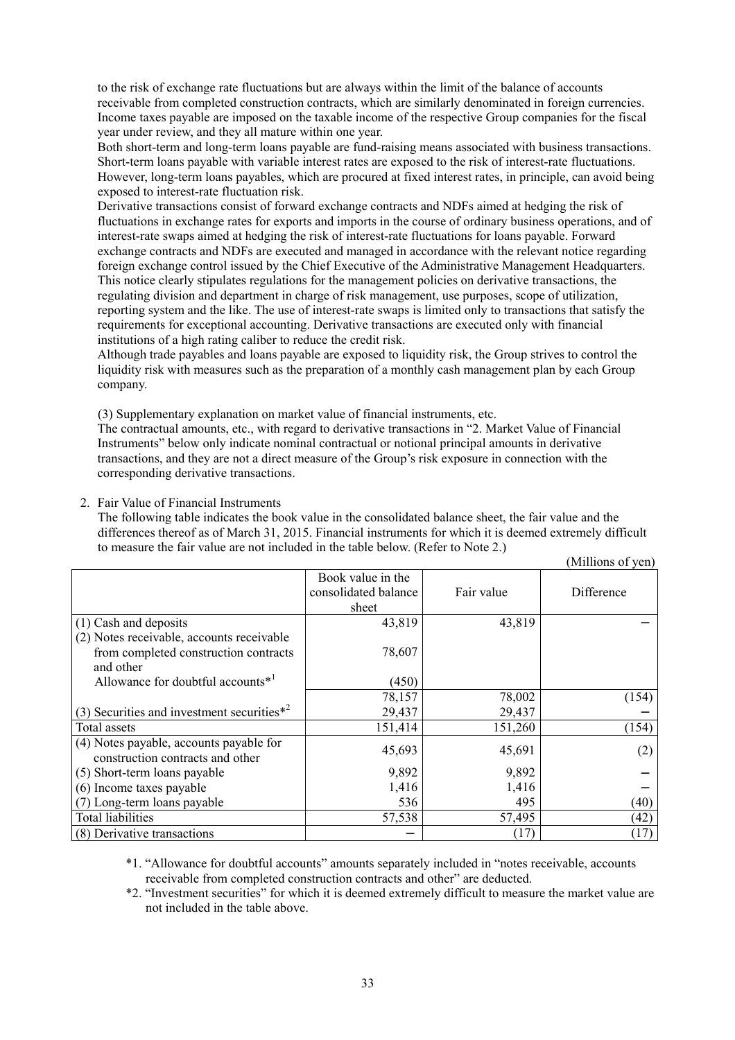to the risk of exchange rate fluctuations but are always within the limit of the balance of accounts receivable from completed construction contracts, which are similarly denominated in foreign currencies. Income taxes payable are imposed on the taxable income of the respective Group companies for the fiscal year under review, and they all mature within one year.

Both short-term and long-term loans payable are fund-raising means associated with business transactions. Short-term loans payable with variable interest rates are exposed to the risk of interest-rate fluctuations. However, long-term loans payables, which are procured at fixed interest rates, in principle, can avoid being exposed to interest-rate fluctuation risk.

Derivative transactions consist of forward exchange contracts and NDFs aimed at hedging the risk of fluctuations in exchange rates for exports and imports in the course of ordinary business operations, and of interest-rate swaps aimed at hedging the risk of interest-rate fluctuations for loans payable. Forward exchange contracts and NDFs are executed and managed in accordance with the relevant notice regarding foreign exchange control issued by the Chief Executive of the Administrative Management Headquarters. This notice clearly stipulates regulations for the management policies on derivative transactions, the regulating division and department in charge of risk management, use purposes, scope of utilization, reporting system and the like. The use of interest-rate swaps is limited only to transactions that satisfy the requirements for exceptional accounting. Derivative transactions are executed only with financial institutions of a high rating caliber to reduce the credit risk.

Although trade payables and loans payable are exposed to liquidity risk, the Group strives to control the liquidity risk with measures such as the preparation of a monthly cash management plan by each Group company.

(3) Supplementary explanation on market value of financial instruments, etc.

The contractual amounts, etc., with regard to derivative transactions in "2. Market Value of Financial Instruments" below only indicate nominal contractual or notional principal amounts in derivative transactions, and they are not a direct measure of the Group's risk exposure in connection with the corresponding derivative transactions.

2. Fair Value of Financial Instruments

The following table indicates the book value in the consolidated balance sheet, the fair value and the differences thereof as of March 31, 2015. Financial instruments for which it is deemed extremely difficult to measure the fair value are not included in the table below. (Refer to Note 2.)

(Millions of yen)

| | Book value in the consolidated balance sheet | Fair value | Difference |
|---|---|---|---|
| (1) Cash and deposits | 43,819 | 43,819 | – |
| (2) Notes receivable, accounts receivable from completed construction contracts and other | 78,607 | | |
| Allowance for doubtful accounts*1 | (450) | | |
| | 78,157 | 78,002 | (154) |
| (3) Securities and investment securities*2 | 29,437 | 29,437 | – |
| Total assets | 151,414 | 151,260 | (154) |
| (4) Notes payable, accounts payable for construction contracts and other | 45,693 | 45,691 | (2) |
| (5) Short-term loans payable | 9,892 | 9,892 | – |
| (6) Income taxes payable | 1,416 | 1,416 | – |
| (7) Long-term loans payable | 536 | 495 | (40) |
| Total liabilities | 57,538 | 57,495 | (42) |
| (8) Derivative transactions | – | (17) | (17) |

*1. "Allowance for doubtful accounts" amounts separately included in "notes receivable, accounts receivable from completed construction contracts and other" are deducted.

*2. "Investment securities" for which it is deemed extremely difficult to measure the market value are not included in the table above.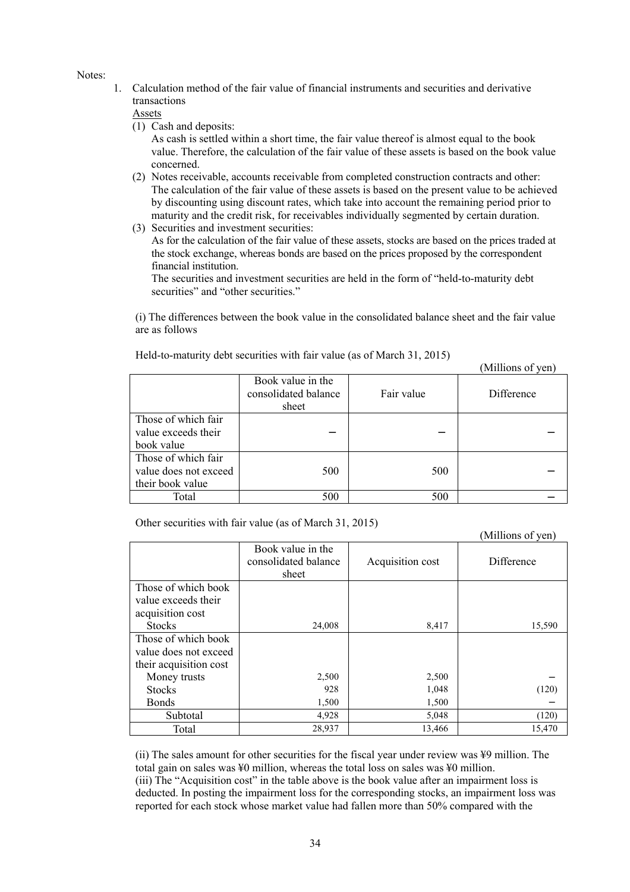Notes:

1. Calculation method of the fair value of financial instruments and securities and derivative transactions

   Assets

   (1) Cash and deposits:
   As cash is settled within a short time, the fair value thereof is almost equal to the book value. Therefore, the calculation of the fair value of these assets is based on the book value concerned.

   (2) Notes receivable, accounts receivable from completed construction contracts and other:
   The calculation of the fair value of these assets is based on the present value to be achieved by discounting using discount rates, which take into account the remaining period prior to maturity and the credit risk, for receivables individually segmented by certain duration.

   (3) Securities and investment securities:
   As for the calculation of the fair value of these assets, stocks are based on the prices traded at the stock exchange, whereas bonds are based on the prices proposed by the correspondent financial institution.
   The securities and investment securities are held in the form of "held-to-maturity debt securities" and "other securities."

   (i) The differences between the book value in the consolidated balance sheet and the fair value are as follows

   Held-to-maturity debt securities with fair value (as of March 31, 2015)

   (Millions of yen)

   | | Book value in the consolidated balance sheet | Fair value | Difference |
   |---|---|---|---|
   | Those of which fair value exceeds their book value | – | – | – |
   | Those of which fair value does not exceed their book value | 500 | 500 | – |
   | Total | 500 | 500 | – |

   Other securities with fair value (as of March 31, 2015)

   (Millions of yen)

   | | Book value in the consolidated balance sheet | Acquisition cost | Difference |
   |---|---|---|---|
   | Those of which book value exceeds their acquisition cost | | | |
   | Stocks | 24,008 | 8,417 | 15,590 |
   | Those of which book value does not exceed their acquisition cost | | | |
   | Money trusts | 2,500 | 2,500 | – |
   | Stocks | 928 | 1,048 | (120) |
   | Bonds | 1,500 | 1,500 | – |
   | Subtotal | 4,928 | 5,048 | (120) |
   | Total | 28,937 | 13,466 | 15,470 |

   (ii) The sales amount for other securities for the fiscal year under review was ¥9 million. The total gain on sales was ¥0 million, whereas the total loss on sales was ¥0 million.
   (iii) The "Acquisition cost" in the table above is the book value after an impairment loss is deducted. In posting the impairment loss for the corresponding stocks, an impairment loss was reported for each stock whose market value had fallen more than 50% compared with the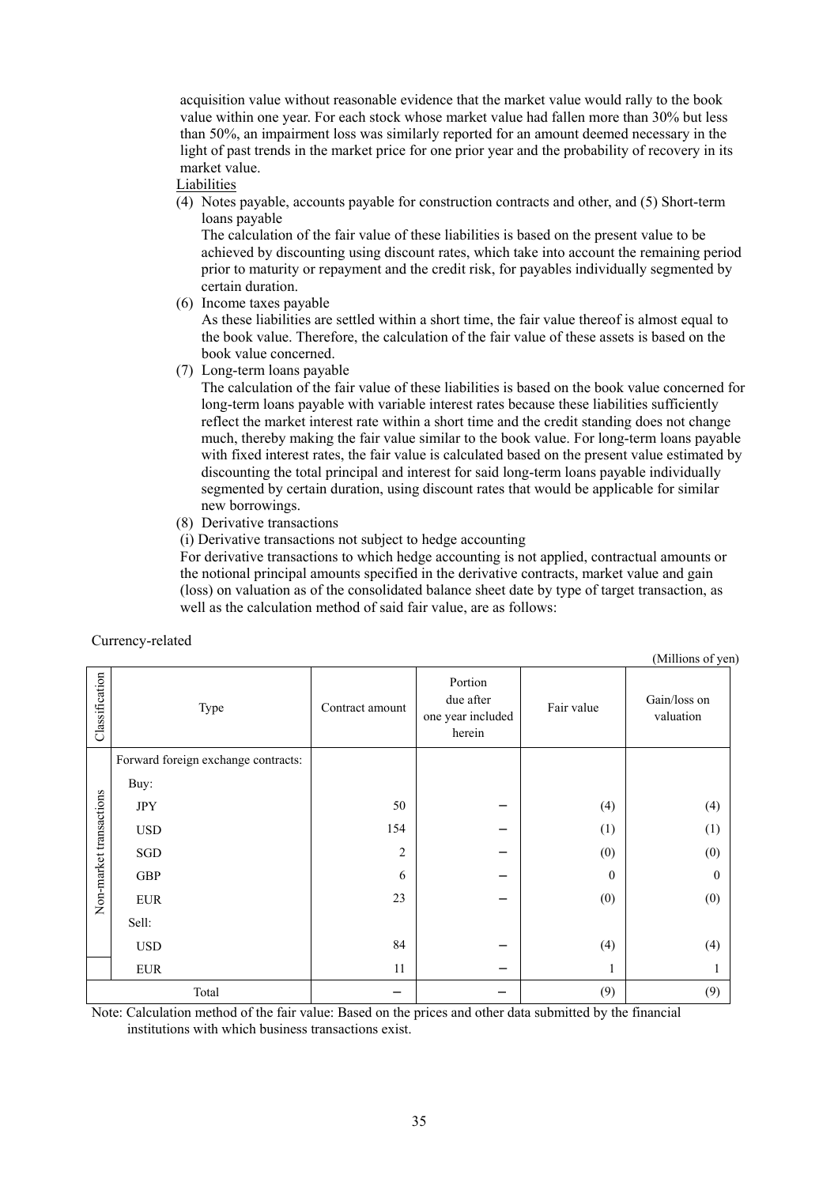acquisition value without reasonable evidence that the market value would rally to the book value within one year. For each stock whose market value had fallen more than 30% but less than 50%, an impairment loss was similarly reported for an amount deemed necessary in the light of past trends in the market price for one prior year and the probability of recovery in its market value.

Liabilities

(4) Notes payable, accounts payable for construction contracts and other, and (5) Short-term loans payable

The calculation of the fair value of these liabilities is based on the present value to be achieved by discounting using discount rates, which take into account the remaining period prior to maturity or repayment and the credit risk, for payables individually segmented by certain duration.

(6) Income taxes payable

As these liabilities are settled within a short time, the fair value thereof is almost equal to the book value. Therefore, the calculation of the fair value of these assets is based on the book value concerned.

(7) Long-term loans payable

The calculation of the fair value of these liabilities is based on the book value concerned for long-term loans payable with variable interest rates because these liabilities sufficiently reflect the market interest rate within a short time and the credit standing does not change much, thereby making the fair value similar to the book value. For long-term loans payable with fixed interest rates, the fair value is calculated based on the present value estimated by discounting the total principal and interest for said long-term loans payable individually segmented by certain duration, using discount rates that would be applicable for similar new borrowings.

(8) Derivative transactions

(i) Derivative transactions not subject to hedge accounting

For derivative transactions to which hedge accounting is not applied, contractual amounts or the notional principal amounts specified in the derivative contracts, market value and gain (loss) on valuation as of the consolidated balance sheet date by type of target transaction, as well as the calculation method of said fair value, are as follows:

Currency-related

(Millions of yen)

| Classification | Type | Contract amount | Portion due after one year included herein | Fair value | Gain/loss on valuation |
|---|---|---|---|---|---|
| Non-market transactions | Forward foreign exchange contracts: | | | | |
| | Buy: | | | | |
| | JPY | 50 | – | (4) | (4) |
| | USD | 154 | – | (1) | (1) |
| | SGD | 2 | – | (0) | (0) |
| | GBP | 6 | – | 0 | 0 |
| | EUR | 23 | – | (0) | (0) |
| | Sell: | | | | |
| | USD | 84 | – | (4) | (4) |
| | EUR | 11 | – | 1 | 1 |
| Total | | – | – | (9) | (9) |

Note: Calculation method of the fair value: Based on the prices and other data submitted by the financial institutions with which business transactions exist.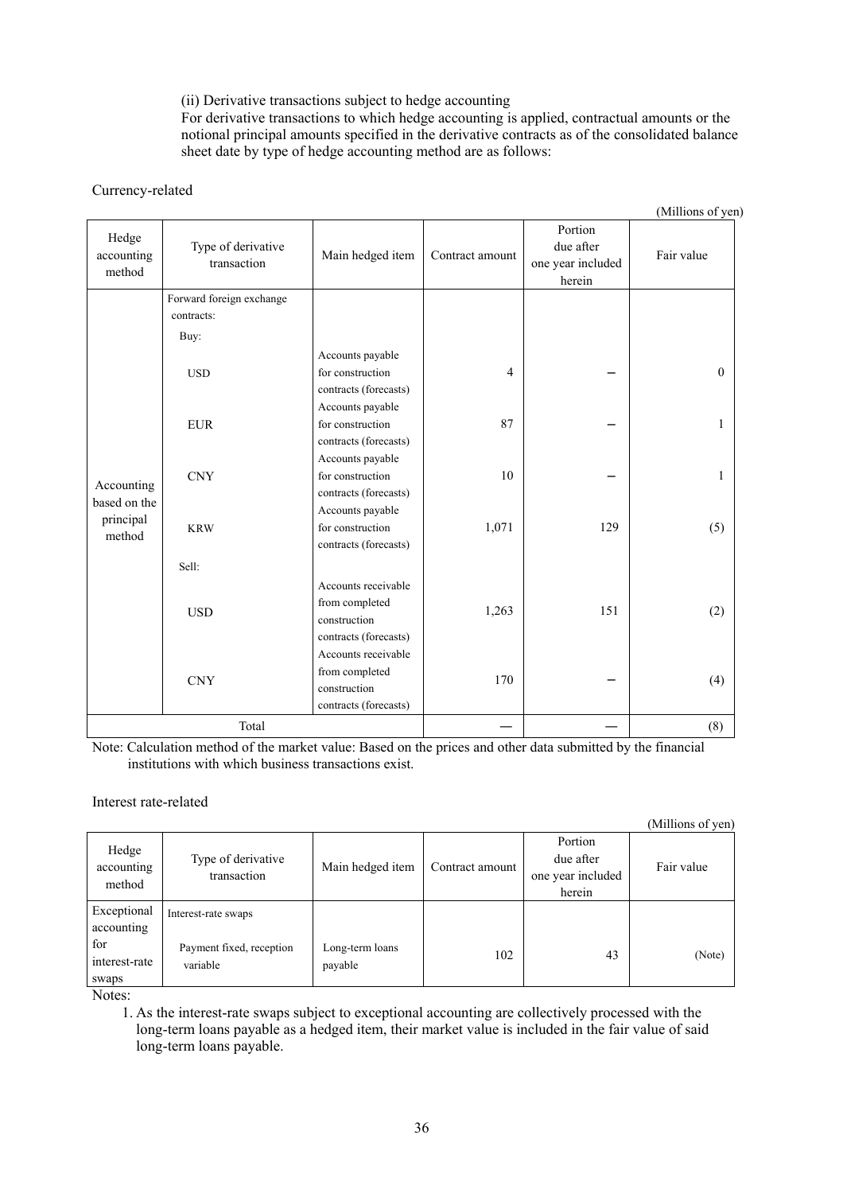(ii) Derivative transactions subject to hedge accounting

For derivative transactions to which hedge accounting is applied, contractual amounts or the notional principal amounts specified in the derivative contracts as of the consolidated balance sheet date by type of hedge accounting method are as follows:

Currency-related

(Millions of yen)

| Hedge accounting method | Type of derivative transaction | Main hedged item | Contract amount | Portion due after one year included herein | Fair value |
|---|---|---|---|---|---|
| Accounting based on the principal method | Forward foreign exchange contracts: | | | | |
| | Buy: | | | | |
| | USD | Accounts payable for construction contracts (forecasts) | 4 | – | 0 |
| | EUR | Accounts payable for construction contracts (forecasts) | 87 | – | 1 |
| | CNY | Accounts payable for construction contracts (forecasts) | 10 | – | 1 |
| | KRW | Accounts payable for construction contracts (forecasts) | 1,071 | 129 | (5) |
| | Sell: | | | | |
| | USD | Accounts receivable from completed construction contracts (forecasts) | 1,263 | 151 | (2) |
| | CNY | Accounts receivable from completed construction contracts (forecasts) | 170 | – | (4) |
| Total | | | — | — | (8) |

Note: Calculation method of the market value: Based on the prices and other data submitted by the financial institutions with which business transactions exist.

Interest rate-related

(Millions of yen)

| Hedge accounting method | Type of derivative transaction | Main hedged item | Contract amount | Portion due after one year included herein | Fair value |
|---|---|---|---|---|---|
| Exceptional accounting for interest-rate swaps | Interest-rate swaps<br>Payment fixed, reception variable | Long-term loans payable | 102 | 43 | (Note) |

Notes:

1. As the interest-rate swaps subject to exceptional accounting are collectively processed with the long-term loans payable as a hedged item, their market value is included in the fair value of said long-term loans payable.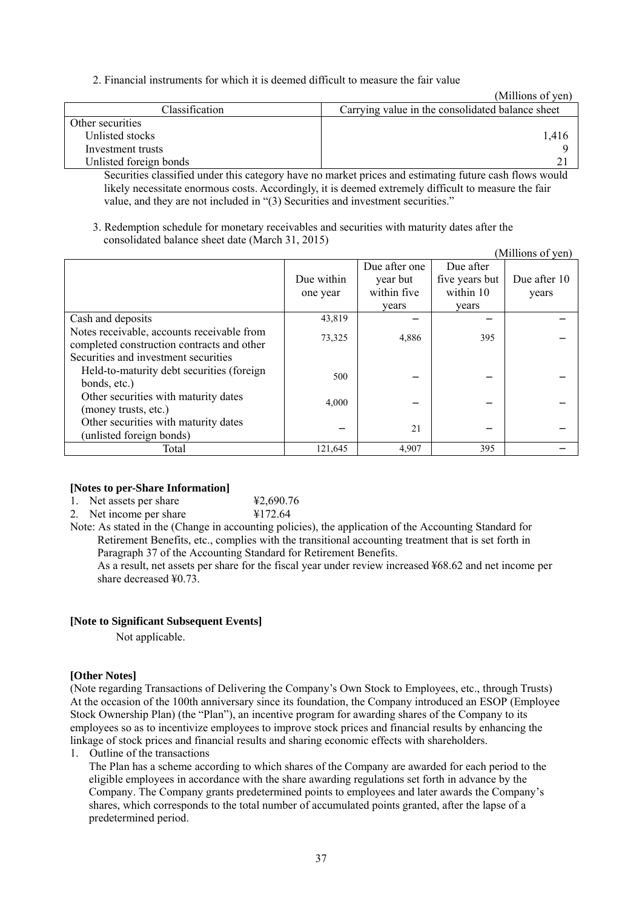2. Financial instruments for which it is deemed difficult to measure the fair value

(Millions of yen)

| Classification | Carrying value in the consolidated balance sheet |
|---|---|
| Other securities | |
| Unlisted stocks | 1,416 |
| Investment trusts | 9 |
| Unlisted foreign bonds | 21 |

Securities classified under this category have no market prices and estimating future cash flows would likely necessitate enormous costs. Accordingly, it is deemed extremely difficult to measure the fair value, and they are not included in "(3) Securities and investment securities."

3. Redemption schedule for monetary receivables and securities with maturity dates after the consolidated balance sheet date (March 31, 2015)

(Millions of yen)

| | Due within one year | Due after one year but within five years | Due after five years but within 10 years | Due after 10 years |
|---|---|---|---|---|
| Cash and deposits | 43,819 | – | – | – |
| Notes receivable, accounts receivable from completed construction contracts and other | 73,325 | 4,886 | 395 | – |
| Securities and investment securities | | | | |
| Held-to-maturity debt securities (foreign bonds, etc.) | 500 | – | – | – |
| Other securities with maturity dates (money trusts, etc.) | 4,000 | – | – | – |
| Other securities with maturity dates (unlisted foreign bonds) | – | 21 | – | – |
| Total | 121,645 | 4,907 | 395 | – |

**[Notes to per-Share Information]**

1. Net assets per share ¥2,690.76
2. Net income per share ¥172.64

Note: As stated in the (Change in accounting policies), the application of the Accounting Standard for Retirement Benefits, etc., complies with the transitional accounting treatment that is set forth in Paragraph 37 of the Accounting Standard for Retirement Benefits.
As a result, net assets per share for the fiscal year under review increased ¥68.62 and net income per share decreased ¥0.73.

**[Note to Significant Subsequent Events]**

Not applicable.

**[Other Notes]**

(Note regarding Transactions of Delivering the Company's Own Stock to Employees, etc., through Trusts)
At the occasion of the 100th anniversary since its foundation, the Company introduced an ESOP (Employee Stock Ownership Plan) (the "Plan"), an incentive program for awarding shares of the Company to its employees so as to incentivize employees to improve stock prices and financial results by enhancing the linkage of stock prices and financial results and sharing economic effects with shareholders.

1. Outline of the transactions
The Plan has a scheme according to which shares of the Company are awarded for each period to the eligible employees in accordance with the share awarding regulations set forth in advance by the Company. The Company grants predetermined points to employees and later awards the Company's shares, which corresponds to the total number of accumulated points granted, after the lapse of a predetermined period.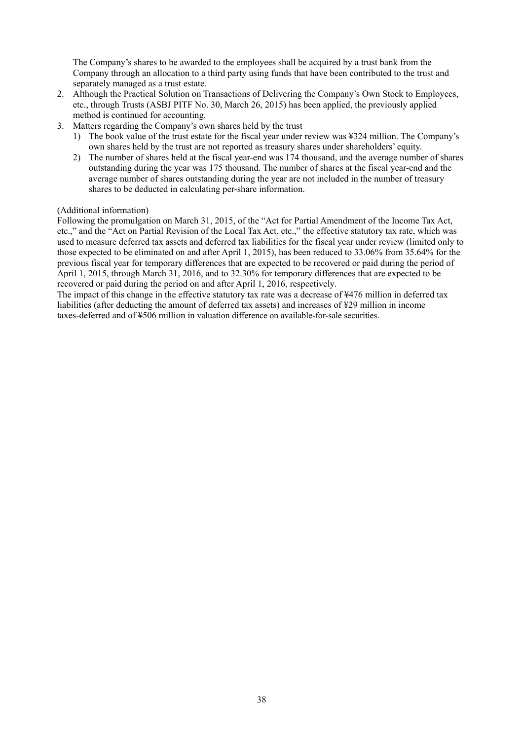The Company's shares to be awarded to the employees shall be acquired by a trust bank from the Company through an allocation to a third party using funds that have been contributed to the trust and separately managed as a trust estate.

2. Although the Practical Solution on Transactions of Delivering the Company's Own Stock to Employees, etc., through Trusts (ASBJ PITF No. 30, March 26, 2015) has been applied, the previously applied method is continued for accounting.
3. Matters regarding the Company's own shares held by the trust
   1) The book value of the trust estate for the fiscal year under review was ¥324 million. The Company's own shares held by the trust are not reported as treasury shares under shareholders' equity.
   2) The number of shares held at the fiscal year-end was 174 thousand, and the average number of shares outstanding during the year was 175 thousand. The number of shares at the fiscal year-end and the average number of shares outstanding during the year are not included in the number of treasury shares to be deducted in calculating per-share information.

(Additional information)

Following the promulgation on March 31, 2015, of the "Act for Partial Amendment of the Income Tax Act, etc.," and the "Act on Partial Revision of the Local Tax Act, etc.," the effective statutory tax rate, which was used to measure deferred tax assets and deferred tax liabilities for the fiscal year under review (limited only to those expected to be eliminated on and after April 1, 2015), has been reduced to 33.06% from 35.64% for the previous fiscal year for temporary differences that are expected to be recovered or paid during the period of April 1, 2015, through March 31, 2016, and to 32.30% for temporary differences that are expected to be recovered or paid during the period on and after April 1, 2016, respectively.

The impact of this change in the effective statutory tax rate was a decrease of ¥476 million in deferred tax liabilities (after deducting the amount of deferred tax assets) and increases of ¥29 million in income taxes-deferred and of ¥506 million in valuation difference on available-for-sale securities.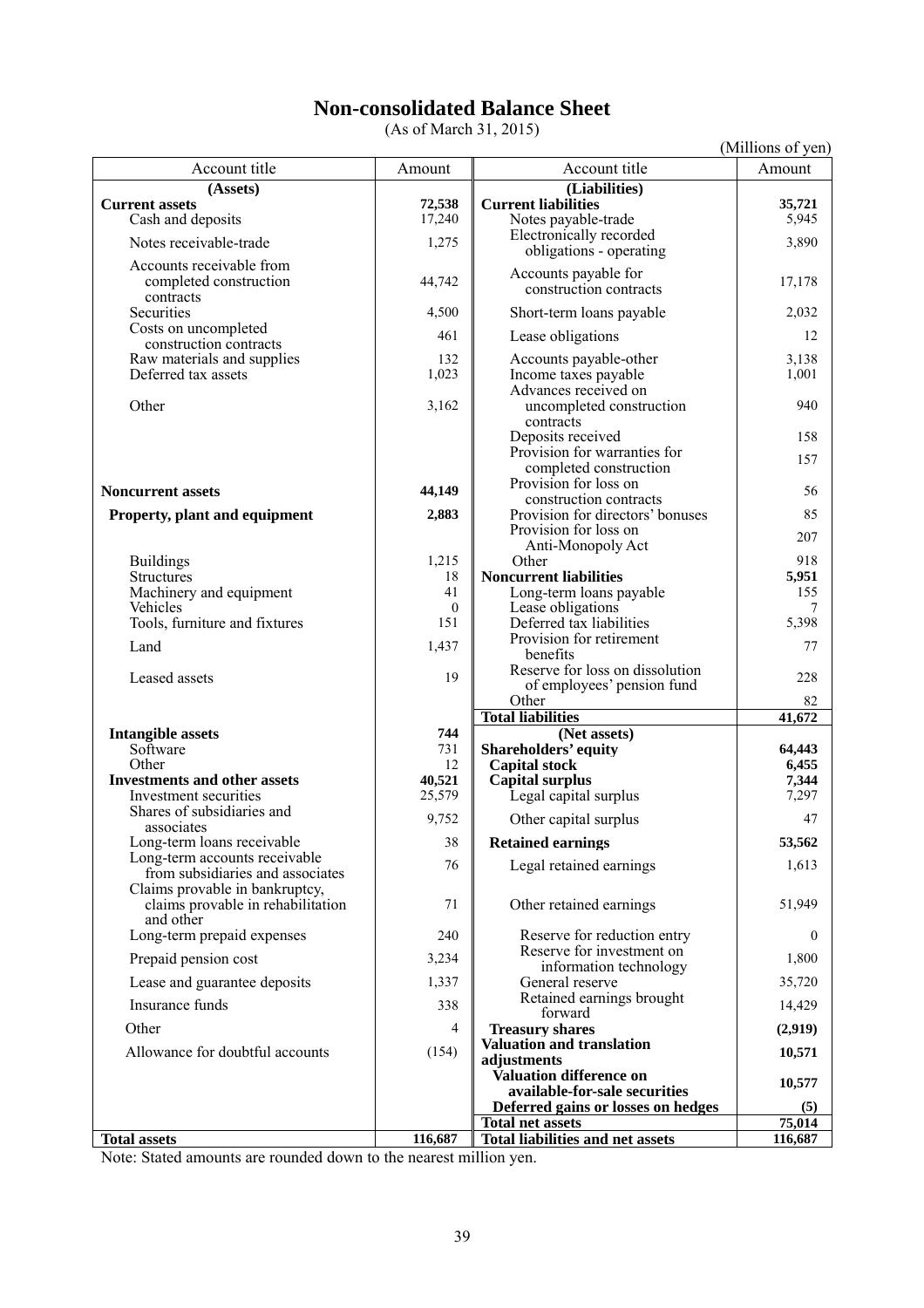# Non-consolidated Balance Sheet

(As of March 31, 2015)

(Millions of yen)

| Account title | Amount | Account title | Amount |
|---|---|---|---|
| **(Assets)** | | **(Liabilities)** | |
| **Current assets** | **72,538** | **Current liabilities** | **35,721** |
| Cash and deposits | 17,240 | Notes payable-trade | 5,945 |
| Notes receivable-trade | 1,275 | Electronically recorded obligations - operating | 3,890 |
| Accounts receivable from completed construction contracts | 44,742 | Accounts payable for construction contracts | 17,178 |
| Securities | 4,500 | Short-term loans payable | 2,032 |
| Costs on uncompleted construction contracts | 461 | Lease obligations | 12 |
| Raw materials and supplies | 132 | Accounts payable-other | 3,138 |
| Deferred tax assets | 1,023 | Income taxes payable | 1,001 |
| Other | 3,162 | Advances received on uncompleted construction contracts | 940 |
| | | Deposits received | 158 |
| | | Provision for warranties for completed construction | 157 |
| **Noncurrent assets** | **44,149** | Provision for loss on construction contracts | 56 |
| **Property, plant and equipment** | **2,883** | Provision for directors' bonuses | 85 |
| | | Provision for loss on Anti-Monopoly Act | 207 |
| Buildings | 1,215 | Other | 918 |
| Structures | 18 | **Noncurrent liabilities** | **5,951** |
| Machinery and equipment | 41 | Long-term loans payable | 155 |
| Vehicles | 0 | Lease obligations | 7 |
| Tools, furniture and fixtures | 151 | Deferred tax liabilities | 5,398 |
| Land | 1,437 | Provision for retirement benefits | 77 |
| Leased assets | 19 | Reserve for loss on dissolution of employees' pension fund | 228 |
| | | Other | 82 |
| | | **Total liabilities** | **41,672** |
| **Intangible assets** | **744** | **(Net assets)** | |
| Software | 731 | **Shareholders' equity** | **64,443** |
| Other | 12 | **Capital stock** | **6,455** |
| **Investments and other assets** | **40,521** | **Capital surplus** | **7,344** |
| Investment securities | 25,579 | Legal capital surplus | 7,297 |
| Shares of subsidiaries and associates | 9,752 | Other capital surplus | 47 |
| Long-term loans receivable | 38 | **Retained earnings** | **53,562** |
| Long-term accounts receivable from subsidiaries and associates | 76 | Legal retained earnings | 1,613 |
| Claims provable in bankruptcy, claims provable in rehabilitation and other | 71 | Other retained earnings | 51,949 |
| Long-term prepaid expenses | 240 | Reserve for reduction entry | 0 |
| Prepaid pension cost | 3,234 | Reserve for investment on information technology | 1,800 |
| Lease and guarantee deposits | 1,337 | General reserve | 35,720 |
| Insurance funds | 338 | Retained earnings brought forward | 14,429 |
| Other | 4 | **Treasury shares** | **(2,919)** |
| Allowance for doubtful accounts | (154) | **Valuation and translation adjustments** | **10,571** |
| | | **Valuation difference on available-for-sale securities** | **10,577** |
| | | **Deferred gains or losses on hedges** | **(5)** |
| | | **Total net assets** | **75,014** |
| **Total assets** | **116,687** | **Total liabilities and net assets** | **116,687** |

Note: Stated amounts are rounded down to the nearest million yen.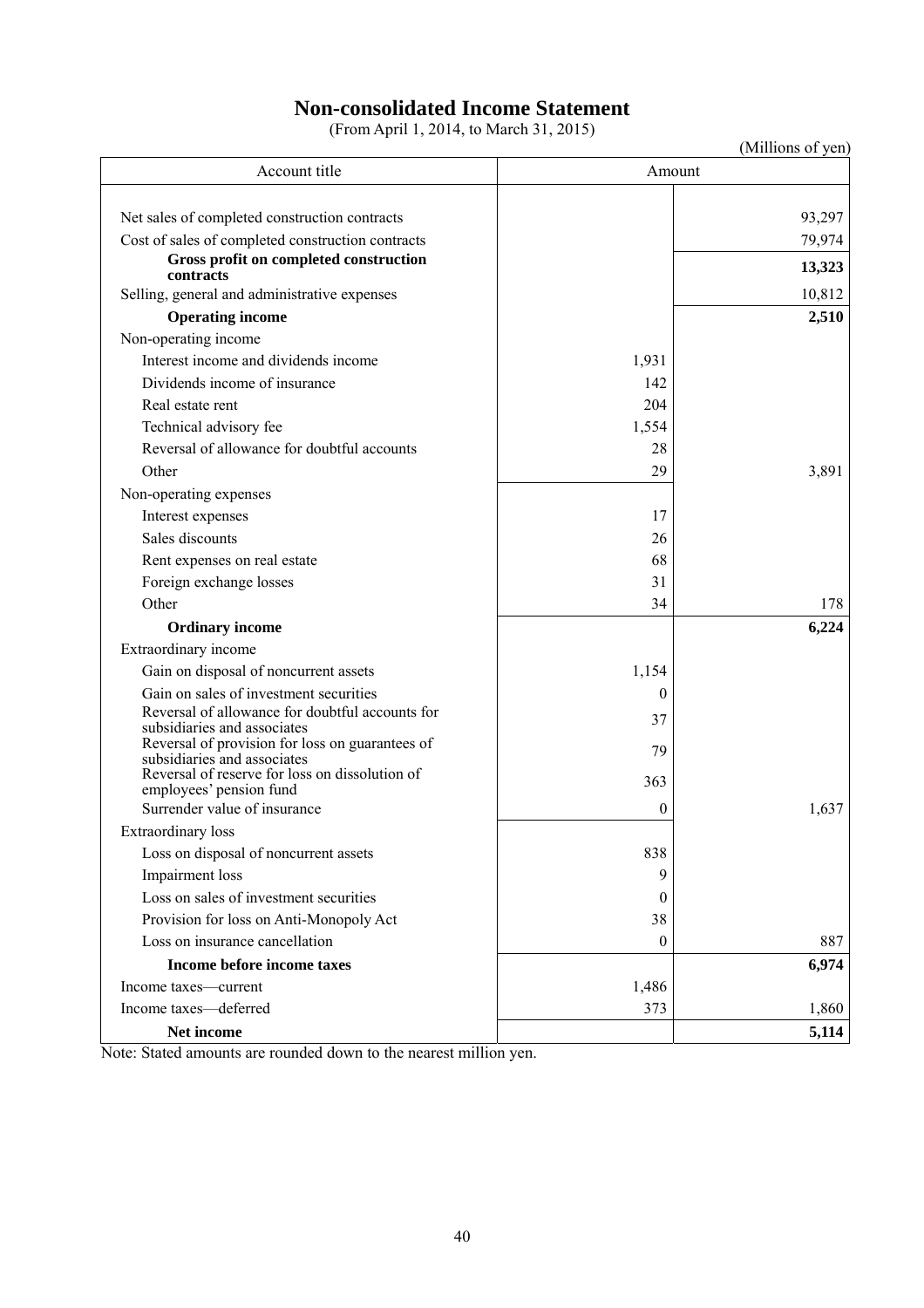# Non-consolidated Income Statement

(From April 1, 2014, to March 31, 2015)

(Millions of yen)

| Account title | Amount | |
|---|---|---|
| Net sales of completed construction contracts | | 93,297 |
| Cost of sales of completed construction contracts | | 79,974 |
| **Gross profit on completed construction contracts** | | **13,323** |
| Selling, general and administrative expenses | | 10,812 |
| **Operating income** | | **2,510** |
| Non-operating income | | |
| Interest income and dividends income | 1,931 | |
| Dividends income of insurance | 142 | |
| Real estate rent | 204 | |
| Technical advisory fee | 1,554 | |
| Reversal of allowance for doubtful accounts | 28 | |
| Other | 29 | 3,891 |
| Non-operating expenses | | |
| Interest expenses | 17 | |
| Sales discounts | 26 | |
| Rent expenses on real estate | 68 | |
| Foreign exchange losses | 31 | |
| Other | 34 | 178 |
| **Ordinary income** | | **6,224** |
| Extraordinary income | | |
| Gain on disposal of noncurrent assets | 1,154 | |
| Gain on sales of investment securities | 0 | |
| Reversal of allowance for doubtful accounts for subsidiaries and associates | 37 | |
| Reversal of provision for loss on guarantees of subsidiaries and associates | 79 | |
| Reversal of reserve for loss on dissolution of employees' pension fund | 363 | |
| Surrender value of insurance | 0 | 1,637 |
| Extraordinary loss | | |
| Loss on disposal of noncurrent assets | 838 | |
| Impairment loss | 9 | |
| Loss on sales of investment securities | 0 | |
| Provision for loss on Anti-Monopoly Act | 38 | |
| Loss on insurance cancellation | 0 | 887 |
| **Income before income taxes** | | **6,974** |
| Income taxes—current | 1,486 | |
| Income taxes—deferred | 373 | 1,860 |
| **Net income** | | **5,114** |

Note: Stated amounts are rounded down to the nearest million yen.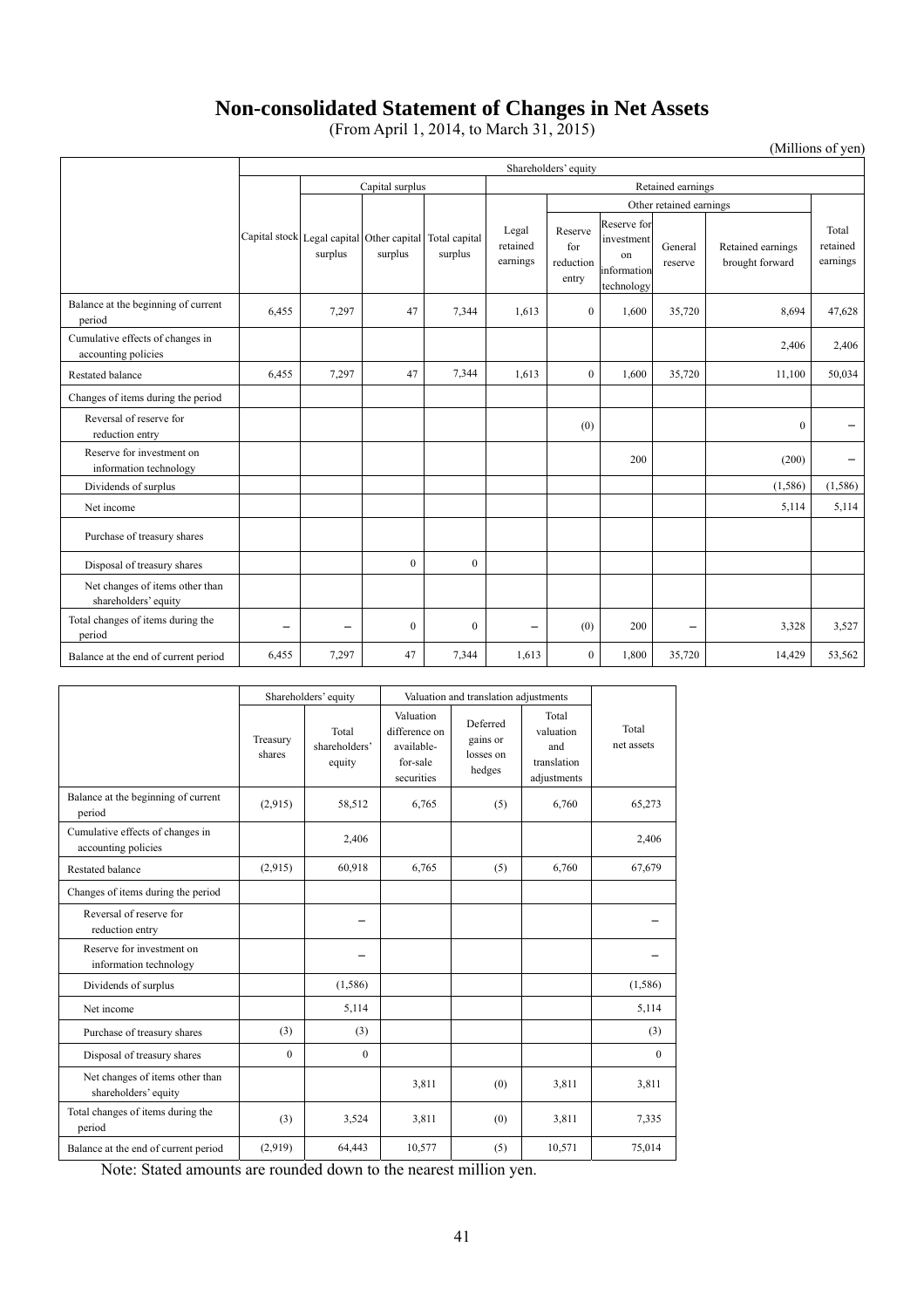# Non-consolidated Statement of Changes in Net Assets

(From April 1, 2014, to March 31, 2015)

(Millions of yen)

| | Shareholders' equity | | | | | | | | | |
|---|---|---|---|---|---|---|---|---|---|---|
| | | Capital surplus | | | Retained earnings | | | | | |
| | | | | | | Other retained earnings | | | | |
| | Capital stock | Legal capital surplus | Other capital surplus | Total capital surplus | Legal retained earnings | Reserve for reduction entry | Reserve for investment on information technology | General reserve | Retained earnings brought forward | Total retained earnings |
| Balance at the beginning of current period | 6,455 | 7,297 | 47 | 7,344 | 1,613 | 0 | 1,600 | 35,720 | 8,694 | 47,628 |
| Cumulative effects of changes in accounting policies | | | | | | | | | 2,406 | 2,406 |
| Restated balance | 6,455 | 7,297 | 47 | 7,344 | 1,613 | 0 | 1,600 | 35,720 | 11,100 | 50,034 |
| Changes of items during the period | | | | | | | | | | |
| Reversal of reserve for reduction entry | | | | | | (0) | | | 0 | − |
| Reserve for investment on information technology | | | | | | | 200 | | (200) | − |
| Dividends of surplus | | | | | | | | | (1,586) | (1,586) |
| Net income | | | | | | | | | 5,114 | 5,114 |
| Purchase of treasury shares | | | | | | | | | | |
| Disposal of treasury shares | | | 0 | 0 | | | | | | |
| Net changes of items other than shareholders' equity | | | | | | | | | | |
| Total changes of items during the period | − | − | 0 | 0 | − | (0) | 200 | − | 3,328 | 3,527 |
| Balance at the end of current period | 6,455 | 7,297 | 47 | 7,344 | 1,613 | 0 | 1,800 | 35,720 | 14,429 | 53,562 |

| | Shareholders' equity | | Valuation and translation adjustments | | | |
|---|---|---|---|---|---|---|
| | Treasury shares | Total shareholders' equity | Valuation difference on available-for-sale securities | Deferred gains or losses on hedges | Total valuation and translation adjustments | Total net assets |
| Balance at the beginning of current period | (2,915) | 58,512 | 6,765 | (5) | 6,760 | 65,273 |
| Cumulative effects of changes in accounting policies | | 2,406 | | | | 2,406 |
| Restated balance | (2,915) | 60,918 | 6,765 | (5) | 6,760 | 67,679 |
| Changes of items during the period | | | | | | |
| Reversal of reserve for reduction entry | | − | | | | − |
| Reserve for investment on information technology | | − | | | | − |
| Dividends of surplus | | (1,586) | | | | (1,586) |
| Net income | | 5,114 | | | | 5,114 |
| Purchase of treasury shares | (3) | (3) | | | | (3) |
| Disposal of treasury shares | 0 | 0 | | | | 0 |
| Net changes of items other than shareholders' equity | | | 3,811 | (0) | 3,811 | 3,811 |
| Total changes of items during the period | (3) | 3,524 | 3,811 | (0) | 3,811 | 7,335 |
| Balance at the end of current period | (2,919) | 64,443 | 10,577 | (5) | 10,571 | 75,014 |

Note: Stated amounts are rounded down to the nearest million yen.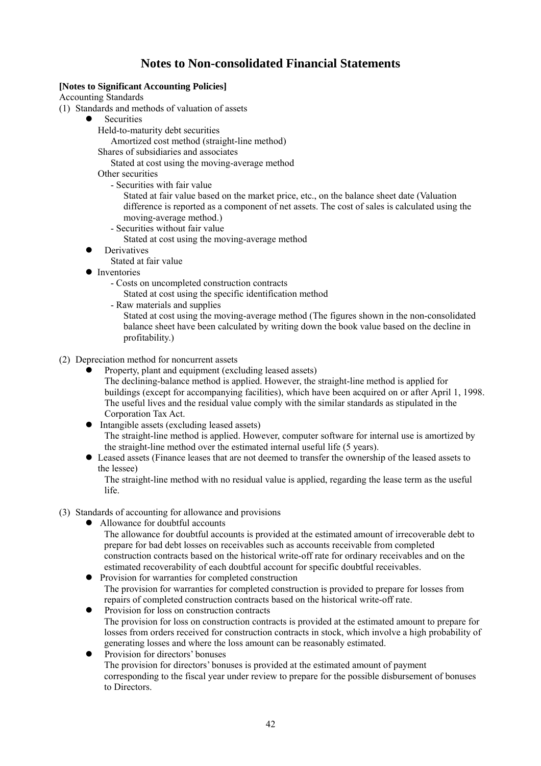# Notes to Non-consolidated Financial Statements

**[Notes to Significant Accounting Policies]**

Accounting Standards

(1) Standards and methods of valuation of assets

- Securities
  - Held-to-maturity debt securities
    - Amortized cost method (straight-line method)
  - Shares of subsidiaries and associates
    - Stated at cost using the moving-average method
  - Other securities
    - Securities with fair value
      - Stated at fair value based on the market price, etc., on the balance sheet date (Valuation difference is reported as a component of net assets. The cost of sales is calculated using the moving-average method.)
    - Securities without fair value
      - Stated at cost using the moving-average method
- Derivatives
  - Stated at fair value
- Inventories
  - Costs on uncompleted construction contracts
    - Stated at cost using the specific identification method
  - Raw materials and supplies
    - Stated at cost using the moving-average method (The figures shown in the non-consolidated balance sheet have been calculated by writing down the book value based on the decline in profitability.)

(2) Depreciation method for noncurrent assets

- Property, plant and equipment (excluding leased assets)
  The declining-balance method is applied. However, the straight-line method is applied for buildings (except for accompanying facilities), which have been acquired on or after April 1, 1998. The useful lives and the residual value comply with the similar standards as stipulated in the Corporation Tax Act.
- Intangible assets (excluding leased assets)
  The straight-line method is applied. However, computer software for internal use is amortized by the straight-line method over the estimated internal useful life (5 years).
- Leased assets (Finance leases that are not deemed to transfer the ownership of the leased assets to the lessee)
  The straight-line method with no residual value is applied, regarding the lease term as the useful life.

(3) Standards of accounting for allowance and provisions

- Allowance for doubtful accounts
  The allowance for doubtful accounts is provided at the estimated amount of irrecoverable debt to prepare for bad debt losses on receivables such as accounts receivable from completed construction contracts based on the historical write-off rate for ordinary receivables and on the estimated recoverability of each doubtful account for specific doubtful receivables.
- Provision for warranties for completed construction
  The provision for warranties for completed construction is provided to prepare for losses from repairs of completed construction contracts based on the historical write-off rate.
- Provision for loss on construction contracts
  The provision for loss on construction contracts is provided at the estimated amount to prepare for losses from orders received for construction contracts in stock, which involve a high probability of generating losses and where the loss amount can be reasonably estimated.
- Provision for directors' bonuses
  The provision for directors' bonuses is provided at the estimated amount of payment corresponding to the fiscal year under review to prepare for the possible disbursement of bonuses to Directors.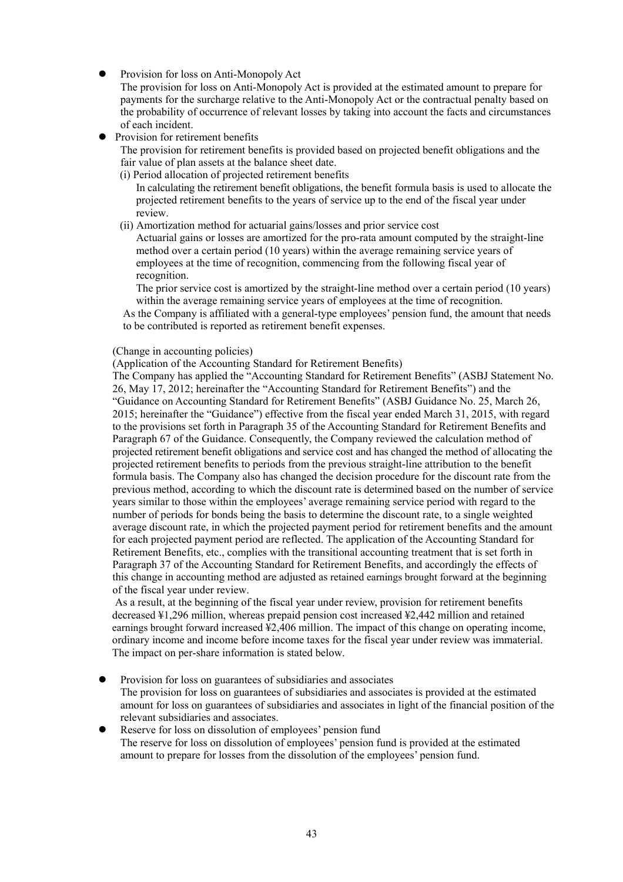- Provision for loss on Anti-Monopoly Act

  The provision for loss on Anti-Monopoly Act is provided at the estimated amount to prepare for payments for the surcharge relative to the Anti-Monopoly Act or the contractual penalty based on the probability of occurrence of relevant losses by taking into account the facts and circumstances of each incident.

- Provision for retirement benefits

  The provision for retirement benefits is provided based on projected benefit obligations and the fair value of plan assets at the balance sheet date.

  (i) Period allocation of projected retirement benefits

  In calculating the retirement benefit obligations, the benefit formula basis is used to allocate the projected retirement benefits to the years of service up to the end of the fiscal year under review.

  (ii) Amortization method for actuarial gains/losses and prior service cost

  Actuarial gains or losses are amortized for the pro-rata amount computed by the straight-line method over a certain period (10 years) within the average remaining service years of employees at the time of recognition, commencing from the following fiscal year of recognition.

  The prior service cost is amortized by the straight-line method over a certain period (10 years) within the average remaining service years of employees at the time of recognition.

  As the Company is affiliated with a general-type employees' pension fund, the amount that needs to be contributed is reported as retirement benefit expenses.

  (Change in accounting policies)

  (Application of the Accounting Standard for Retirement Benefits)

  The Company has applied the "Accounting Standard for Retirement Benefits" (ASBJ Statement No. 26, May 17, 2012; hereinafter the "Accounting Standard for Retirement Benefits") and the "Guidance on Accounting Standard for Retirement Benefits" (ASBJ Guidance No. 25, March 26, 2015; hereinafter the "Guidance") effective from the fiscal year ended March 31, 2015, with regard to the provisions set forth in Paragraph 35 of the Accounting Standard for Retirement Benefits and Paragraph 67 of the Guidance. Consequently, the Company reviewed the calculation method of projected retirement benefit obligations and service cost and has changed the method of allocating the projected retirement benefits to periods from the previous straight-line attribution to the benefit formula basis. The Company also has changed the decision procedure for the discount rate from the previous method, according to which the discount rate is determined based on the number of service years similar to those within the employees' average remaining service period with regard to the number of periods for bonds being the basis to determine the discount rate, to a single weighted average discount rate, in which the projected payment period for retirement benefits and the amount for each projected payment period are reflected. The application of the Accounting Standard for Retirement Benefits, etc., complies with the transitional accounting treatment that is set forth in Paragraph 37 of the Accounting Standard for Retirement Benefits, and accordingly the effects of this change in accounting method are adjusted as retained earnings brought forward at the beginning of the fiscal year under review.

  As a result, at the beginning of the fiscal year under review, provision for retirement benefits decreased ¥1,296 million, whereas prepaid pension cost increased ¥2,442 million and retained earnings brought forward increased ¥2,406 million. The impact of this change on operating income, ordinary income and income before income taxes for the fiscal year under review was immaterial. The impact on per-share information is stated below.

- Provision for loss on guarantees of subsidiaries and associates

  The provision for loss on guarantees of subsidiaries and associates is provided at the estimated amount for loss on guarantees of subsidiaries and associates in light of the financial position of the relevant subsidiaries and associates.

- Reserve for loss on dissolution of employees' pension fund

  The reserve for loss on dissolution of employees' pension fund is provided at the estimated amount to prepare for losses from the dissolution of the employees' pension fund.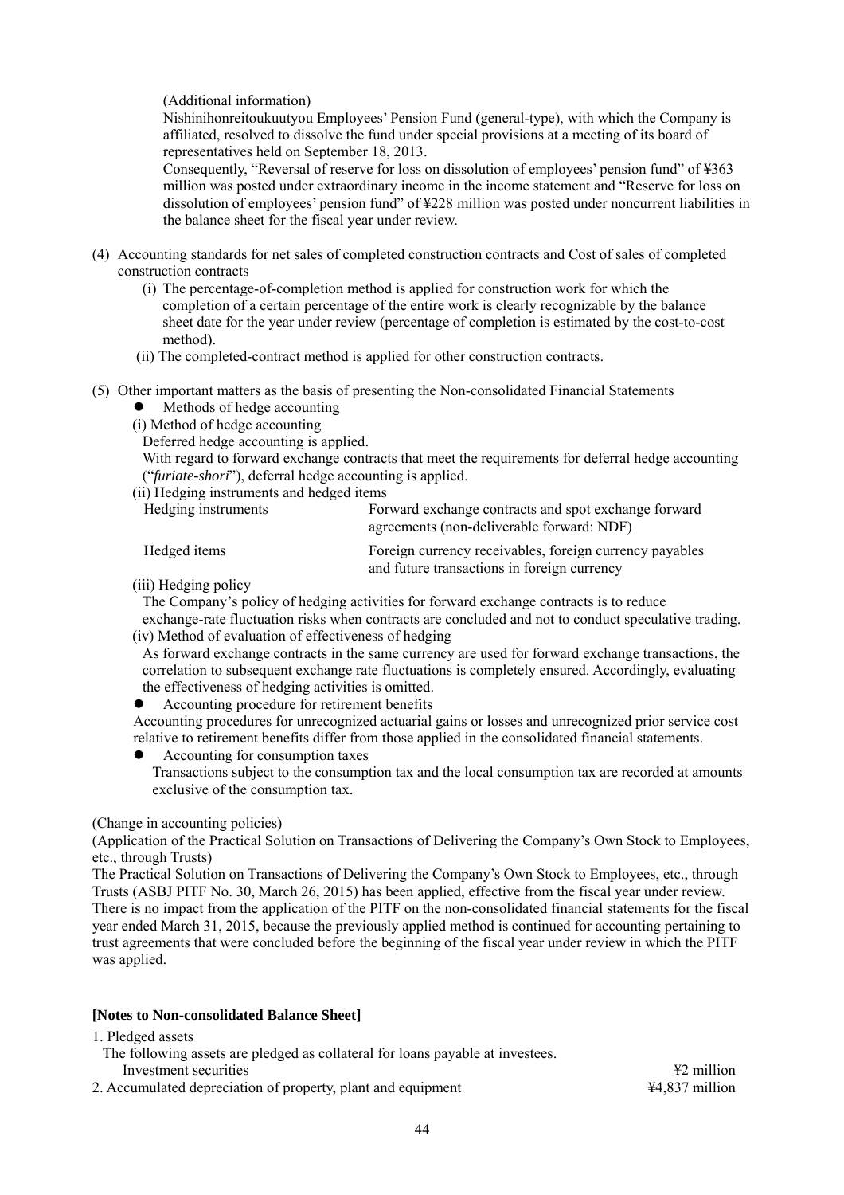(Additional information)

Nishinihonreitoukuutyou Employees' Pension Fund (general-type), with which the Company is affiliated, resolved to dissolve the fund under special provisions at a meeting of its board of representatives held on September 18, 2013.

Consequently, "Reversal of reserve for loss on dissolution of employees' pension fund" of ¥363 million was posted under extraordinary income in the income statement and "Reserve for loss on dissolution of employees' pension fund" of ¥228 million was posted under noncurrent liabilities in the balance sheet for the fiscal year under review.

(4) Accounting standards for net sales of completed construction contracts and Cost of sales of completed construction contracts

(i) The percentage-of-completion method is applied for construction work for which the completion of a certain percentage of the entire work is clearly recognizable by the balance sheet date for the year under review (percentage of completion is estimated by the cost-to-cost method).

(ii) The completed-contract method is applied for other construction contracts.

(5) Other important matters as the basis of presenting the Non-consolidated Financial Statements

- Methods of hedge accounting

(i) Method of hedge accounting

Deferred hedge accounting is applied.

With regard to forward exchange contracts that meet the requirements for deferral hedge accounting ("*furiate-shori*"), deferral hedge accounting is applied.

(ii) Hedging instruments and hedged items

| | |
|---|---|
| Hedging instruments | Forward exchange contracts and spot exchange forward agreements (non-deliverable forward: NDF) |
| Hedged items | Foreign currency receivables, foreign currency payables and future transactions in foreign currency |

(iii) Hedging policy

The Company's policy of hedging activities for forward exchange contracts is to reduce exchange-rate fluctuation risks when contracts are concluded and not to conduct speculative trading.

(iv) Method of evaluation of effectiveness of hedging

As forward exchange contracts in the same currency are used for forward exchange transactions, the correlation to subsequent exchange rate fluctuations is completely ensured. Accordingly, evaluating the effectiveness of hedging activities is omitted.

- Accounting procedure for retirement benefits

Accounting procedures for unrecognized actuarial gains or losses and unrecognized prior service cost relative to retirement benefits differ from those applied in the consolidated financial statements.

- Accounting for consumption taxes

Transactions subject to the consumption tax and the local consumption tax are recorded at amounts exclusive of the consumption tax.

(Change in accounting policies)

(Application of the Practical Solution on Transactions of Delivering the Company's Own Stock to Employees, etc., through Trusts)

The Practical Solution on Transactions of Delivering the Company's Own Stock to Employees, etc., through Trusts (ASBJ PITF No. 30, March 26, 2015) has been applied, effective from the fiscal year under review. There is no impact from the application of the PITF on the non-consolidated financial statements for the fiscal year ended March 31, 2015, because the previously applied method is continued for accounting pertaining to trust agreements that were concluded before the beginning of the fiscal year under review in which the PITF was applied.

**[Notes to Non-consolidated Balance Sheet]**

1. Pledged assets

The following assets are pledged as collateral for loans payable at investees.

| | |
|---|---|
| Investment securities | ¥2 million |

2. Accumulated depreciation of property, plant and equipment ¥4,837 million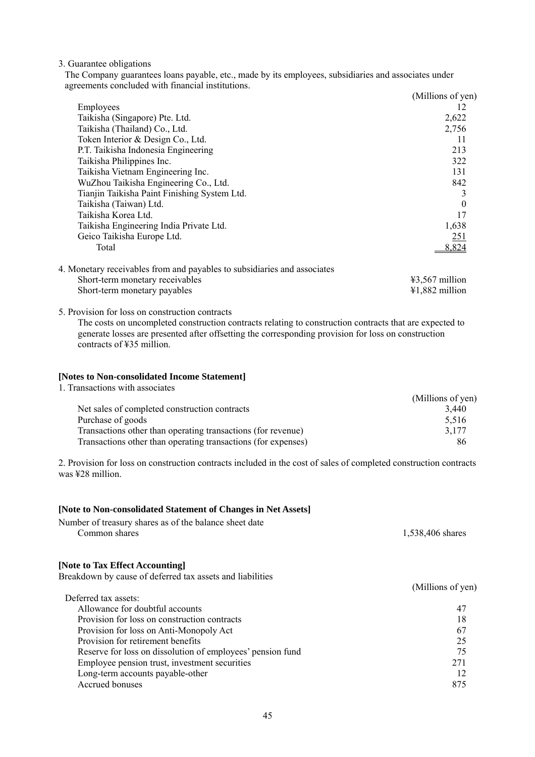3. Guarantee obligations

The Company guarantees loans payable, etc., made by its employees, subsidiaries and associates under agreements concluded with financial institutions.

| | (Millions of yen) |
|---|---|
| Employees | 12 |
| Taikisha (Singapore) Pte. Ltd. | 2,622 |
| Taikisha (Thailand) Co., Ltd. | 2,756 |
| Token Interior & Design Co., Ltd. | 11 |
| P.T. Taikisha Indonesia Engineering | 213 |
| Taikisha Philippines Inc. | 322 |
| Taikisha Vietnam Engineering Inc. | 131 |
| WuZhou Taikisha Engineering Co., Ltd. | 842 |
| Tianjin Taikisha Paint Finishing System Ltd. | 3 |
| Taikisha (Taiwan) Ltd. | 0 |
| Taikisha Korea Ltd. | 17 |
| Taikisha Engineering India Private Ltd. | 1,638 |
| Geico Taikisha Europe Ltd. | 251 |
| Total | 8,824 |

4. Monetary receivables from and payables to subsidiaries and associates

| | |
|---|---|
| Short-term monetary receivables | ¥3,567 million |
| Short-term monetary payables | ¥1,882 million |

5. Provision for loss on construction contracts

The costs on uncompleted construction contracts relating to construction contracts that are expected to generate losses are presented after offsetting the corresponding provision for loss on construction contracts of ¥35 million.

**[Notes to Non-consolidated Income Statement]**

1. Transactions with associates

| | (Millions of yen) |
|---|---|
| Net sales of completed construction contracts | 3,440 |
| Purchase of goods | 5,516 |
| Transactions other than operating transactions (for revenue) | 3,177 |
| Transactions other than operating transactions (for expenses) | 86 |

2. Provision for loss on construction contracts included in the cost of sales of completed construction contracts was ¥28 million.

**[Note to Non-consolidated Statement of Changes in Net Assets]**

Number of treasury shares as of the balance sheet date

| | |
|---|---|
| Common shares | 1,538,406 shares |

**[Note to Tax Effect Accounting]**

Breakdown by cause of deferred tax assets and liabilities

| | (Millions of yen) |
|---|---|
| Deferred tax assets: | |
| Allowance for doubtful accounts | 47 |
| Provision for loss on construction contracts | 18 |
| Provision for loss on Anti-Monopoly Act | 67 |
| Provision for retirement benefits | 25 |
| Reserve for loss on dissolution of employees' pension fund | 75 |
| Employee pension trust, investment securities | 271 |
| Long-term accounts payable-other | 12 |
| Accrued bonuses | 875 |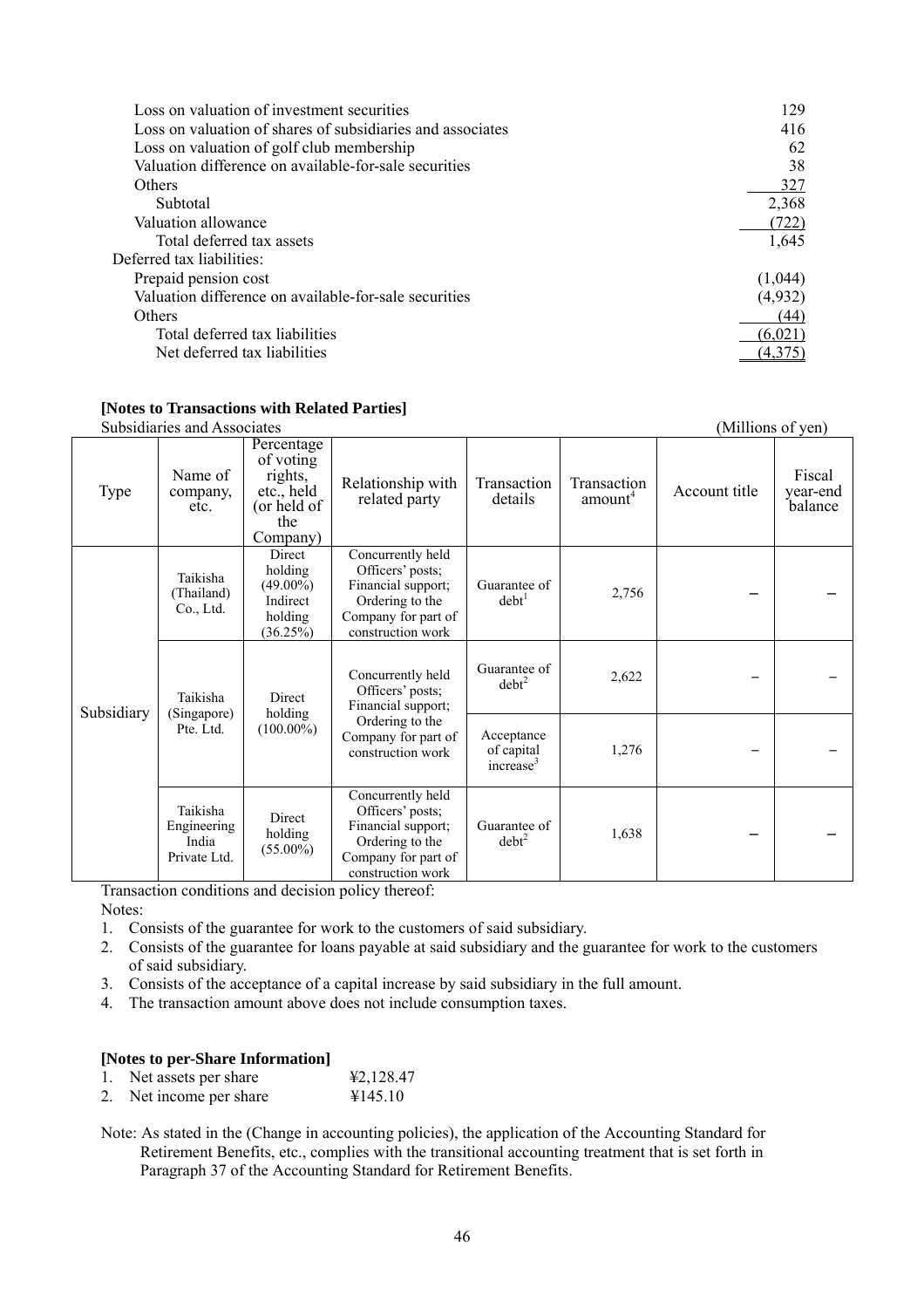| | |
|---|---|
| Loss on valuation of investment securities | 129 |
| Loss on valuation of shares of subsidiaries and associates | 416 |
| Loss on valuation of golf club membership | 62 |
| Valuation difference on available-for-sale securities | 38 |
| Others | 327 |
| Subtotal | 2,368 |
| Valuation allowance | (722) |
| Total deferred tax assets | 1,645 |
| Deferred tax liabilities: | |
| Prepaid pension cost | (1,044) |
| Valuation difference on available-for-sale securities | (4,932) |
| Others | (44) |
| Total deferred tax liabilities | (6,021) |
| Net deferred tax liabilities | (4,375) |

**[Notes to Transactions with Related Parties]**

Subsidiaries and Associates (Millions of yen)

| Type | Name of company, etc. | Percentage of voting rights, etc., held (or held of the Company) | Relationship with related party | Transaction details | Transaction amount[4] | Account title | Fiscal year-end balance |
|---|---|---|---|---|---|---|---|
| Subsidiary | Taikisha (Thailand) Co., Ltd. | Direct holding (49.00%) Indirect holding (36.25%) | Concurrently held Officers' posts; Financial support; Ordering to the Company for part of construction work | Guarantee of debt[1] | 2,756 | – | – |
| | Taikisha (Singapore) Pte. Ltd. | Direct holding (100.00%) | Concurrently held Officers' posts; Financial support; Ordering to the Company for part of construction work | Guarantee of debt[2] | 2,622 | – | – |
| | | | | Acceptance of capital increase[3] | 1,276 | – | – |
| | Taikisha Engineering India Private Ltd. | Direct holding (55.00%) | Concurrently held Officers' posts; Financial support; Ordering to the Company for part of construction work | Guarantee of debt[2] | 1,638 | – | – |

Transaction conditions and decision policy thereof:

Notes:

1. Consists of the guarantee for work to the customers of said subsidiary.
2. Consists of the guarantee for loans payable at said subsidiary and the guarantee for work to the customers of said subsidiary.
3. Consists of the acceptance of a capital increase by said subsidiary in the full amount.
4. The transaction amount above does not include consumption taxes.

**[Notes to per-Share Information]**

1. Net assets per share ¥2,128.47
2. Net income per share ¥145.10

Note: As stated in the (Change in accounting policies), the application of the Accounting Standard for Retirement Benefits, etc., complies with the transitional accounting treatment that is set forth in Paragraph 37 of the Accounting Standard for Retirement Benefits.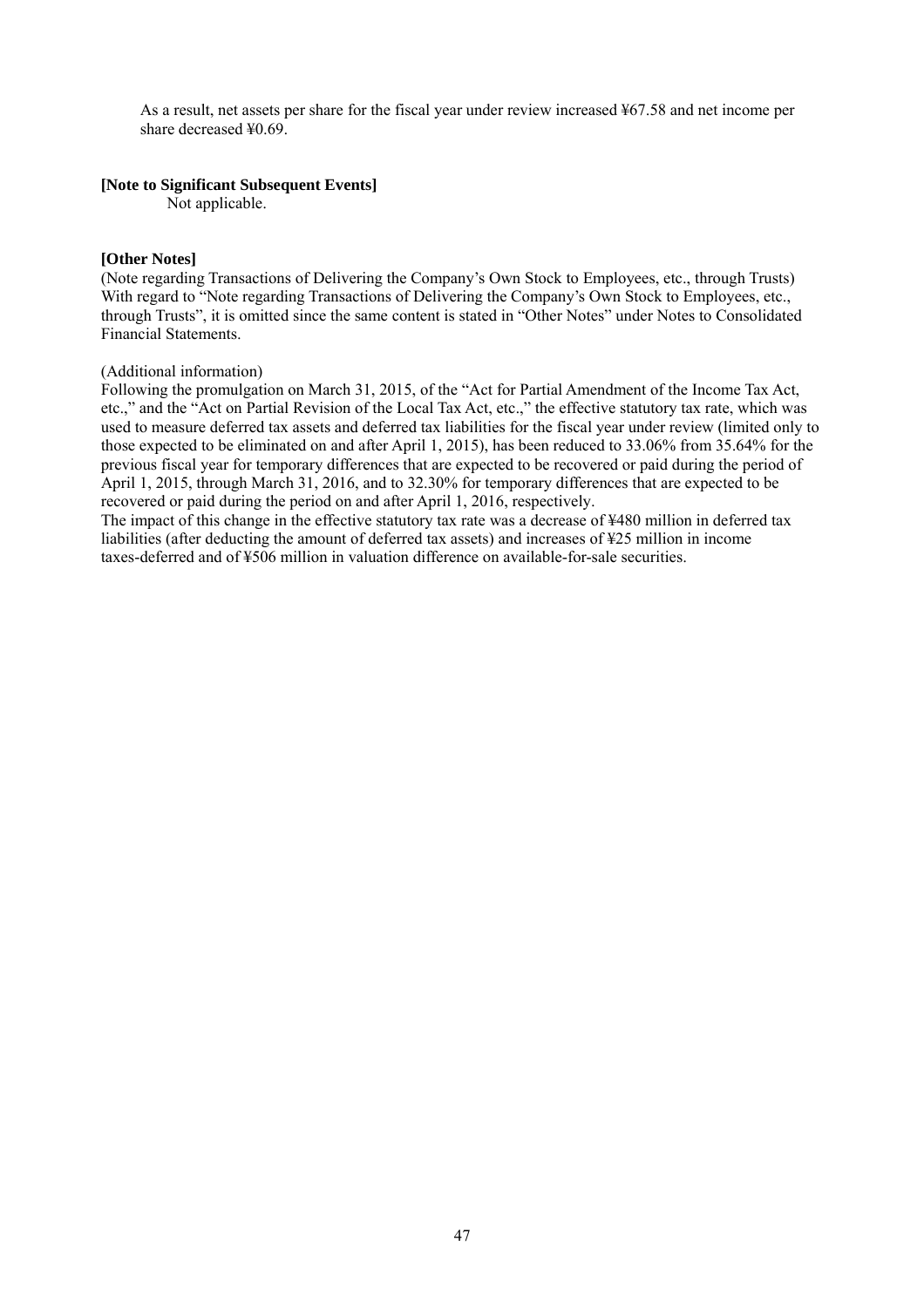As a result, net assets per share for the fiscal year under review increased ¥67.58 and net income per share decreased ¥0.69.

**[Note to Significant Subsequent Events]**

Not applicable.

**[Other Notes]**

(Note regarding Transactions of Delivering the Company's Own Stock to Employees, etc., through Trusts)
With regard to "Note regarding Transactions of Delivering the Company's Own Stock to Employees, etc., through Trusts", it is omitted since the same content is stated in "Other Notes" under Notes to Consolidated Financial Statements.

(Additional information)
Following the promulgation on March 31, 2015, of the "Act for Partial Amendment of the Income Tax Act, etc.," and the "Act on Partial Revision of the Local Tax Act, etc.," the effective statutory tax rate, which was used to measure deferred tax assets and deferred tax liabilities for the fiscal year under review (limited only to those expected to be eliminated on and after April 1, 2015), has been reduced to 33.06% from 35.64% for the previous fiscal year for temporary differences that are expected to be recovered or paid during the period of April 1, 2015, through March 31, 2016, and to 32.30% for temporary differences that are expected to be recovered or paid during the period on and after April 1, 2016, respectively.
The impact of this change in the effective statutory tax rate was a decrease of ¥480 million in deferred tax liabilities (after deducting the amount of deferred tax assets) and increases of ¥25 million in income taxes-deferred and of ¥506 million in valuation difference on available-for-sale securities.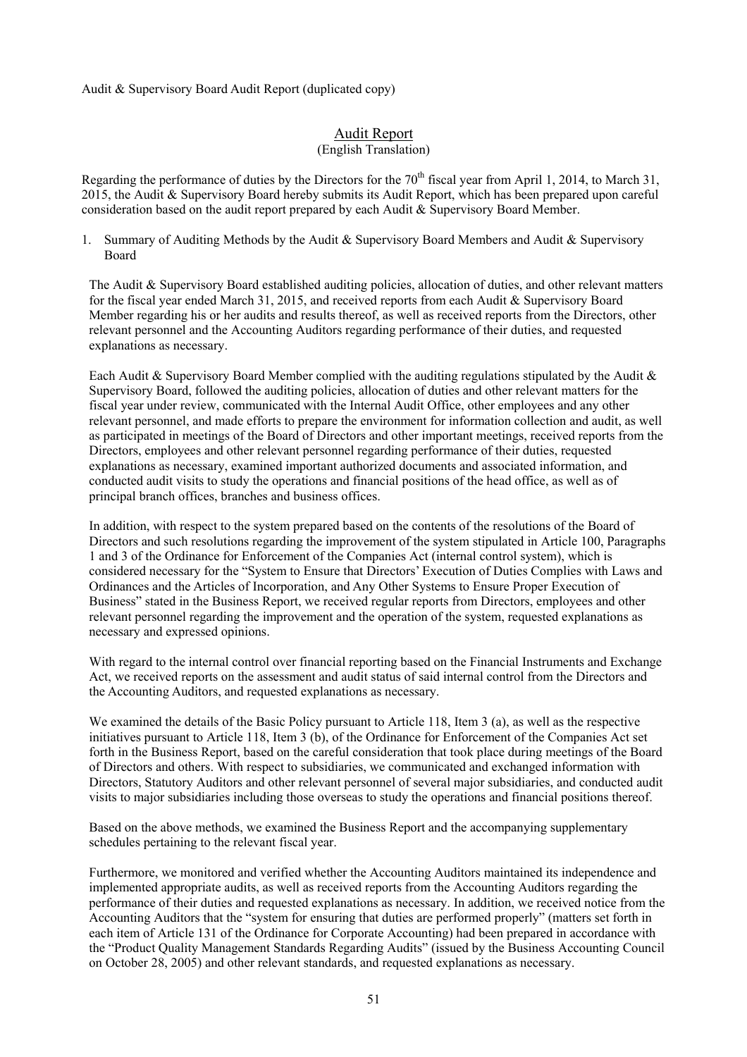Audit & Supervisory Board Audit Report (duplicated copy)

# Audit Report

(English Translation)

Regarding the performance of duties by the Directors for the 70th fiscal year from April 1, 2014, to March 31, 2015, the Audit & Supervisory Board hereby submits its Audit Report, which has been prepared upon careful consideration based on the audit report prepared by each Audit & Supervisory Board Member.

1. Summary of Auditing Methods by the Audit & Supervisory Board Members and Audit & Supervisory Board

The Audit & Supervisory Board established auditing policies, allocation of duties, and other relevant matters for the fiscal year ended March 31, 2015, and received reports from each Audit & Supervisory Board Member regarding his or her audits and results thereof, as well as received reports from the Directors, other relevant personnel and the Accounting Auditors regarding performance of their duties, and requested explanations as necessary.

Each Audit & Supervisory Board Member complied with the auditing regulations stipulated by the Audit & Supervisory Board, followed the auditing policies, allocation of duties and other relevant matters for the fiscal year under review, communicated with the Internal Audit Office, other employees and any other relevant personnel, and made efforts to prepare the environment for information collection and audit, as well as participated in meetings of the Board of Directors and other important meetings, received reports from the Directors, employees and other relevant personnel regarding performance of their duties, requested explanations as necessary, examined important authorized documents and associated information, and conducted audit visits to study the operations and financial positions of the head office, as well as of principal branch offices, branches and business offices.

In addition, with respect to the system prepared based on the contents of the resolutions of the Board of Directors and such resolutions regarding the improvement of the system stipulated in Article 100, Paragraphs 1 and 3 of the Ordinance for Enforcement of the Companies Act (internal control system), which is considered necessary for the "System to Ensure that Directors' Execution of Duties Complies with Laws and Ordinances and the Articles of Incorporation, and Any Other Systems to Ensure Proper Execution of Business" stated in the Business Report, we received regular reports from Directors, employees and other relevant personnel regarding the improvement and the operation of the system, requested explanations as necessary and expressed opinions.

With regard to the internal control over financial reporting based on the Financial Instruments and Exchange Act, we received reports on the assessment and audit status of said internal control from the Directors and the Accounting Auditors, and requested explanations as necessary.

We examined the details of the Basic Policy pursuant to Article 118, Item 3 (a), as well as the respective initiatives pursuant to Article 118, Item 3 (b), of the Ordinance for Enforcement of the Companies Act set forth in the Business Report, based on the careful consideration that took place during meetings of the Board of Directors and others. With respect to subsidiaries, we communicated and exchanged information with Directors, Statutory Auditors and other relevant personnel of several major subsidiaries, and conducted audit visits to major subsidiaries including those overseas to study the operations and financial positions thereof.

Based on the above methods, we examined the Business Report and the accompanying supplementary schedules pertaining to the relevant fiscal year.

Furthermore, we monitored and verified whether the Accounting Auditors maintained its independence and implemented appropriate audits, as well as received reports from the Accounting Auditors regarding the performance of their duties and requested explanations as necessary. In addition, we received notice from the Accounting Auditors that the "system for ensuring that duties are performed properly" (matters set forth in each item of Article 131 of the Ordinance for Corporate Accounting) had been prepared in accordance with the "Product Quality Management Standards Regarding Audits" (issued by the Business Accounting Council on October 28, 2005) and other relevant standards, and requested explanations as necessary.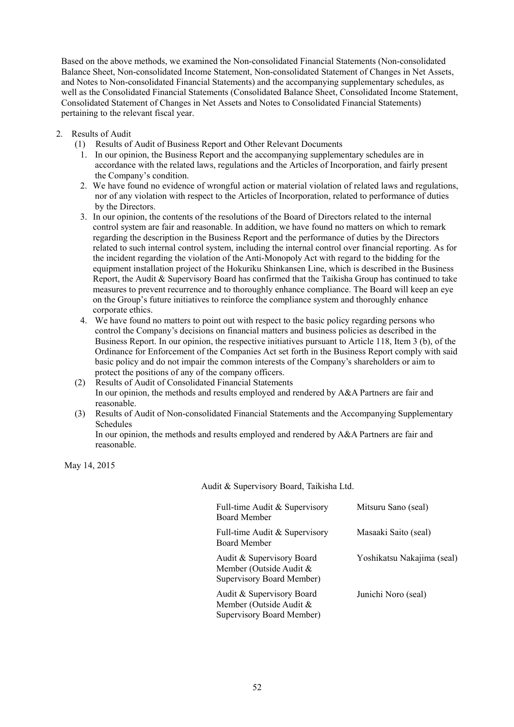Based on the above methods, we examined the Non-consolidated Financial Statements (Non-consolidated Balance Sheet, Non-consolidated Income Statement, Non-consolidated Statement of Changes in Net Assets, and Notes to Non-consolidated Financial Statements) and the accompanying supplementary schedules, as well as the Consolidated Financial Statements (Consolidated Balance Sheet, Consolidated Income Statement, Consolidated Statement of Changes in Net Assets and Notes to Consolidated Financial Statements) pertaining to the relevant fiscal year.

2. Results of Audit

(1) Results of Audit of Business Report and Other Relevant Documents

1. In our opinion, the Business Report and the accompanying supplementary schedules are in accordance with the related laws, regulations and the Articles of Incorporation, and fairly present the Company's condition.
2. We have found no evidence of wrongful action or material violation of related laws and regulations, nor of any violation with respect to the Articles of Incorporation, related to performance of duties by the Directors.
3. In our opinion, the contents of the resolutions of the Board of Directors related to the internal control system are fair and reasonable. In addition, we have found no matters on which to remark regarding the description in the Business Report and the performance of duties by the Directors related to such internal control system, including the internal control over financial reporting. As for the incident regarding the violation of the Anti-Monopoly Act with regard to the bidding for the equipment installation project of the Hokuriku Shinkansen Line, which is described in the Business Report, the Audit & Supervisory Board has confirmed that the Taikisha Group has continued to take measures to prevent recurrence and to thoroughly enhance compliance. The Board will keep an eye on the Group's future initiatives to reinforce the compliance system and thoroughly enhance corporate ethics.
4. We have found no matters to point out with respect to the basic policy regarding persons who control the Company's decisions on financial matters and business policies as described in the Business Report. In our opinion, the respective initiatives pursuant to Article 118, Item 3 (b), of the Ordinance for Enforcement of the Companies Act set forth in the Business Report comply with said basic policy and do not impair the common interests of the Company's shareholders or aim to protect the positions of any of the company officers.

(2) Results of Audit of Consolidated Financial Statements
In our opinion, the methods and results employed and rendered by A&A Partners are fair and reasonable.

(3) Results of Audit of Non-consolidated Financial Statements and the Accompanying Supplementary Schedules
In our opinion, the methods and results employed and rendered by A&A Partners are fair and reasonable.

May 14, 2015

Audit & Supervisory Board, Taikisha Ltd.

| | |
|---|---|
| Full-time Audit & Supervisory Board Member | Mitsuru Sano (seal) |
| Full-time Audit & Supervisory Board Member | Masaaki Saito (seal) |
| Audit & Supervisory Board Member (Outside Audit & Supervisory Board Member) | Yoshikatsu Nakajima (seal) |
| Audit & Supervisory Board Member (Outside Audit & Supervisory Board Member) | Junichi Noro (seal) |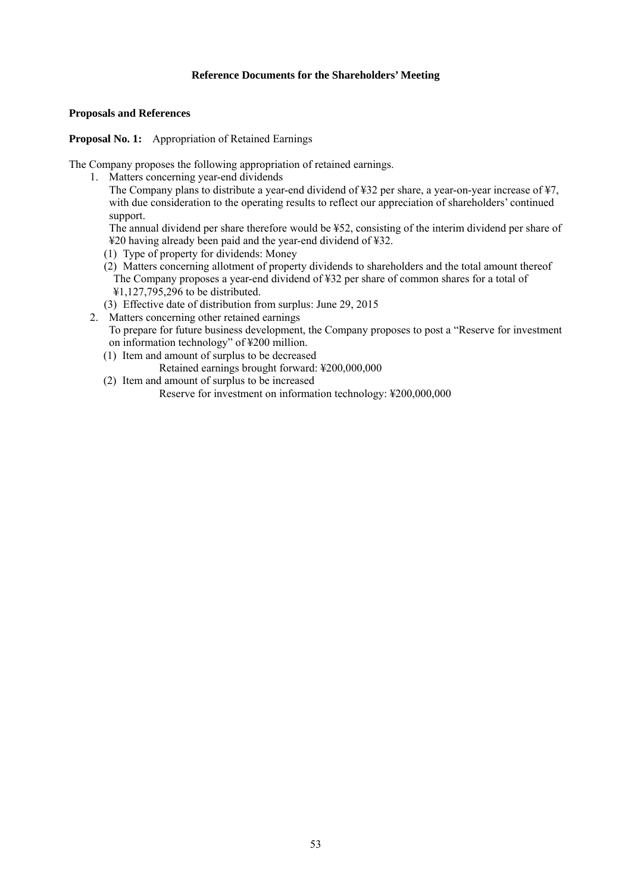## Reference Documents for the Shareholders' Meeting

### Proposals and References

**Proposal No. 1:** Appropriation of Retained Earnings

The Company proposes the following appropriation of retained earnings.

1. Matters concerning year-end dividends

   The Company plans to distribute a year-end dividend of ¥32 per share, a year-on-year increase of ¥7, with due consideration to the operating results to reflect our appreciation of shareholders' continued support.

   The annual dividend per share therefore would be ¥52, consisting of the interim dividend per share of ¥20 having already been paid and the year-end dividend of ¥32.

   (1) Type of property for dividends: Money

   (2) Matters concerning allotment of property dividends to shareholders and the total amount thereof
   The Company proposes a year-end dividend of ¥32 per share of common shares for a total of ¥1,127,795,296 to be distributed.

   (3) Effective date of distribution from surplus: June 29, 2015

2. Matters concerning other retained earnings

   To prepare for future business development, the Company proposes to post a "Reserve for investment on information technology" of ¥200 million.

   (1) Item and amount of surplus to be decreased
   Retained earnings brought forward: ¥200,000,000

   (2) Item and amount of surplus to be increased
   Reserve for investment on information technology: ¥200,000,000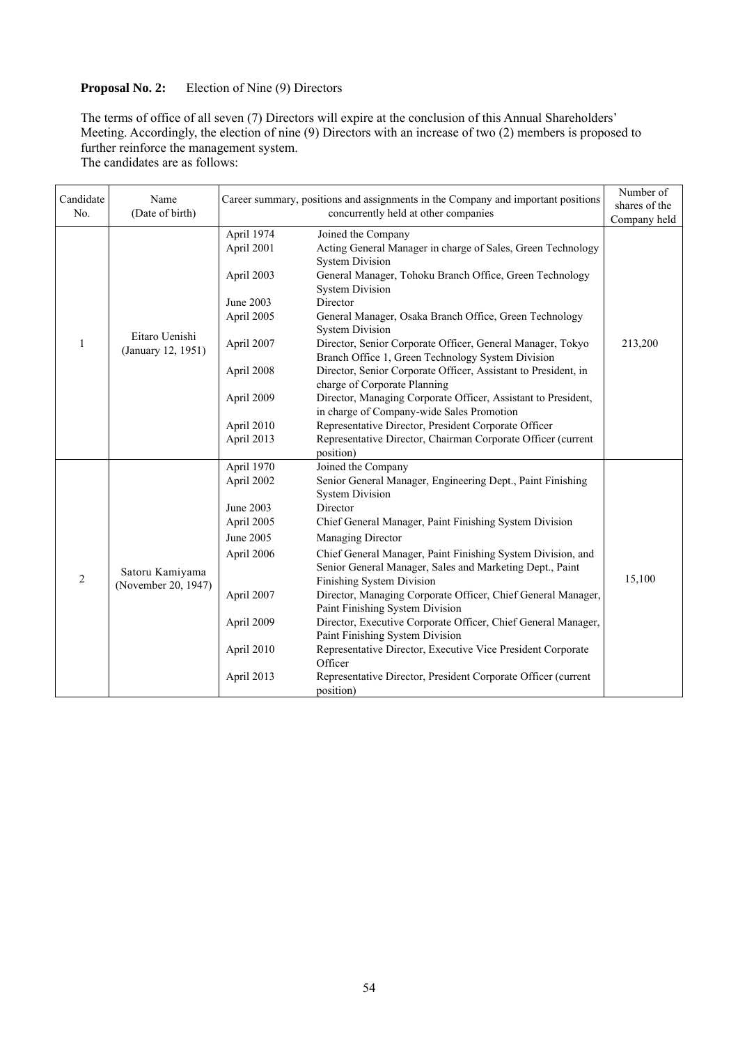**Proposal No. 2:** Election of Nine (9) Directors

The terms of office of all seven (7) Directors will expire at the conclusion of this Annual Shareholders' Meeting. Accordingly, the election of nine (9) Directors with an increase of two (2) members is proposed to further reinforce the management system.
The candidates are as follows:

| Candidate No. | Name (Date of birth) | Career summary, positions and assignments in the Company and important positions concurrently held at other companies | | Number of shares of the Company held |
|---|---|---|---|---|
| 1 | Eitaro Uenishi (January 12, 1951) | April 1974<br>April 2001<br>April 2003<br>June 2003<br>April 2005<br>April 2007<br>April 2008<br>April 2009<br>April 2010<br>April 2013 | Joined the Company<br>Acting General Manager in charge of Sales, Green Technology System Division<br>General Manager, Tohoku Branch Office, Green Technology System Division<br>Director<br>General Manager, Osaka Branch Office, Green Technology System Division<br>Director, Senior Corporate Officer, General Manager, Tokyo Branch Office 1, Green Technology System Division<br>Director, Senior Corporate Officer, Assistant to President, in charge of Corporate Planning<br>Director, Managing Corporate Officer, Assistant to President, in charge of Company-wide Sales Promotion<br>Representative Director, President Corporate Officer<br>Representative Director, Chairman Corporate Officer (current position) | 213,200 |
| 2 | Satoru Kamiyama (November 20, 1947) | April 1970<br>April 2002<br>June 2003<br>April 2005<br>June 2005<br>April 2006<br>April 2007<br>April 2009<br>April 2010<br>April 2013 | Joined the Company<br>Senior General Manager, Engineering Dept., Paint Finishing System Division<br>Director<br>Chief General Manager, Paint Finishing System Division<br>Managing Director<br>Chief General Manager, Paint Finishing System Division, and Senior General Manager, Sales and Marketing Dept., Paint Finishing System Division<br>Director, Managing Corporate Officer, Chief General Manager, Paint Finishing System Division<br>Director, Executive Corporate Officer, Chief General Manager, Paint Finishing System Division<br>Representative Director, Executive Vice President Corporate Officer<br>Representative Director, President Corporate Officer (current position) | 15,100 |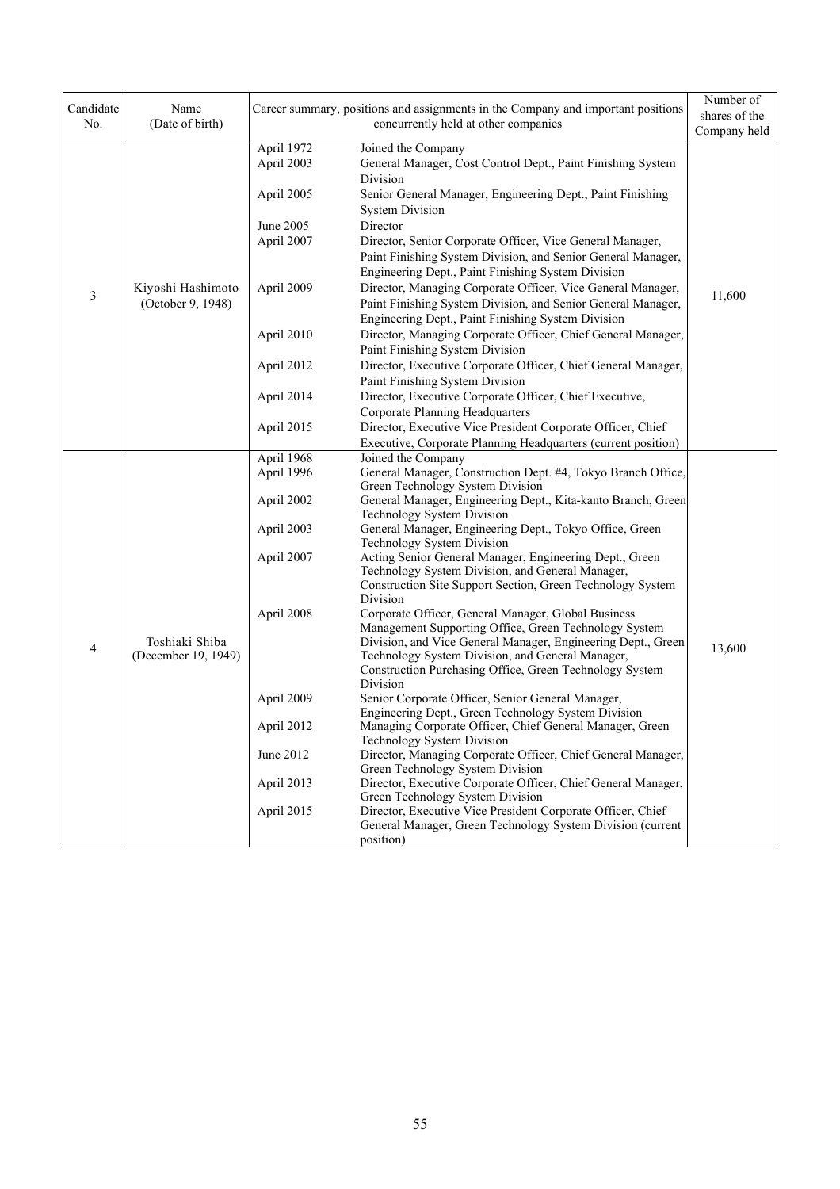| Candidate No. | Name (Date of birth) | Career summary, positions and assignments in the Company and important positions concurrently held at other companies | | Number of shares of the Company held |
|---|---|---|---|---|
| 3 | Kiyoshi Hashimoto (October 9, 1948) | April 1972 | Joined the Company | 11,600 |
| | | April 2003 | General Manager, Cost Control Dept., Paint Finishing System Division | |
| | | April 2005 | Senior General Manager, Engineering Dept., Paint Finishing System Division | |
| | | June 2005 | Director | |
| | | April 2007 | Director, Senior Corporate Officer, Vice General Manager, Paint Finishing System Division, and Senior General Manager, Engineering Dept., Paint Finishing System Division | |
| | | April 2009 | Director, Managing Corporate Officer, Vice General Manager, Paint Finishing System Division, and Senior General Manager, Engineering Dept., Paint Finishing System Division | |
| | | April 2010 | Director, Managing Corporate Officer, Chief General Manager, Paint Finishing System Division | |
| | | April 2012 | Director, Executive Corporate Officer, Chief General Manager, Paint Finishing System Division | |
| | | April 2014 | Director, Executive Corporate Officer, Chief Executive, Corporate Planning Headquarters | |
| | | April 2015 | Director, Executive Vice President Corporate Officer, Chief Executive, Corporate Planning Headquarters (current position) | |
| 4 | Toshiaki Shiba (December 19, 1949) | April 1968 | Joined the Company | 13,600 |
| | | April 1996 | General Manager, Construction Dept. #4, Tokyo Branch Office, Green Technology System Division | |
| | | April 2002 | General Manager, Engineering Dept., Kita-kanto Branch, Green Technology System Division | |
| | | April 2003 | General Manager, Engineering Dept., Tokyo Office, Green Technology System Division | |
| | | April 2007 | Acting Senior General Manager, Engineering Dept., Green Technology System Division, and General Manager, Construction Site Support Section, Green Technology System Division | |
| | | April 2008 | Corporate Officer, General Manager, Global Business Management Supporting Office, Green Technology System Division, and Vice General Manager, Engineering Dept., Green Technology System Division, and General Manager, Construction Purchasing Office, Green Technology System Division | |
| | | April 2009 | Senior Corporate Officer, Senior General Manager, Engineering Dept., Green Technology System Division | |
| | | April 2012 | Managing Corporate Officer, Chief General Manager, Green Technology System Division | |
| | | June 2012 | Director, Managing Corporate Officer, Chief General Manager, Green Technology System Division | |
| | | April 2013 | Director, Executive Corporate Officer, Chief General Manager, Green Technology System Division | |
| | | April 2015 | Director, Executive Vice President Corporate Officer, Chief General Manager, Green Technology System Division (current position) | |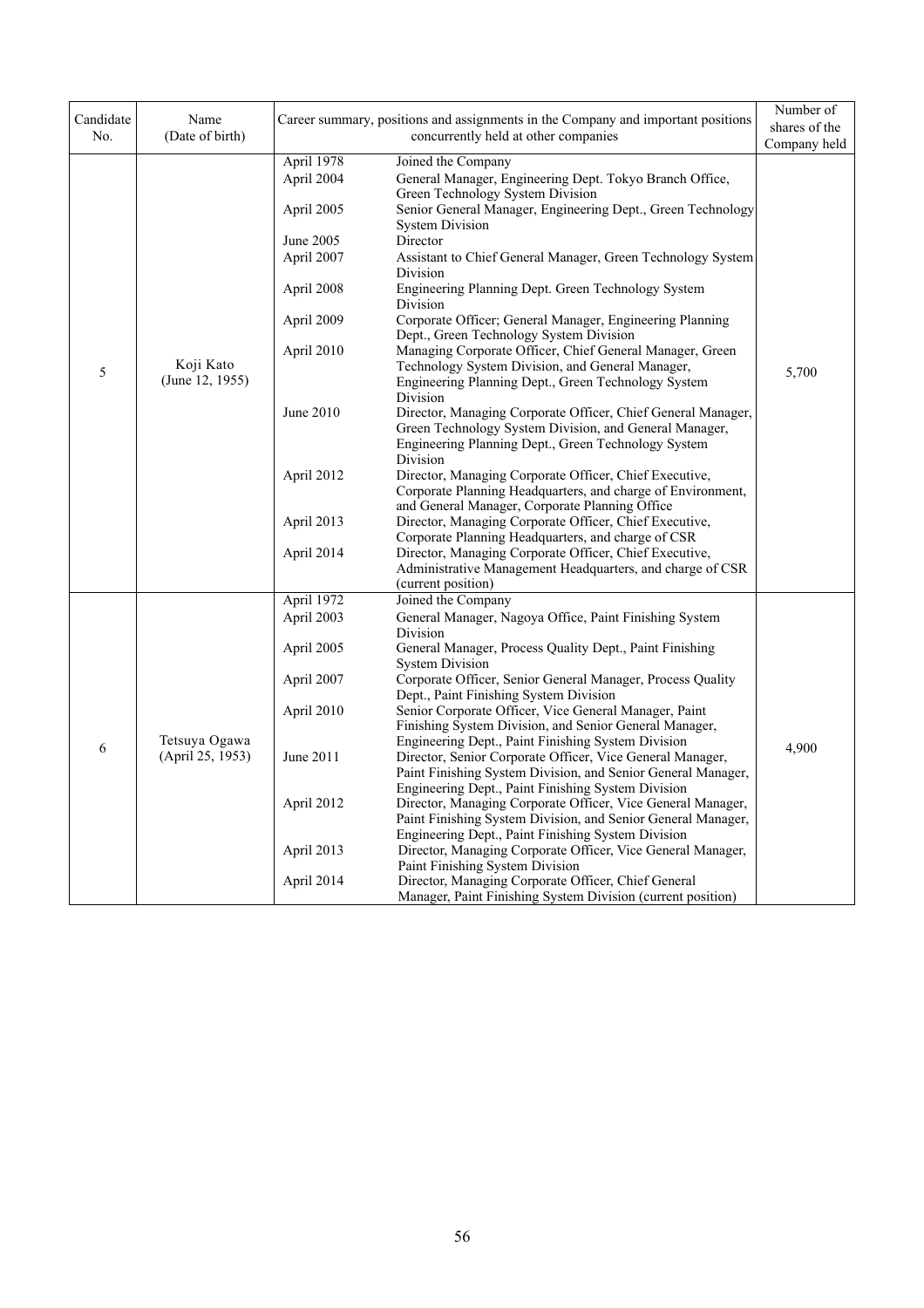| Candidate No. | Name (Date of birth) | Career summary, positions and assignments in the Company and important positions concurrently held at other companies | | Number of shares of the Company held |
|---|---|---|---|---|
| 5 | Koji Kato (June 12, 1955) | April 1978 | Joined the Company | 5,700 |
| | | April 2004 | General Manager, Engineering Dept. Tokyo Branch Office, Green Technology System Division | |
| | | April 2005 | Senior General Manager, Engineering Dept., Green Technology System Division | |
| | | June 2005 | Director | |
| | | April 2007 | Assistant to Chief General Manager, Green Technology System Division | |
| | | April 2008 | Engineering Planning Dept. Green Technology System Division | |
| | | April 2009 | Corporate Officer; General Manager, Engineering Planning Dept., Green Technology System Division | |
| | | April 2010 | Managing Corporate Officer, Chief General Manager, Green Technology System Division, and General Manager, Engineering Planning Dept., Green Technology System Division | |
| | | June 2010 | Director, Managing Corporate Officer, Chief General Manager, Green Technology System Division, and General Manager, Engineering Planning Dept., Green Technology System Division | |
| | | April 2012 | Director, Managing Corporate Officer, Chief Executive, Corporate Planning Headquarters, and charge of Environment, and General Manager, Corporate Planning Office | |
| | | April 2013 | Director, Managing Corporate Officer, Chief Executive, Corporate Planning Headquarters, and charge of CSR | |
| | | April 2014 | Director, Managing Corporate Officer, Chief Executive, Administrative Management Headquarters, and charge of CSR (current position) | |
| 6 | Tetsuya Ogawa (April 25, 1953) | April 1972 | Joined the Company | 4,900 |
| | | April 2003 | General Manager, Nagoya Office, Paint Finishing System Division | |
| | | April 2005 | General Manager, Process Quality Dept., Paint Finishing System Division | |
| | | April 2007 | Corporate Officer, Senior General Manager, Process Quality Dept., Paint Finishing System Division | |
| | | April 2010 | Senior Corporate Officer, Vice General Manager, Paint Finishing System Division, and Senior General Manager, Engineering Dept., Paint Finishing System Division | |
| | | June 2011 | Director, Senior Corporate Officer, Vice General Manager, Paint Finishing System Division, and Senior General Manager, Engineering Dept., Paint Finishing System Division | |
| | | April 2012 | Director, Managing Corporate Officer, Vice General Manager, Paint Finishing System Division, and Senior General Manager, Engineering Dept., Paint Finishing System Division | |
| | | April 2013 | Director, Managing Corporate Officer, Vice General Manager, Paint Finishing System Division | |
| | | April 2014 | Director, Managing Corporate Officer, Chief General Manager, Paint Finishing System Division (current position) | |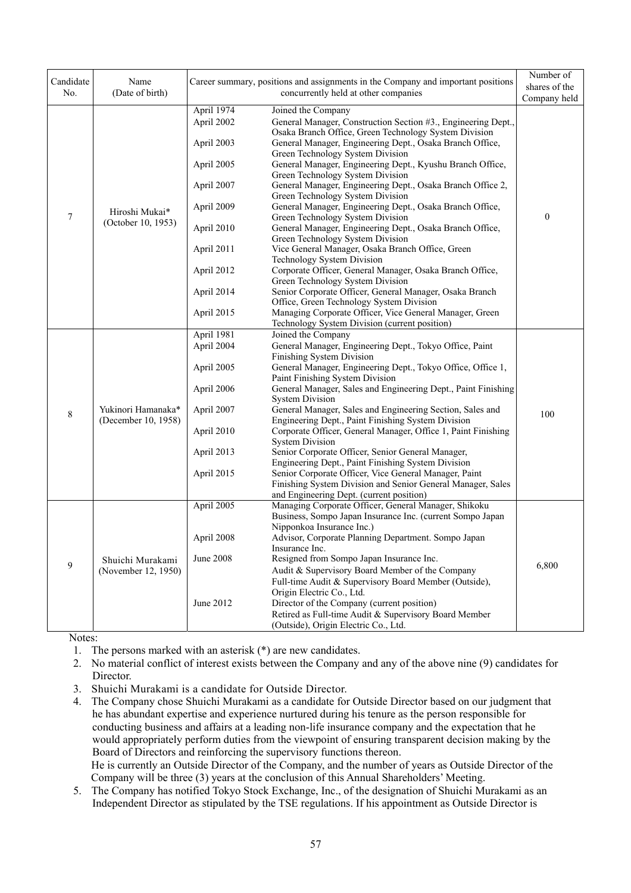| Candidate No. | Name (Date of birth) | Career summary, positions and assignments in the Company and important positions concurrently held at other companies | | Number of shares of the Company held |
|---|---|---|---|---|
| 7 | Hiroshi Mukai* (October 10, 1953) | April 1974 | Joined the Company | 0 |
| | | April 2002 | General Manager, Construction Section #3., Engineering Dept., Osaka Branch Office, Green Technology System Division | |
| | | April 2003 | General Manager, Engineering Dept., Osaka Branch Office, Green Technology System Division | |
| | | April 2005 | General Manager, Engineering Dept., Kyushu Branch Office, Green Technology System Division | |
| | | April 2007 | General Manager, Engineering Dept., Osaka Branch Office 2, Green Technology System Division | |
| | | April 2009 | General Manager, Engineering Dept., Osaka Branch Office, Green Technology System Division | |
| | | April 2010 | General Manager, Engineering Dept., Osaka Branch Office, Green Technology System Division | |
| | | April 2011 | Vice General Manager, Osaka Branch Office, Green Technology System Division | |
| | | April 2012 | Corporate Officer, General Manager, Osaka Branch Office, Green Technology System Division | |
| | | April 2014 | Senior Corporate Officer, General Manager, Osaka Branch Office, Green Technology System Division | |
| | | April 2015 | Managing Corporate Officer, Vice General Manager, Green Technology System Division (current position) | |
| 8 | Yukinori Hamanaka* (December 10, 1958) | April 1981 | Joined the Company | 100 |
| | | April 2004 | General Manager, Engineering Dept., Tokyo Office, Paint Finishing System Division | |
| | | April 2005 | General Manager, Engineering Dept., Tokyo Office, Office 1, Paint Finishing System Division | |
| | | April 2006 | General Manager, Sales and Engineering Dept., Paint Finishing System Division | |
| | | April 2007 | General Manager, Sales and Engineering Section, Sales and Engineering Dept., Paint Finishing System Division | |
| | | April 2010 | Corporate Officer, General Manager, Office 1, Paint Finishing System Division | |
| | | April 2013 | Senior Corporate Officer, Senior General Manager, Engineering Dept., Paint Finishing System Division | |
| | | April 2015 | Senior Corporate Officer, Vice General Manager, Paint Finishing System Division and Senior General Manager, Sales and Engineering Dept. (current position) | |
| 9 | Shuichi Murakami (November 12, 1950) | April 2005 | Managing Corporate Officer, General Manager, Shikoku Business, Sompo Japan Insurance Inc. (current Sompo Japan Nipponkoa Insurance Inc.) | 6,800 |
| | | April 2008 | Advisor, Corporate Planning Department. Sompo Japan Insurance Inc. | |
| | | June 2008 | Resigned from Sompo Japan Insurance Inc. | |
| | | | Audit & Supervisory Board Member of the Company | |
| | | | Full-time Audit & Supervisory Board Member (Outside), Origin Electric Co., Ltd. | |
| | | June 2012 | Director of the Company (current position) | |
| | | | Retired as Full-time Audit & Supervisory Board Member (Outside), Origin Electric Co., Ltd. | |

Notes:

1. The persons marked with an asterisk (*) are new candidates.
2. No material conflict of interest exists between the Company and any of the above nine (9) candidates for Director.
3. Shuichi Murakami is a candidate for Outside Director.
4. The Company chose Shuichi Murakami as a candidate for Outside Director based on our judgment that he has abundant expertise and experience nurtured during his tenure as the person responsible for conducting business and affairs at a leading non-life insurance company and the expectation that he would appropriately perform duties from the viewpoint of ensuring transparent decision making by the Board of Directors and reinforcing the supervisory functions thereon.
   He is currently an Outside Director of the Company, and the number of years as Outside Director of the Company will be three (3) years at the conclusion of this Annual Shareholders' Meeting.
5. The Company has notified Tokyo Stock Exchange, Inc., of the designation of Shuichi Murakami as an Independent Director as stipulated by the TSE regulations. If his appointment as Outside Director is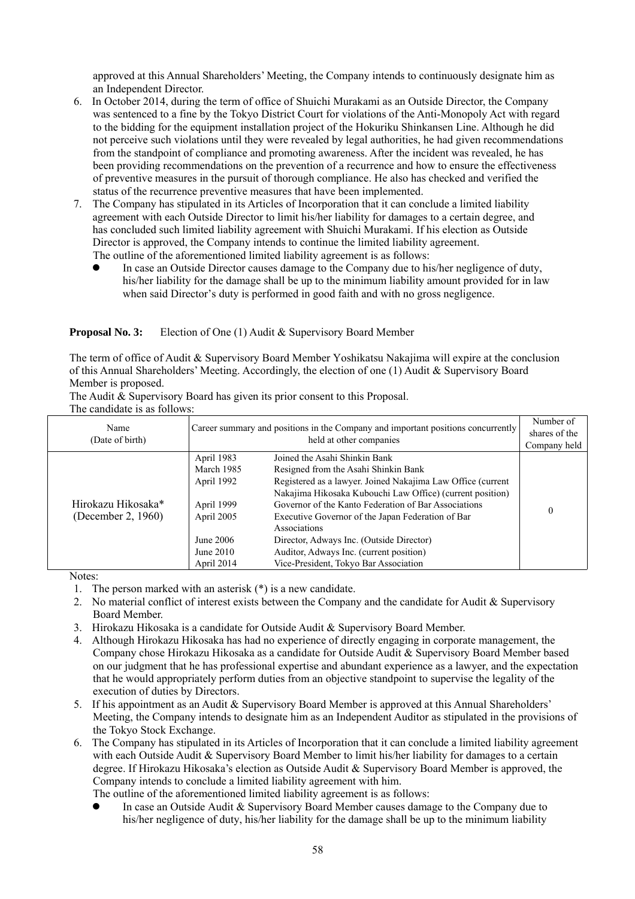approved at this Annual Shareholders' Meeting, the Company intends to continuously designate him as an Independent Director.

6. In October 2014, during the term of office of Shuichi Murakami as an Outside Director, the Company was sentenced to a fine by the Tokyo District Court for violations of the Anti-Monopoly Act with regard to the bidding for the equipment installation project of the Hokuriku Shinkansen Line. Although he did not perceive such violations until they were revealed by legal authorities, he had given recommendations from the standpoint of compliance and promoting awareness. After the incident was revealed, he has been providing recommendations on the prevention of a recurrence and how to ensure the effectiveness of preventive measures in the pursuit of thorough compliance. He also has checked and verified the status of the recurrence preventive measures that have been implemented.
7. The Company has stipulated in its Articles of Incorporation that it can conclude a limited liability agreement with each Outside Director to limit his/her liability for damages to a certain degree, and has concluded such limited liability agreement with Shuichi Murakami. If his election as Outside Director is approved, the Company intends to continue the limited liability agreement.
   The outline of the aforementioned limited liability agreement is as follows:
   - In case an Outside Director causes damage to the Company due to his/her negligence of duty, his/her liability for the damage shall be up to the minimum liability amount provided for in law when said Director's duty is performed in good faith and with no gross negligence.

**Proposal No. 3:** Election of One (1) Audit & Supervisory Board Member

The term of office of Audit & Supervisory Board Member Yoshikatsu Nakajima will expire at the conclusion of this Annual Shareholders' Meeting. Accordingly, the election of one (1) Audit & Supervisory Board Member is proposed.
The Audit & Supervisory Board has given its prior consent to this Proposal.
The candidate is as follows:

| Name (Date of birth) | Career summary and positions in the Company and important positions concurrently held at other companies | | Number of shares of the Company held |
|---|---|---|---|
| Hirokazu Hikosaka* (December 2, 1960) | April 1983 | Joined the Asahi Shinkin Bank | 0 |
| | March 1985 | Resigned from the Asahi Shinkin Bank | |
| | April 1992 | Registered as a lawyer. Joined Nakajima Law Office (current Nakajima Hikosaka Kubouchi Law Office) (current position) | |
| | April 1999 | Governor of the Kanto Federation of Bar Associations | |
| | April 2005 | Executive Governor of the Japan Federation of Bar Associations | |
| | June 2006 | Director, Adways Inc. (Outside Director) | |
| | June 2010 | Auditor, Adways Inc. (current position) | |
| | April 2014 | Vice-President, Tokyo Bar Association | |

Notes:

1. The person marked with an asterisk (*) is a new candidate.
2. No material conflict of interest exists between the Company and the candidate for Audit & Supervisory Board Member.
3. Hirokazu Hikosaka is a candidate for Outside Audit & Supervisory Board Member.
4. Although Hirokazu Hikosaka has had no experience of directly engaging in corporate management, the Company chose Hirokazu Hikosaka as a candidate for Outside Audit & Supervisory Board Member based on our judgment that he has professional expertise and abundant experience as a lawyer, and the expectation that he would appropriately perform duties from an objective standpoint to supervise the legality of the execution of duties by Directors.
5. If his appointment as an Audit & Supervisory Board Member is approved at this Annual Shareholders' Meeting, the Company intends to designate him as an Independent Auditor as stipulated in the provisions of the Tokyo Stock Exchange.
6. The Company has stipulated in its Articles of Incorporation that it can conclude a limited liability agreement with each Outside Audit & Supervisory Board Member to limit his/her liability for damages to a certain degree. If Hirokazu Hikosaka's election as Outside Audit & Supervisory Board Member is approved, the Company intends to conclude a limited liability agreement with him.
   The outline of the aforementioned limited liability agreement is as follows:
   - In case an Outside Audit & Supervisory Board Member causes damage to the Company due to his/her negligence of duty, his/her liability for the damage shall be up to the minimum liability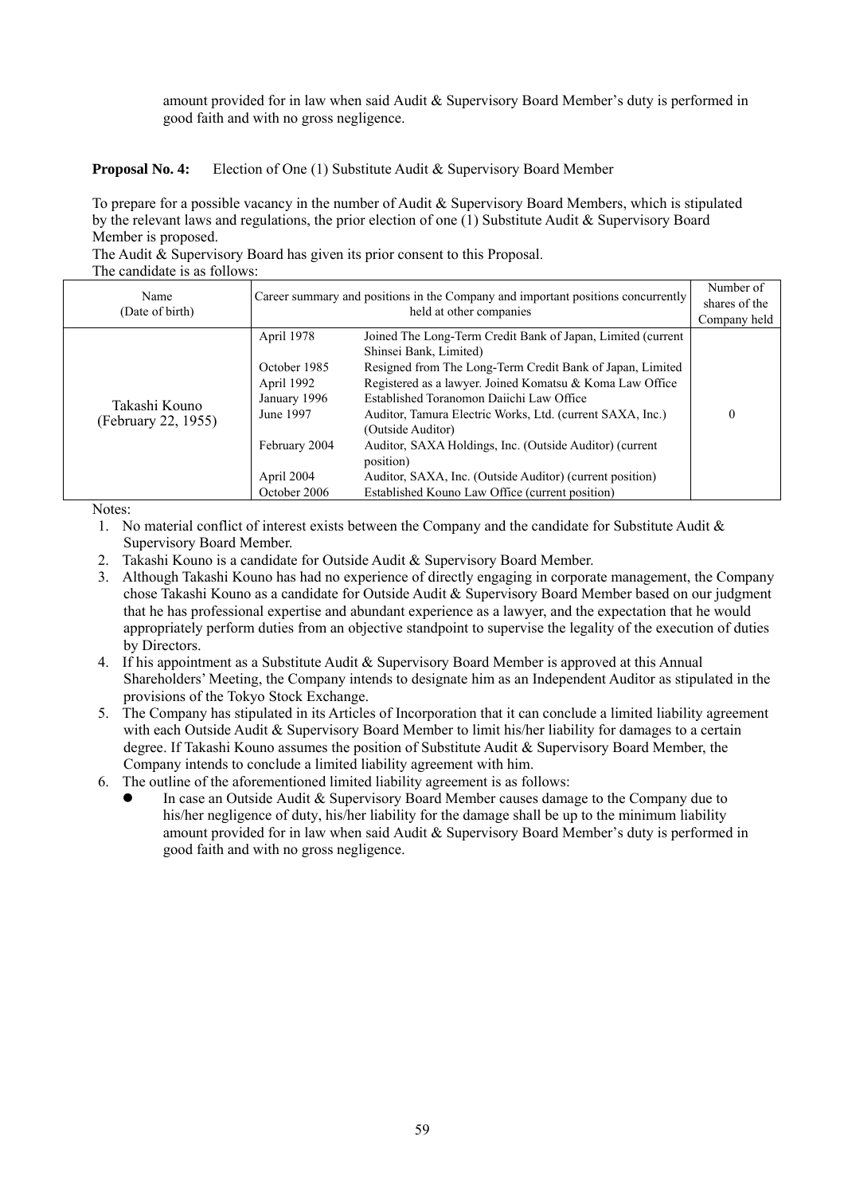amount provided for in law when said Audit & Supervisory Board Member's duty is performed in good faith and with no gross negligence.

**Proposal No. 4:** Election of One (1) Substitute Audit & Supervisory Board Member

To prepare for a possible vacancy in the number of Audit & Supervisory Board Members, which is stipulated by the relevant laws and regulations, the prior election of one (1) Substitute Audit & Supervisory Board Member is proposed.
The Audit & Supervisory Board has given its prior consent to this Proposal.
The candidate is as follows:

| Name (Date of birth) | Career summary and positions in the Company and important positions concurrently held at other companies | | Number of shares of the Company held |
|---|---|---|---|
| Takashi Kouno (February 22, 1955) | April 1978 | Joined The Long-Term Credit Bank of Japan, Limited (current Shinsei Bank, Limited) | 0 |
| | October 1985 | Resigned from The Long-Term Credit Bank of Japan, Limited | |
| | April 1992 | Registered as a lawyer. Joined Komatsu & Koma Law Office | |
| | January 1996 | Established Toranomon Daiichi Law Office | |
| | June 1997 | Auditor, Tamura Electric Works, Ltd. (current SAXA, Inc.) (Outside Auditor) | |
| | February 2004 | Auditor, SAXA Holdings, Inc. (Outside Auditor) (current position) | |
| | April 2004 | Auditor, SAXA, Inc. (Outside Auditor) (current position) | |
| | October 2006 | Established Kouno Law Office (current position) | |

Notes:

1. No material conflict of interest exists between the Company and the candidate for Substitute Audit & Supervisory Board Member.
2. Takashi Kouno is a candidate for Outside Audit & Supervisory Board Member.
3. Although Takashi Kouno has had no experience of directly engaging in corporate management, the Company chose Takashi Kouno as a candidate for Outside Audit & Supervisory Board Member based on our judgment that he has professional expertise and abundant experience as a lawyer, and the expectation that he would appropriately perform duties from an objective standpoint to supervise the legality of the execution of duties by Directors.
4. If his appointment as a Substitute Audit & Supervisory Board Member is approved at this Annual Shareholders' Meeting, the Company intends to designate him as an Independent Auditor as stipulated in the provisions of the Tokyo Stock Exchange.
5. The Company has stipulated in its Articles of Incorporation that it can conclude a limited liability agreement with each Outside Audit & Supervisory Board Member to limit his/her liability for damages to a certain degree. If Takashi Kouno assumes the position of Substitute Audit & Supervisory Board Member, the Company intends to conclude a limited liability agreement with him.
6. The outline of the aforementioned limited liability agreement is as follows:
   - In case an Outside Audit & Supervisory Board Member causes damage to the Company due to his/her negligence of duty, his/her liability for the damage shall be up to the minimum liability amount provided for in law when said Audit & Supervisory Board Member's duty is performed in good faith and with no gross negligence.